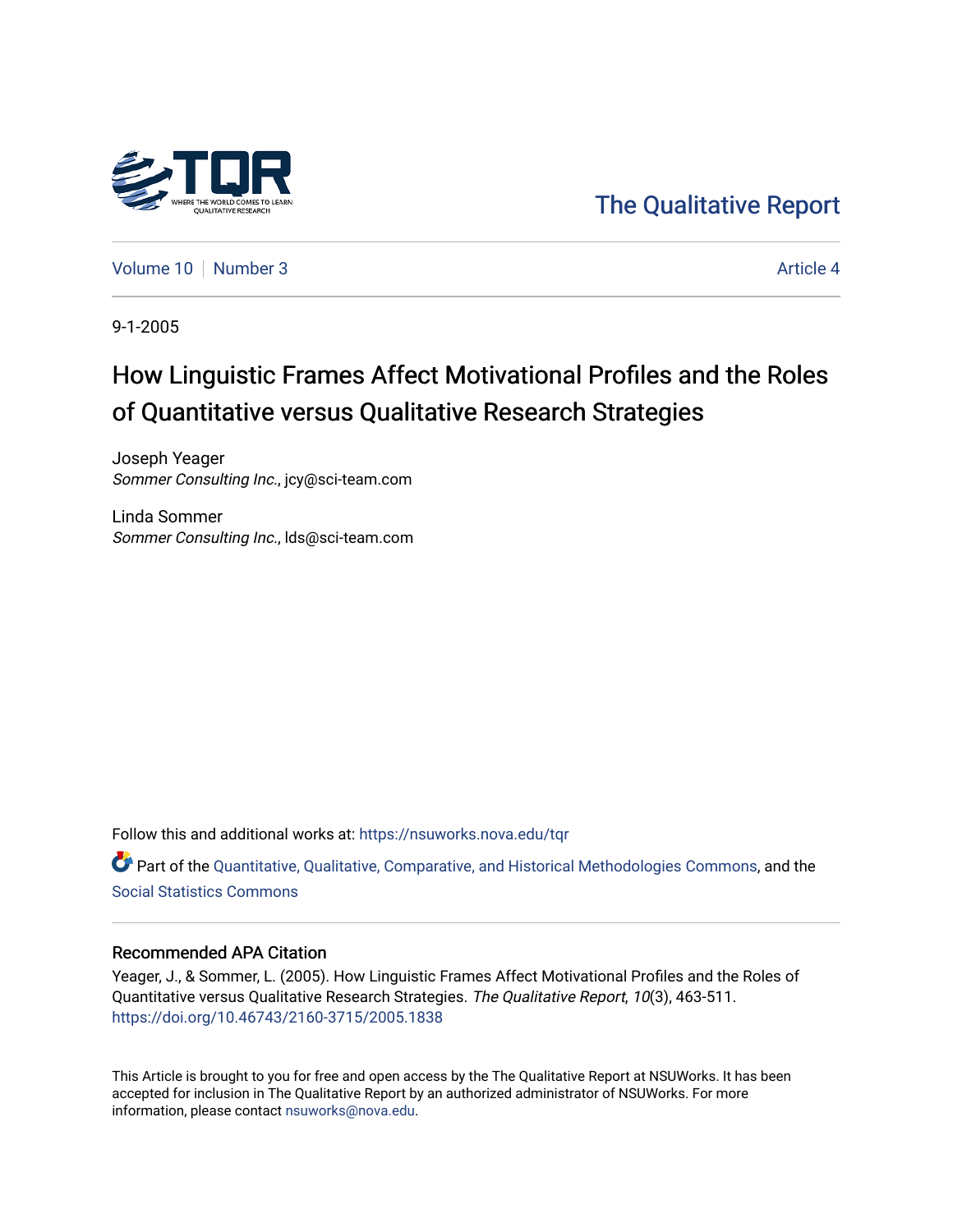The Qualitative Report

Volume 10 | Number 3 | Article 4

9-1-2005

# How Linguistic Frames Affect Motivational Profiles and the Roles of Quantitative versus Qualitative Research Strategies

Joseph Yeager
*Sommer Consulting Inc.*, jcy@sci-team.com

Linda Sommer
*Sommer Consulting Inc.*, lds@sci-team.com

Follow this and additional works at: https://nsuworks.nova.edu/tqr

Part of the Quantitative, Qualitative, Comparative, and Historical Methodologies Commons, and the Social Statistics Commons

## Recommended APA Citation

Yeager, J., & Sommer, L. (2005). How Linguistic Frames Affect Motivational Profiles and the Roles of Quantitative versus Qualitative Research Strategies. *The Qualitative Report*, *10*(3), 463-511. https://doi.org/10.46743/2160-3715/2005.1838

This Article is brought to you for free and open access by the The Qualitative Report at NSUWorks. It has been accepted for inclusion in The Qualitative Report by an authorized administrator of NSUWorks. For more information, please contact nsuworks@nova.edu.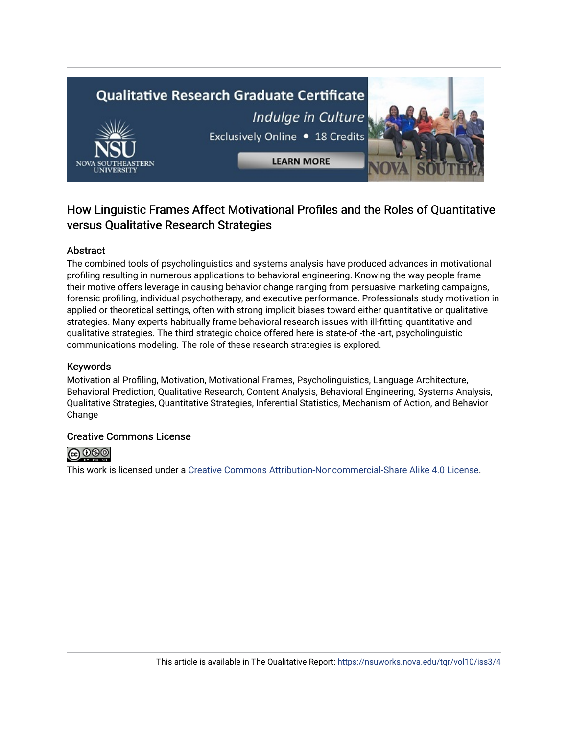# How Linguistic Frames Affect Motivational Profiles and the Roles of Quantitative versus Qualitative Research Strategies

## Abstract

The combined tools of psycholinguistics and systems analysis have produced advances in motivational profiling resulting in numerous applications to behavioral engineering. Knowing the way people frame their motive offers leverage in causing behavior change ranging from persuasive marketing campaigns, forensic profiling, individual psychotherapy, and executive performance. Professionals study motivation in applied or theoretical settings, often with strong implicit biases toward either quantitative or qualitative strategies. Many experts habitually frame behavioral research issues with ill-fitting quantitative and qualitative strategies. The third strategic choice offered here is state-of -the -art, psycholinguistic communications modeling. The role of these research strategies is explored.

## Keywords

Motivation al Profiling, Motivation, Motivational Frames, Psycholinguistics, Language Architecture, Behavioral Prediction, Qualitative Research, Content Analysis, Behavioral Engineering, Systems Analysis, Qualitative Strategies, Quantitative Strategies, Inferential Statistics, Mechanism of Action, and Behavior Change

## Creative Commons License

This work is licensed under a Creative Commons Attribution-Noncommercial-Share Alike 4.0 License.

This article is available in The Qualitative Report: https://nsuworks.nova.edu/tqr/vol10/iss3/4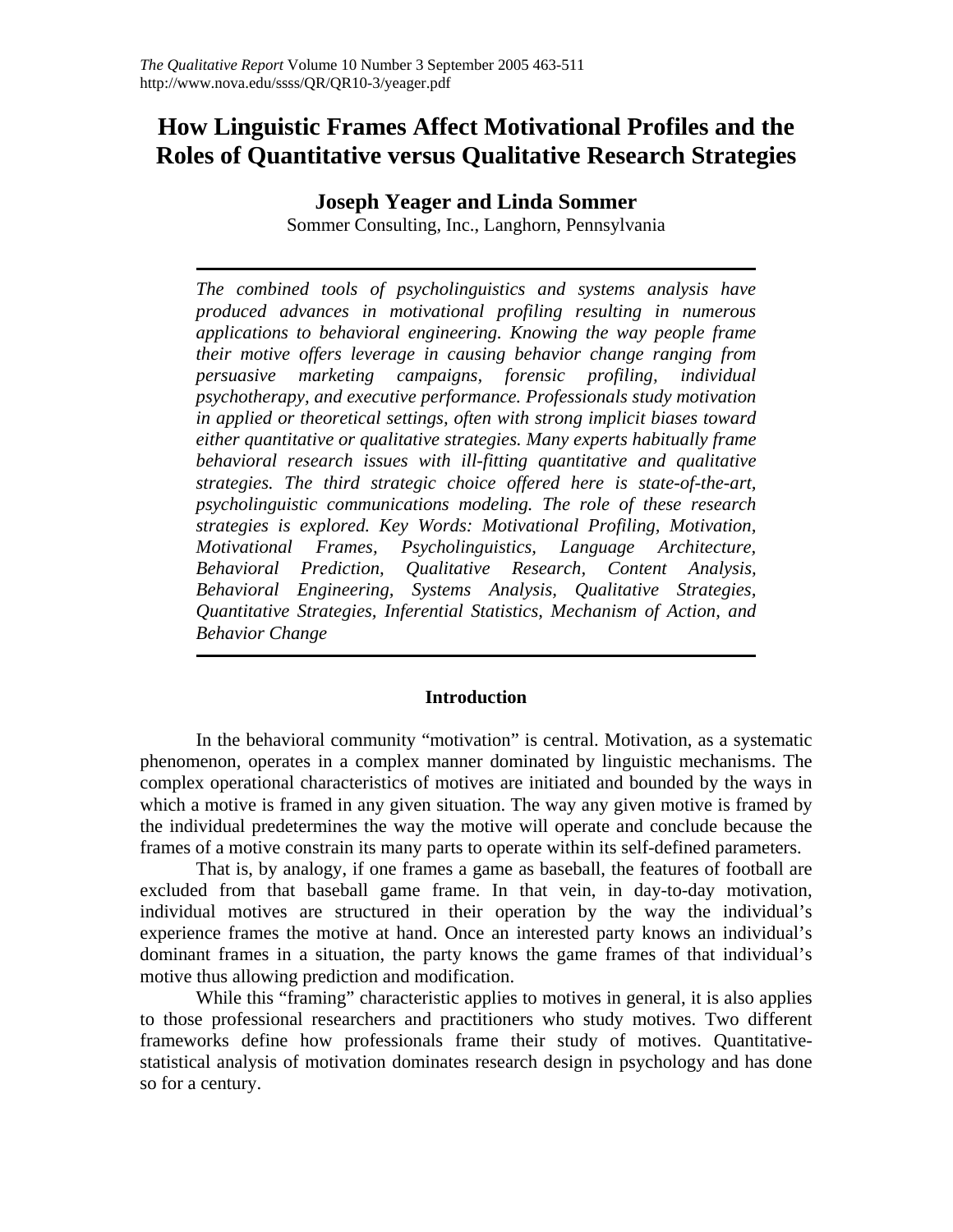# How Linguistic Frames Affect Motivational Profiles and the Roles of Quantitative versus Qualitative Research Strategies

**Joseph Yeager and Linda Sommer**

Sommer Consulting, Inc., Langhorn, Pennsylvania

---

*The combined tools of psycholinguistics and systems analysis have produced advances in motivational profiling resulting in numerous applications to behavioral engineering. Knowing the way people frame their motive offers leverage in causing behavior change ranging from persuasive marketing campaigns, forensic profiling, individual psychotherapy, and executive performance. Professionals study motivation in applied or theoretical settings, often with strong implicit biases toward either quantitative or qualitative strategies. Many experts habitually frame behavioral research issues with ill-fitting quantitative and qualitative strategies. The third strategic choice offered here is state-of-the-art, psycholinguistic communications modeling. The role of these research strategies is explored. Key Words: Motivational Profiling, Motivation, Motivational Frames, Psycholinguistics, Language Architecture, Behavioral Prediction, Qualitative Research, Content Analysis, Behavioral Engineering, Systems Analysis, Qualitative Strategies, Quantitative Strategies, Inferential Statistics, Mechanism of Action, and Behavior Change*

---

## Introduction

In the behavioral community "motivation" is central. Motivation, as a systematic phenomenon, operates in a complex manner dominated by linguistic mechanisms. The complex operational characteristics of motives are initiated and bounded by the ways in which a motive is framed in any given situation. The way any given motive is framed by the individual predetermines the way the motive will operate and conclude because the frames of a motive constrain its many parts to operate within its self-defined parameters.

That is, by analogy, if one frames a game as baseball, the features of football are excluded from that baseball game frame. In that vein, in day-to-day motivation, individual motives are structured in their operation by the way the individual's experience frames the motive at hand. Once an interested party knows an individual's dominant frames in a situation, the party knows the game frames of that individual's motive thus allowing prediction and modification.

While this "framing" characteristic applies to motives in general, it is also applies to those professional researchers and practitioners who study motives. Two different frameworks define how professionals frame their study of motives. Quantitative-statistical analysis of motivation dominates research design in psychology and has done so for a century.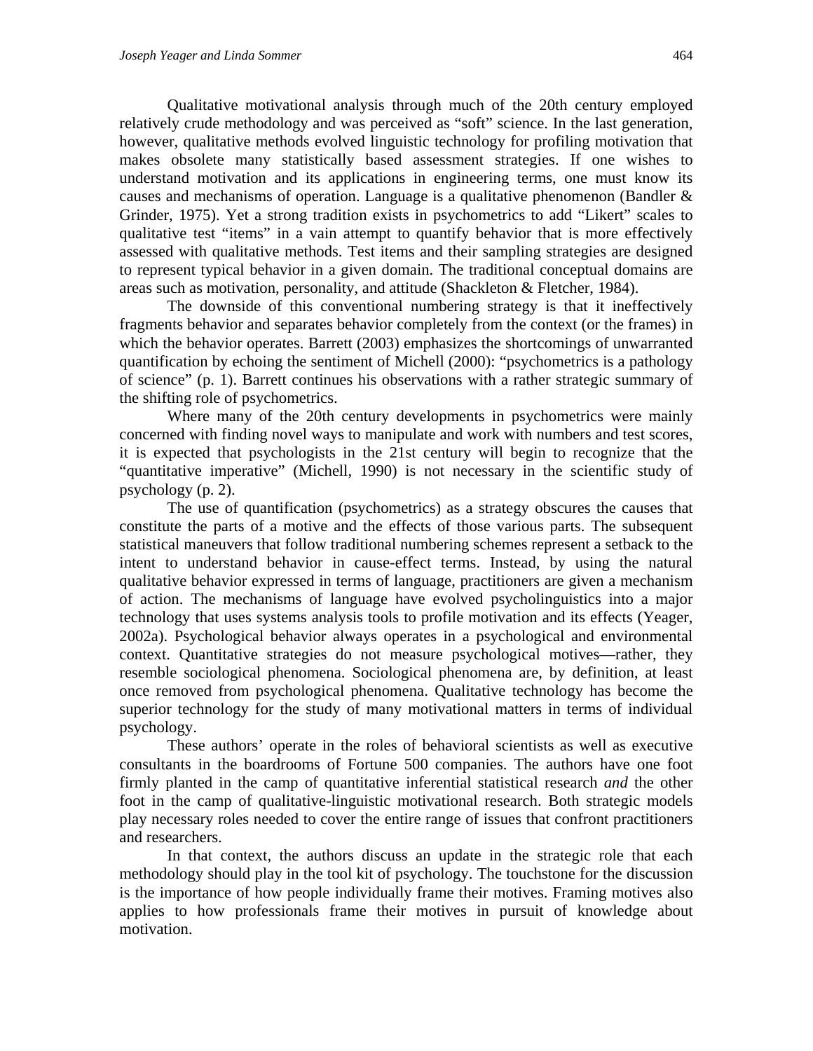Qualitative motivational analysis through much of the 20th century employed relatively crude methodology and was perceived as "soft" science. In the last generation, however, qualitative methods evolved linguistic technology for profiling motivation that makes obsolete many statistically based assessment strategies. If one wishes to understand motivation and its applications in engineering terms, one must know its causes and mechanisms of operation. Language is a qualitative phenomenon (Bandler & Grinder, 1975). Yet a strong tradition exists in psychometrics to add "Likert" scales to qualitative test "items" in a vain attempt to quantify behavior that is more effectively assessed with qualitative methods. Test items and their sampling strategies are designed to represent typical behavior in a given domain. The traditional conceptual domains are areas such as motivation, personality, and attitude (Shackleton & Fletcher, 1984).

The downside of this conventional numbering strategy is that it ineffectively fragments behavior and separates behavior completely from the context (or the frames) in which the behavior operates. Barrett (2003) emphasizes the shortcomings of unwarranted quantification by echoing the sentiment of Michell (2000): "psychometrics is a pathology of science" (p. 1). Barrett continues his observations with a rather strategic summary of the shifting role of psychometrics.

Where many of the 20th century developments in psychometrics were mainly concerned with finding novel ways to manipulate and work with numbers and test scores, it is expected that psychologists in the 21st century will begin to recognize that the "quantitative imperative" (Michell, 1990) is not necessary in the scientific study of psychology (p. 2).

The use of quantification (psychometrics) as a strategy obscures the causes that constitute the parts of a motive and the effects of those various parts. The subsequent statistical maneuvers that follow traditional numbering schemes represent a setback to the intent to understand behavior in cause-effect terms. Instead, by using the natural qualitative behavior expressed in terms of language, practitioners are given a mechanism of action. The mechanisms of language have evolved psycholinguistics into a major technology that uses systems analysis tools to profile motivation and its effects (Yeager, 2002a). Psychological behavior always operates in a psychological and environmental context. Quantitative strategies do not measure psychological motives—rather, they resemble sociological phenomena. Sociological phenomena are, by definition, at least once removed from psychological phenomena. Qualitative technology has become the superior technology for the study of many motivational matters in terms of individual psychology.

These authors' operate in the roles of behavioral scientists as well as executive consultants in the boardrooms of Fortune 500 companies. The authors have one foot firmly planted in the camp of quantitative inferential statistical research *and* the other foot in the camp of qualitative-linguistic motivational research. Both strategic models play necessary roles needed to cover the entire range of issues that confront practitioners and researchers.

In that context, the authors discuss an update in the strategic role that each methodology should play in the tool kit of psychology. The touchstone for the discussion is the importance of how people individually frame their motives. Framing motives also applies to how professionals frame their motives in pursuit of knowledge about motivation.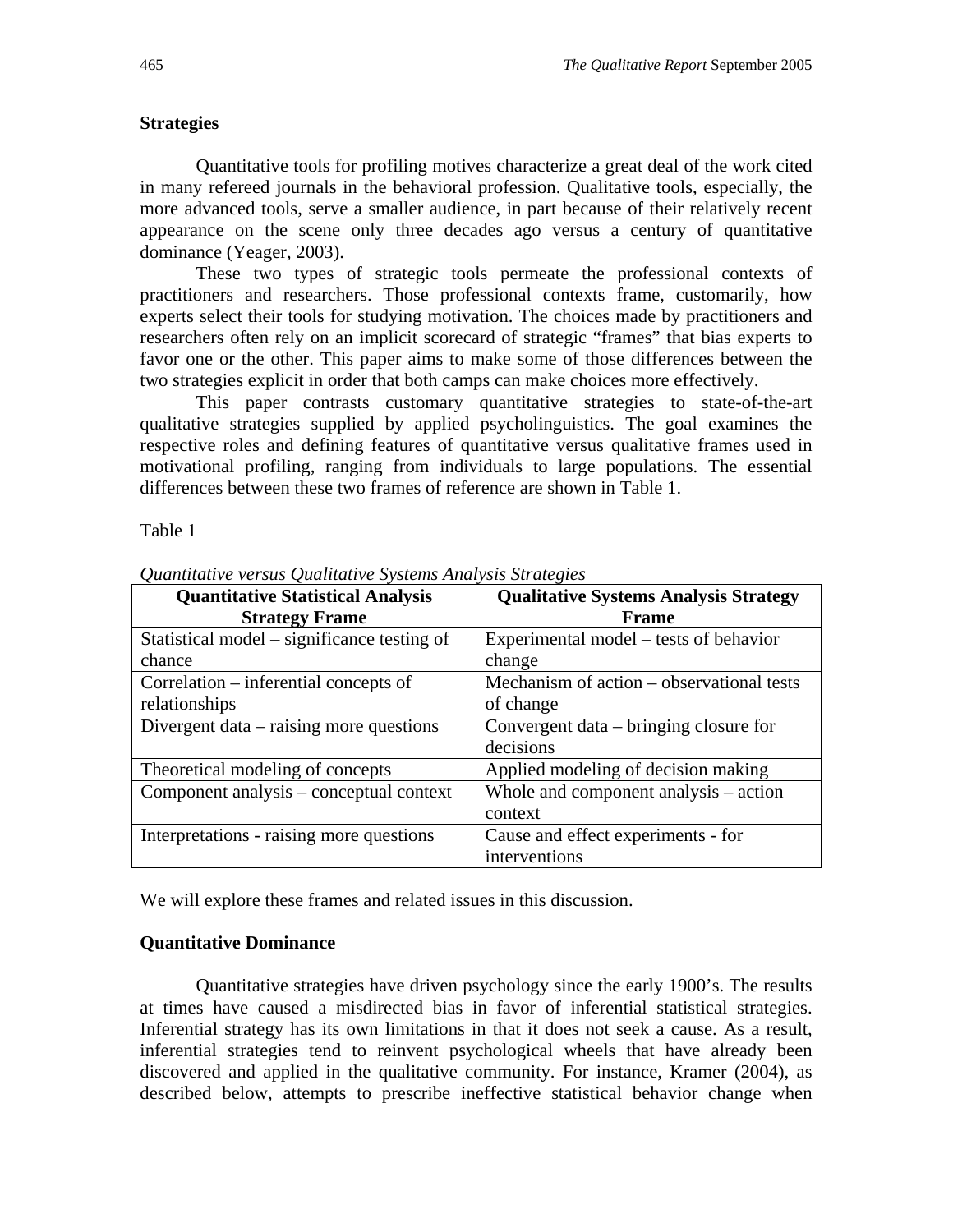## Strategies

Quantitative tools for profiling motives characterize a great deal of the work cited in many refereed journals in the behavioral profession. Qualitative tools, especially, the more advanced tools, serve a smaller audience, in part because of their relatively recent appearance on the scene only three decades ago versus a century of quantitative dominance (Yeager, 2003).

These two types of strategic tools permeate the professional contexts of practitioners and researchers. Those professional contexts frame, customarily, how experts select their tools for studying motivation. The choices made by practitioners and researchers often rely on an implicit scorecard of strategic "frames" that bias experts to favor one or the other. This paper aims to make some of those differences between the two strategies explicit in order that both camps can make choices more effectively.

This paper contrasts customary quantitative strategies to state-of-the-art qualitative strategies supplied by applied psycholinguistics. The goal examines the respective roles and defining features of quantitative versus qualitative frames used in motivational profiling, ranging from individuals to large populations. The essential differences between these two frames of reference are shown in Table 1.

Table 1

*Quantitative versus Qualitative Systems Analysis Strategies*

| Quantitative Statistical Analysis Strategy Frame | Qualitative Systems Analysis Strategy Frame |
|---|---|
| Statistical model – significance testing of chance | Experimental model – tests of behavior change |
| Correlation – inferential concepts of relationships | Mechanism of action – observational tests of change |
| Divergent data – raising more questions | Convergent data – bringing closure for decisions |
| Theoretical modeling of concepts | Applied modeling of decision making |
| Component analysis – conceptual context | Whole and component analysis – action context |
| Interpretations - raising more questions | Cause and effect experiments - for interventions |

We will explore these frames and related issues in this discussion.

## Quantitative Dominance

Quantitative strategies have driven psychology since the early 1900's. The results at times have caused a misdirected bias in favor of inferential statistical strategies. Inferential strategy has its own limitations in that it does not seek a cause. As a result, inferential strategies tend to reinvent psychological wheels that have already been discovered and applied in the qualitative community. For instance, Kramer (2004), as described below, attempts to prescribe ineffective statistical behavior change when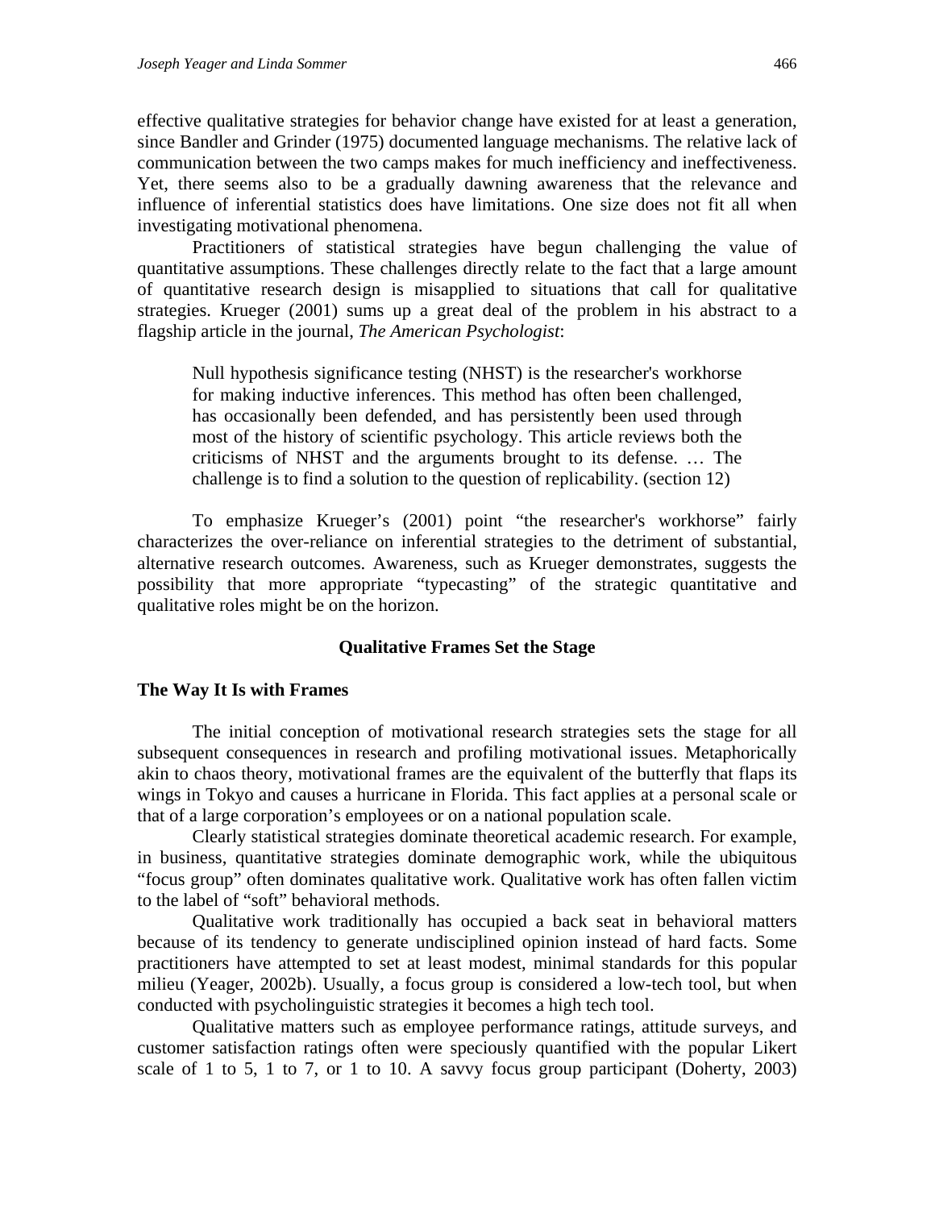effective qualitative strategies for behavior change have existed for at least a generation, since Bandler and Grinder (1975) documented language mechanisms. The relative lack of communication between the two camps makes for much inefficiency and ineffectiveness. Yet, there seems also to be a gradually dawning awareness that the relevance and influence of inferential statistics does have limitations. One size does not fit all when investigating motivational phenomena.

Practitioners of statistical strategies have begun challenging the value of quantitative assumptions. These challenges directly relate to the fact that a large amount of quantitative research design is misapplied to situations that call for qualitative strategies. Krueger (2001) sums up a great deal of the problem in his abstract to a flagship article in the journal, *The American Psychologist*:

> Null hypothesis significance testing (NHST) is the researcher's workhorse for making inductive inferences. This method has often been challenged, has occasionally been defended, and has persistently been used through most of the history of scientific psychology. This article reviews both the criticisms of NHST and the arguments brought to its defense. … The challenge is to find a solution to the question of replicability. (section 12)

To emphasize Krueger's (2001) point "the researcher's workhorse" fairly characterizes the over-reliance on inferential strategies to the detriment of substantial, alternative research outcomes. Awareness, such as Krueger demonstrates, suggests the possibility that more appropriate "typecasting" of the strategic quantitative and qualitative roles might be on the horizon.

## Qualitative Frames Set the Stage

### The Way It Is with Frames

The initial conception of motivational research strategies sets the stage for all subsequent consequences in research and profiling motivational issues. Metaphorically akin to chaos theory, motivational frames are the equivalent of the butterfly that flaps its wings in Tokyo and causes a hurricane in Florida. This fact applies at a personal scale or that of a large corporation's employees or on a national population scale.

Clearly statistical strategies dominate theoretical academic research. For example, in business, quantitative strategies dominate demographic work, while the ubiquitous "focus group" often dominates qualitative work. Qualitative work has often fallen victim to the label of "soft" behavioral methods.

Qualitative work traditionally has occupied a back seat in behavioral matters because of its tendency to generate undisciplined opinion instead of hard facts. Some practitioners have attempted to set at least modest, minimal standards for this popular milieu (Yeager, 2002b). Usually, a focus group is considered a low-tech tool, but when conducted with psycholinguistic strategies it becomes a high tech tool.

Qualitative matters such as employee performance ratings, attitude surveys, and customer satisfaction ratings often were speciously quantified with the popular Likert scale of 1 to 5, 1 to 7, or 1 to 10. A savvy focus group participant (Doherty, 2003)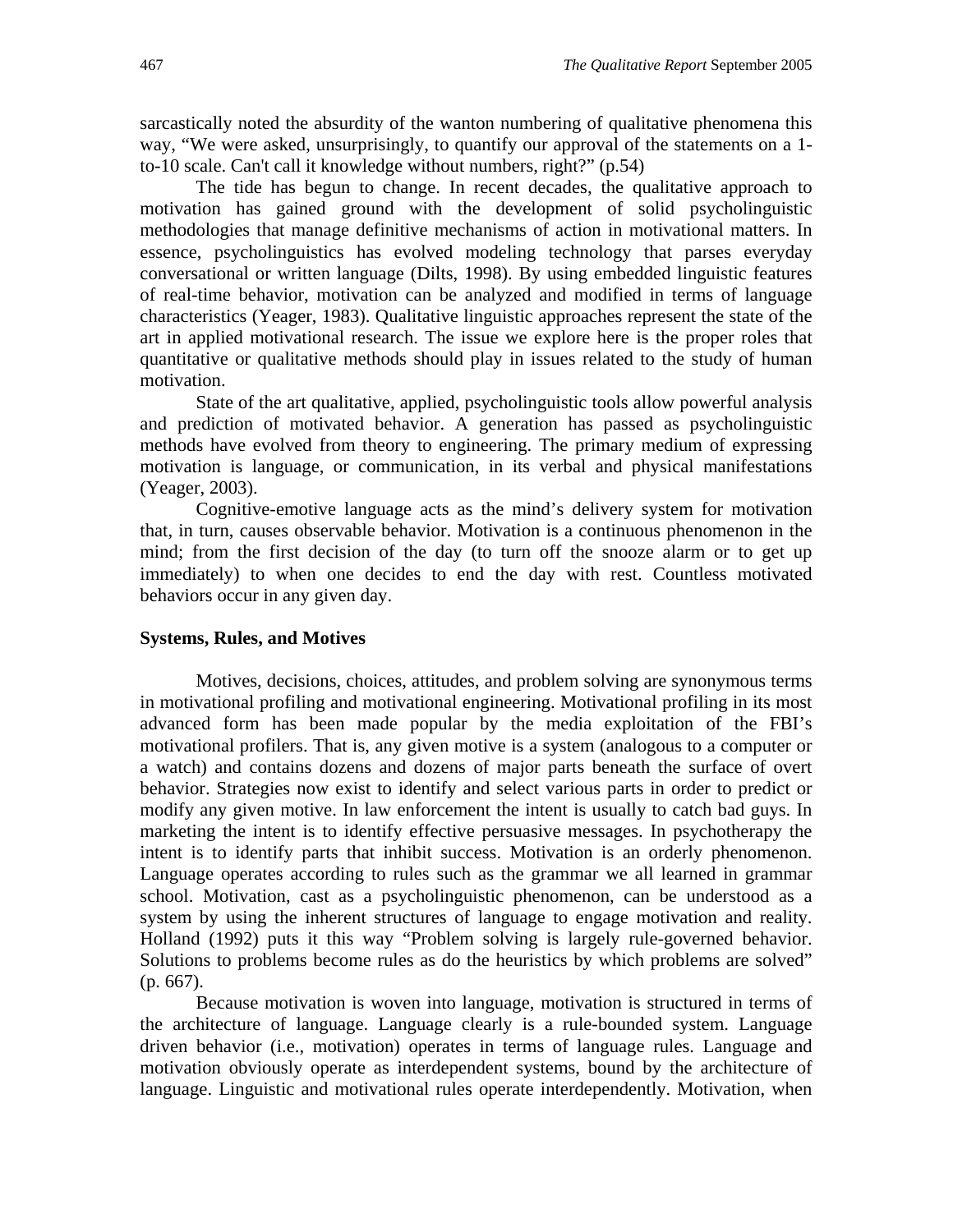sarcastically noted the absurdity of the wanton numbering of qualitative phenomena this way, "We were asked, unsurprisingly, to quantify our approval of the statements on a 1-to-10 scale. Can't call it knowledge without numbers, right?" (p.54)

The tide has begun to change. In recent decades, the qualitative approach to motivation has gained ground with the development of solid psycholinguistic methodologies that manage definitive mechanisms of action in motivational matters. In essence, psycholinguistics has evolved modeling technology that parses everyday conversational or written language (Dilts, 1998). By using embedded linguistic features of real-time behavior, motivation can be analyzed and modified in terms of language characteristics (Yeager, 1983). Qualitative linguistic approaches represent the state of the art in applied motivational research. The issue we explore here is the proper roles that quantitative or qualitative methods should play in issues related to the study of human motivation.

State of the art qualitative, applied, psycholinguistic tools allow powerful analysis and prediction of motivated behavior. A generation has passed as psycholinguistic methods have evolved from theory to engineering. The primary medium of expressing motivation is language, or communication, in its verbal and physical manifestations (Yeager, 2003).

Cognitive-emotive language acts as the mind's delivery system for motivation that, in turn, causes observable behavior. Motivation is a continuous phenomenon in the mind; from the first decision of the day (to turn off the snooze alarm or to get up immediately) to when one decides to end the day with rest. Countless motivated behaviors occur in any given day.

### Systems, Rules, and Motives

Motives, decisions, choices, attitudes, and problem solving are synonymous terms in motivational profiling and motivational engineering. Motivational profiling in its most advanced form has been made popular by the media exploitation of the FBI's motivational profilers. That is, any given motive is a system (analogous to a computer or a watch) and contains dozens and dozens of major parts beneath the surface of overt behavior. Strategies now exist to identify and select various parts in order to predict or modify any given motive. In law enforcement the intent is usually to catch bad guys. In marketing the intent is to identify effective persuasive messages. In psychotherapy the intent is to identify parts that inhibit success. Motivation is an orderly phenomenon. Language operates according to rules such as the grammar we all learned in grammar school. Motivation, cast as a psycholinguistic phenomenon, can be understood as a system by using the inherent structures of language to engage motivation and reality. Holland (1992) puts it this way "Problem solving is largely rule-governed behavior. Solutions to problems become rules as do the heuristics by which problems are solved" (p. 667).

Because motivation is woven into language, motivation is structured in terms of the architecture of language. Language clearly is a rule-bounded system. Language driven behavior (i.e., motivation) operates in terms of language rules. Language and motivation obviously operate as interdependent systems, bound by the architecture of language. Linguistic and motivational rules operate interdependently. Motivation, when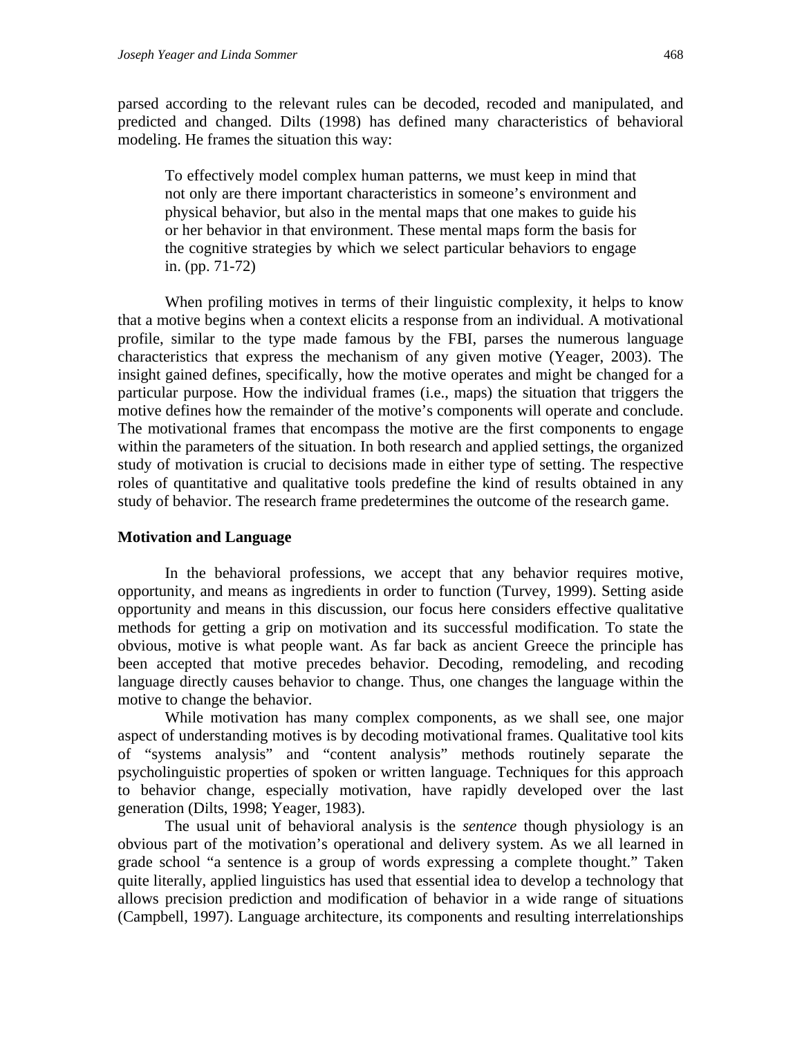parsed according to the relevant rules can be decoded, recoded and manipulated, and predicted and changed. Dilts (1998) has defined many characteristics of behavioral modeling. He frames the situation this way:

> To effectively model complex human patterns, we must keep in mind that not only are there important characteristics in someone's environment and physical behavior, but also in the mental maps that one makes to guide his or her behavior in that environment. These mental maps form the basis for the cognitive strategies by which we select particular behaviors to engage in. (pp. 71-72)

When profiling motives in terms of their linguistic complexity, it helps to know that a motive begins when a context elicits a response from an individual. A motivational profile, similar to the type made famous by the FBI, parses the numerous language characteristics that express the mechanism of any given motive (Yeager, 2003). The insight gained defines, specifically, how the motive operates and might be changed for a particular purpose. How the individual frames (i.e., maps) the situation that triggers the motive defines how the remainder of the motive's components will operate and conclude. The motivational frames that encompass the motive are the first components to engage within the parameters of the situation. In both research and applied settings, the organized study of motivation is crucial to decisions made in either type of setting. The respective roles of quantitative and qualitative tools predefine the kind of results obtained in any study of behavior. The research frame predetermines the outcome of the research game.

**Motivation and Language**

In the behavioral professions, we accept that any behavior requires motive, opportunity, and means as ingredients in order to function (Turvey, 1999). Setting aside opportunity and means in this discussion, our focus here considers effective qualitative methods for getting a grip on motivation and its successful modification. To state the obvious, motive is what people want. As far back as ancient Greece the principle has been accepted that motive precedes behavior. Decoding, remodeling, and recoding language directly causes behavior to change. Thus, one changes the language within the motive to change the behavior.

While motivation has many complex components, as we shall see, one major aspect of understanding motives is by decoding motivational frames. Qualitative tool kits of "systems analysis" and "content analysis" methods routinely separate the psycholinguistic properties of spoken or written language. Techniques for this approach to behavior change, especially motivation, have rapidly developed over the last generation (Dilts, 1998; Yeager, 1983).

The usual unit of behavioral analysis is the *sentence* though physiology is an obvious part of the motivation's operational and delivery system. As we all learned in grade school "a sentence is a group of words expressing a complete thought." Taken quite literally, applied linguistics has used that essential idea to develop a technology that allows precision prediction and modification of behavior in a wide range of situations (Campbell, 1997). Language architecture, its components and resulting interrelationships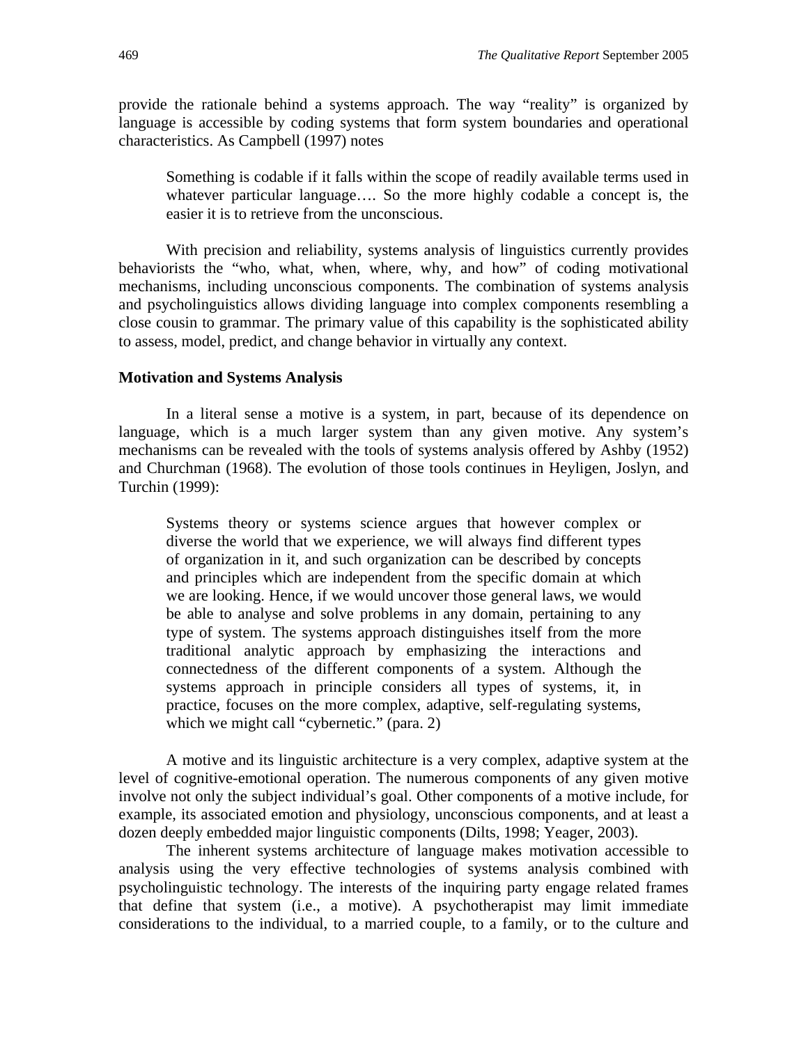provide the rationale behind a systems approach. The way "reality" is organized by language is accessible by coding systems that form system boundaries and operational characteristics. As Campbell (1997) notes

> Something is codable if it falls within the scope of readily available terms used in whatever particular language…. So the more highly codable a concept is, the easier it is to retrieve from the unconscious.

With precision and reliability, systems analysis of linguistics currently provides behaviorists the "who, what, when, where, why, and how" of coding motivational mechanisms, including unconscious components. The combination of systems analysis and psycholinguistics allows dividing language into complex components resembling a close cousin to grammar. The primary value of this capability is the sophisticated ability to assess, model, predict, and change behavior in virtually any context.

**Motivation and Systems Analysis**

In a literal sense a motive is a system, in part, because of its dependence on language, which is a much larger system than any given motive. Any system's mechanisms can be revealed with the tools of systems analysis offered by Ashby (1952) and Churchman (1968). The evolution of those tools continues in Heyligen, Joslyn, and Turchin (1999):

> Systems theory or systems science argues that however complex or diverse the world that we experience, we will always find different types of organization in it, and such organization can be described by concepts and principles which are independent from the specific domain at which we are looking. Hence, if we would uncover those general laws, we would be able to analyse and solve problems in any domain, pertaining to any type of system. The systems approach distinguishes itself from the more traditional analytic approach by emphasizing the interactions and connectedness of the different components of a system. Although the systems approach in principle considers all types of systems, it, in practice, focuses on the more complex, adaptive, self-regulating systems, which we might call "cybernetic." (para. 2)

A motive and its linguistic architecture is a very complex, adaptive system at the level of cognitive-emotional operation. The numerous components of any given motive involve not only the subject individual's goal. Other components of a motive include, for example, its associated emotion and physiology, unconscious components, and at least a dozen deeply embedded major linguistic components (Dilts, 1998; Yeager, 2003).

The inherent systems architecture of language makes motivation accessible to analysis using the very effective technologies of systems analysis combined with psycholinguistic technology. The interests of the inquiring party engage related frames that define that system (i.e., a motive). A psychotherapist may limit immediate considerations to the individual, to a married couple, to a family, or to the culture and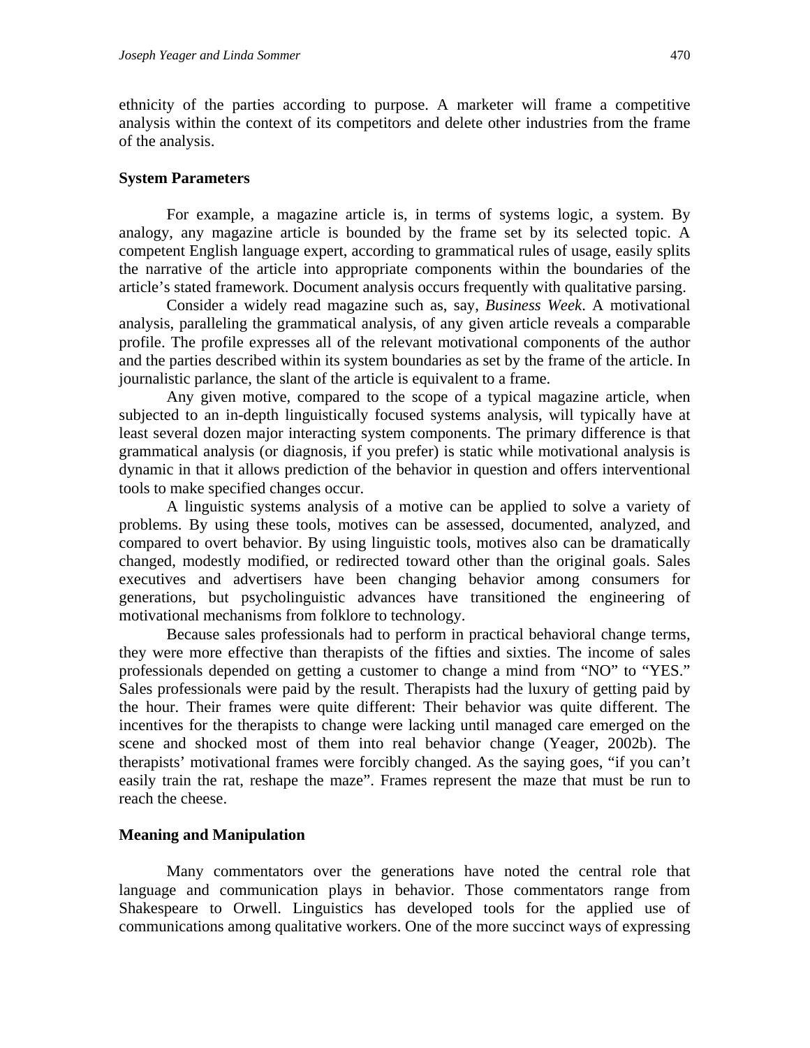ethnicity of the parties according to purpose. A marketer will frame a competitive analysis within the context of its competitors and delete other industries from the frame of the analysis.

### System Parameters

For example, a magazine article is, in terms of systems logic, a system. By analogy, any magazine article is bounded by the frame set by its selected topic. A competent English language expert, according to grammatical rules of usage, easily splits the narrative of the article into appropriate components within the boundaries of the article's stated framework. Document analysis occurs frequently with qualitative parsing.

Consider a widely read magazine such as, say, *Business Week*. A motivational analysis, paralleling the grammatical analysis, of any given article reveals a comparable profile. The profile expresses all of the relevant motivational components of the author and the parties described within its system boundaries as set by the frame of the article. In journalistic parlance, the slant of the article is equivalent to a frame.

Any given motive, compared to the scope of a typical magazine article, when subjected to an in-depth linguistically focused systems analysis, will typically have at least several dozen major interacting system components. The primary difference is that grammatical analysis (or diagnosis, if you prefer) is static while motivational analysis is dynamic in that it allows prediction of the behavior in question and offers interventional tools to make specified changes occur.

A linguistic systems analysis of a motive can be applied to solve a variety of problems. By using these tools, motives can be assessed, documented, analyzed, and compared to overt behavior. By using linguistic tools, motives also can be dramatically changed, modestly modified, or redirected toward other than the original goals. Sales executives and advertisers have been changing behavior among consumers for generations, but psycholinguistic advances have transitioned the engineering of motivational mechanisms from folklore to technology.

Because sales professionals had to perform in practical behavioral change terms, they were more effective than therapists of the fifties and sixties. The income of sales professionals depended on getting a customer to change a mind from "NO" to "YES." Sales professionals were paid by the result. Therapists had the luxury of getting paid by the hour. Their frames were quite different: Their behavior was quite different. The incentives for the therapists to change were lacking until managed care emerged on the scene and shocked most of them into real behavior change (Yeager, 2002b). The therapists' motivational frames were forcibly changed. As the saying goes, "if you can't easily train the rat, reshape the maze". Frames represent the maze that must be run to reach the cheese.

### Meaning and Manipulation

Many commentators over the generations have noted the central role that language and communication plays in behavior. Those commentators range from Shakespeare to Orwell. Linguistics has developed tools for the applied use of communications among qualitative workers. One of the more succinct ways of expressing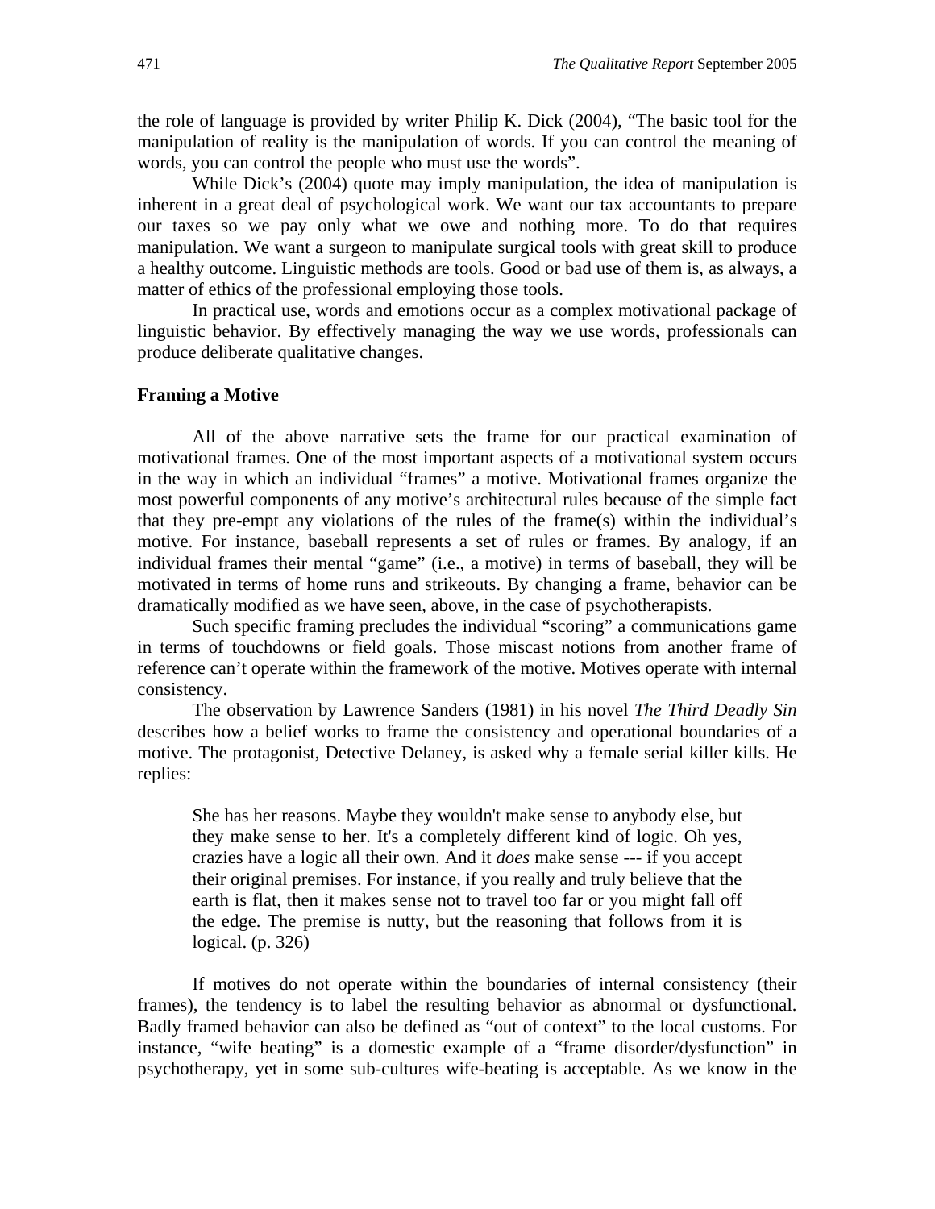the role of language is provided by writer Philip K. Dick (2004), "The basic tool for the manipulation of reality is the manipulation of words. If you can control the meaning of words, you can control the people who must use the words".

While Dick's (2004) quote may imply manipulation, the idea of manipulation is inherent in a great deal of psychological work. We want our tax accountants to prepare our taxes so we pay only what we owe and nothing more. To do that requires manipulation. We want a surgeon to manipulate surgical tools with great skill to produce a healthy outcome. Linguistic methods are tools. Good or bad use of them is, as always, a matter of ethics of the professional employing those tools.

In practical use, words and emotions occur as a complex motivational package of linguistic behavior. By effectively managing the way we use words, professionals can produce deliberate qualitative changes.

**Framing a Motive**

All of the above narrative sets the frame for our practical examination of motivational frames. One of the most important aspects of a motivational system occurs in the way in which an individual "frames" a motive. Motivational frames organize the most powerful components of any motive's architectural rules because of the simple fact that they pre-empt any violations of the rules of the frame(s) within the individual's motive. For instance, baseball represents a set of rules or frames. By analogy, if an individual frames their mental "game" (i.e., a motive) in terms of baseball, they will be motivated in terms of home runs and strikeouts. By changing a frame, behavior can be dramatically modified as we have seen, above, in the case of psychotherapists.

Such specific framing precludes the individual "scoring" a communications game in terms of touchdowns or field goals. Those miscast notions from another frame of reference can't operate within the framework of the motive. Motives operate with internal consistency.

The observation by Lawrence Sanders (1981) in his novel *The Third Deadly Sin* describes how a belief works to frame the consistency and operational boundaries of a motive. The protagonist, Detective Delaney, is asked why a female serial killer kills. He replies:

> She has her reasons. Maybe they wouldn't make sense to anybody else, but they make sense to her. It's a completely different kind of logic. Oh yes, crazies have a logic all their own. And it *does* make sense --- if you accept their original premises. For instance, if you really and truly believe that the earth is flat, then it makes sense not to travel too far or you might fall off the edge. The premise is nutty, but the reasoning that follows from it is logical. (p. 326)

If motives do not operate within the boundaries of internal consistency (their frames), the tendency is to label the resulting behavior as abnormal or dysfunctional. Badly framed behavior can also be defined as "out of context" to the local customs. For instance, "wife beating" is a domestic example of a "frame disorder/dysfunction" in psychotherapy, yet in some sub-cultures wife-beating is acceptable. As we know in the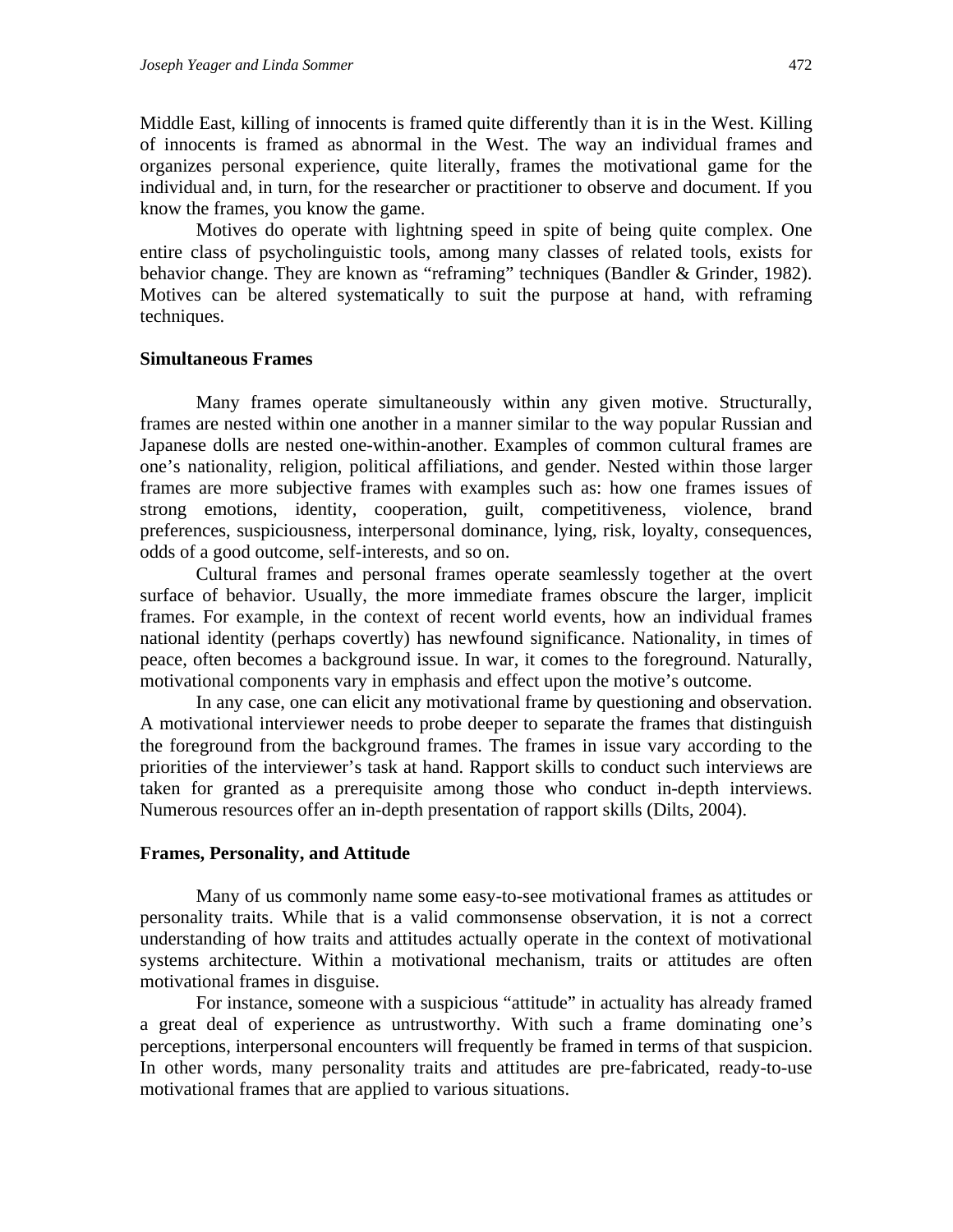Middle East, killing of innocents is framed quite differently than it is in the West. Killing of innocents is framed as abnormal in the West. The way an individual frames and organizes personal experience, quite literally, frames the motivational game for the individual and, in turn, for the researcher or practitioner to observe and document. If you know the frames, you know the game.

Motives do operate with lightning speed in spite of being quite complex. One entire class of psycholinguistic tools, among many classes of related tools, exists for behavior change. They are known as "reframing" techniques (Bandler & Grinder, 1982). Motives can be altered systematically to suit the purpose at hand, with reframing techniques.

### Simultaneous Frames

Many frames operate simultaneously within any given motive. Structurally, frames are nested within one another in a manner similar to the way popular Russian and Japanese dolls are nested one-within-another. Examples of common cultural frames are one's nationality, religion, political affiliations, and gender. Nested within those larger frames are more subjective frames with examples such as: how one frames issues of strong emotions, identity, cooperation, guilt, competitiveness, violence, brand preferences, suspiciousness, interpersonal dominance, lying, risk, loyalty, consequences, odds of a good outcome, self-interests, and so on.

Cultural frames and personal frames operate seamlessly together at the overt surface of behavior. Usually, the more immediate frames obscure the larger, implicit frames. For example, in the context of recent world events, how an individual frames national identity (perhaps covertly) has newfound significance. Nationality, in times of peace, often becomes a background issue. In war, it comes to the foreground. Naturally, motivational components vary in emphasis and effect upon the motive's outcome.

In any case, one can elicit any motivational frame by questioning and observation. A motivational interviewer needs to probe deeper to separate the frames that distinguish the foreground from the background frames. The frames in issue vary according to the priorities of the interviewer's task at hand. Rapport skills to conduct such interviews are taken for granted as a prerequisite among those who conduct in-depth interviews. Numerous resources offer an in-depth presentation of rapport skills (Dilts, 2004).

### Frames, Personality, and Attitude

Many of us commonly name some easy-to-see motivational frames as attitudes or personality traits. While that is a valid commonsense observation, it is not a correct understanding of how traits and attitudes actually operate in the context of motivational systems architecture. Within a motivational mechanism, traits or attitudes are often motivational frames in disguise.

For instance, someone with a suspicious "attitude" in actuality has already framed a great deal of experience as untrustworthy. With such a frame dominating one's perceptions, interpersonal encounters will frequently be framed in terms of that suspicion. In other words, many personality traits and attitudes are pre-fabricated, ready-to-use motivational frames that are applied to various situations.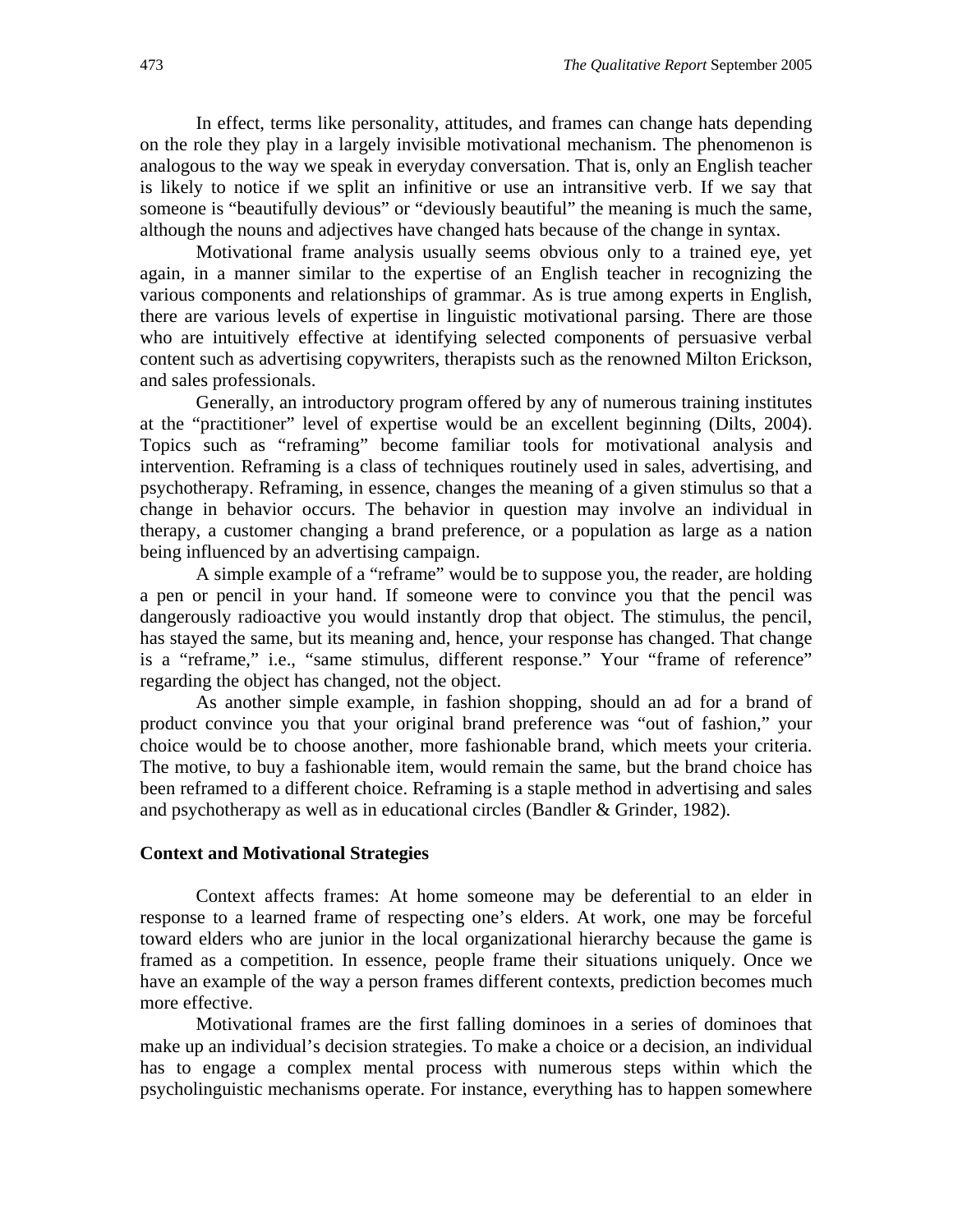In effect, terms like personality, attitudes, and frames can change hats depending on the role they play in a largely invisible motivational mechanism. The phenomenon is analogous to the way we speak in everyday conversation. That is, only an English teacher is likely to notice if we split an infinitive or use an intransitive verb. If we say that someone is "beautifully devious" or "deviously beautiful" the meaning is much the same, although the nouns and adjectives have changed hats because of the change in syntax.

Motivational frame analysis usually seems obvious only to a trained eye, yet again, in a manner similar to the expertise of an English teacher in recognizing the various components and relationships of grammar. As is true among experts in English, there are various levels of expertise in linguistic motivational parsing. There are those who are intuitively effective at identifying selected components of persuasive verbal content such as advertising copywriters, therapists such as the renowned Milton Erickson, and sales professionals.

Generally, an introductory program offered by any of numerous training institutes at the "practitioner" level of expertise would be an excellent beginning (Dilts, 2004). Topics such as "reframing" become familiar tools for motivational analysis and intervention. Reframing is a class of techniques routinely used in sales, advertising, and psychotherapy. Reframing, in essence, changes the meaning of a given stimulus so that a change in behavior occurs. The behavior in question may involve an individual in therapy, a customer changing a brand preference, or a population as large as a nation being influenced by an advertising campaign.

A simple example of a "reframe" would be to suppose you, the reader, are holding a pen or pencil in your hand. If someone were to convince you that the pencil was dangerously radioactive you would instantly drop that object. The stimulus, the pencil, has stayed the same, but its meaning and, hence, your response has changed. That change is a "reframe," i.e., "same stimulus, different response." Your "frame of reference" regarding the object has changed, not the object.

As another simple example, in fashion shopping, should an ad for a brand of product convince you that your original brand preference was "out of fashion," your choice would be to choose another, more fashionable brand, which meets your criteria. The motive, to buy a fashionable item, would remain the same, but the brand choice has been reframed to a different choice. Reframing is a staple method in advertising and sales and psychotherapy as well as in educational circles (Bandler & Grinder, 1982).

**Context and Motivational Strategies**

Context affects frames: At home someone may be deferential to an elder in response to a learned frame of respecting one's elders. At work, one may be forceful toward elders who are junior in the local organizational hierarchy because the game is framed as a competition. In essence, people frame their situations uniquely. Once we have an example of the way a person frames different contexts, prediction becomes much more effective.

Motivational frames are the first falling dominoes in a series of dominoes that make up an individual's decision strategies. To make a choice or a decision, an individual has to engage a complex mental process with numerous steps within which the psycholinguistic mechanisms operate. For instance, everything has to happen somewhere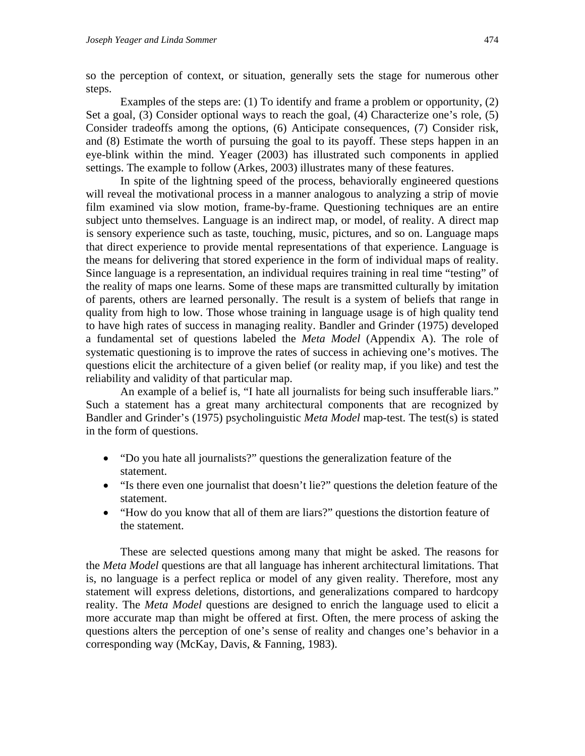so the perception of context, or situation, generally sets the stage for numerous other steps.

Examples of the steps are: (1) To identify and frame a problem or opportunity, (2) Set a goal, (3) Consider optional ways to reach the goal, (4) Characterize one's role, (5) Consider tradeoffs among the options, (6) Anticipate consequences, (7) Consider risk, and (8) Estimate the worth of pursuing the goal to its payoff. These steps happen in an eye-blink within the mind. Yeager (2003) has illustrated such components in applied settings. The example to follow (Arkes, 2003) illustrates many of these features.

In spite of the lightning speed of the process, behaviorally engineered questions will reveal the motivational process in a manner analogous to analyzing a strip of movie film examined via slow motion, frame-by-frame. Questioning techniques are an entire subject unto themselves. Language is an indirect map, or model, of reality. A direct map is sensory experience such as taste, touching, music, pictures, and so on. Language maps that direct experience to provide mental representations of that experience. Language is the means for delivering that stored experience in the form of individual maps of reality. Since language is a representation, an individual requires training in real time "testing" of the reality of maps one learns. Some of these maps are transmitted culturally by imitation of parents, others are learned personally. The result is a system of beliefs that range in quality from high to low. Those whose training in language usage is of high quality tend to have high rates of success in managing reality. Bandler and Grinder (1975) developed a fundamental set of questions labeled the *Meta Model* (Appendix A). The role of systematic questioning is to improve the rates of success in achieving one's motives. The questions elicit the architecture of a given belief (or reality map, if you like) and test the reliability and validity of that particular map.

An example of a belief is, "I hate all journalists for being such insufferable liars." Such a statement has a great many architectural components that are recognized by Bandler and Grinder's (1975) psycholinguistic *Meta Model* map-test. The test(s) is stated in the form of questions.

- "Do you hate all journalists?" questions the generalization feature of the statement.
- "Is there even one journalist that doesn't lie?" questions the deletion feature of the statement.
- "How do you know that all of them are liars?" questions the distortion feature of the statement.

These are selected questions among many that might be asked. The reasons for the *Meta Model* questions are that all language has inherent architectural limitations. That is, no language is a perfect replica or model of any given reality. Therefore, most any statement will express deletions, distortions, and generalizations compared to hardcopy reality. The *Meta Model* questions are designed to enrich the language used to elicit a more accurate map than might be offered at first. Often, the mere process of asking the questions alters the perception of one's sense of reality and changes one's behavior in a corresponding way (McKay, Davis, & Fanning, 1983).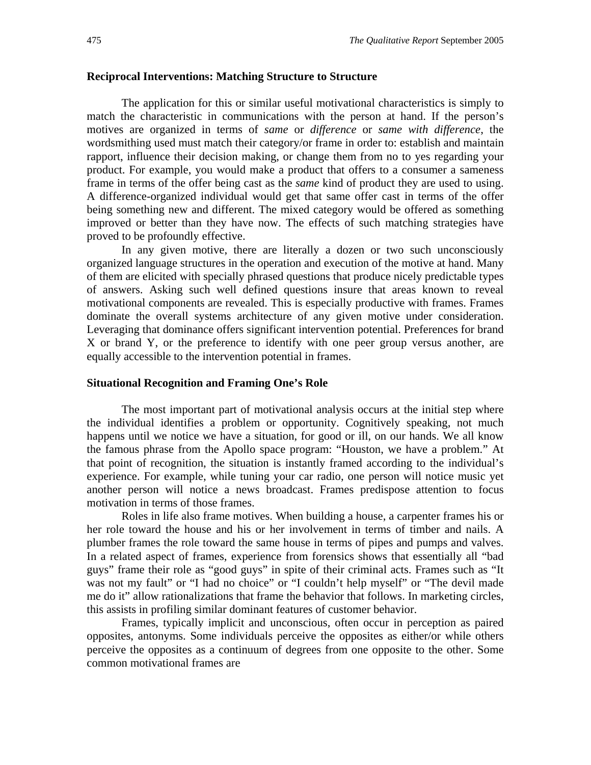### Reciprocal Interventions: Matching Structure to Structure

The application for this or similar useful motivational characteristics is simply to match the characteristic in communications with the person at hand. If the person's motives are organized in terms of *same* or *difference* or *same with difference*, the wordsmithing used must match their category/or frame in order to: establish and maintain rapport, influence their decision making, or change them from no to yes regarding your product. For example, you would make a product that offers to a consumer a sameness frame in terms of the offer being cast as the *same* kind of product they are used to using. A difference-organized individual would get that same offer cast in terms of the offer being something new and different. The mixed category would be offered as something improved or better than they have now. The effects of such matching strategies have proved to be profoundly effective.

In any given motive, there are literally a dozen or two such unconsciously organized language structures in the operation and execution of the motive at hand. Many of them are elicited with specially phrased questions that produce nicely predictable types of answers. Asking such well defined questions insure that areas known to reveal motivational components are revealed. This is especially productive with frames. Frames dominate the overall systems architecture of any given motive under consideration. Leveraging that dominance offers significant intervention potential. Preferences for brand X or brand Y, or the preference to identify with one peer group versus another, are equally accessible to the intervention potential in frames.

### Situational Recognition and Framing One's Role

The most important part of motivational analysis occurs at the initial step where the individual identifies a problem or opportunity. Cognitively speaking, not much happens until we notice we have a situation, for good or ill, on our hands. We all know the famous phrase from the Apollo space program: "Houston, we have a problem." At that point of recognition, the situation is instantly framed according to the individual's experience. For example, while tuning your car radio, one person will notice music yet another person will notice a news broadcast. Frames predispose attention to focus motivation in terms of those frames.

Roles in life also frame motives. When building a house, a carpenter frames his or her role toward the house and his or her involvement in terms of timber and nails. A plumber frames the role toward the same house in terms of pipes and pumps and valves. In a related aspect of frames, experience from forensics shows that essentially all "bad guys" frame their role as "good guys" in spite of their criminal acts. Frames such as "It was not my fault" or "I had no choice" or "I couldn't help myself" or "The devil made me do it" allow rationalizations that frame the behavior that follows. In marketing circles, this assists in profiling similar dominant features of customer behavior.

Frames, typically implicit and unconscious, often occur in perception as paired opposites, antonyms. Some individuals perceive the opposites as either/or while others perceive the opposites as a continuum of degrees from one opposite to the other. Some common motivational frames are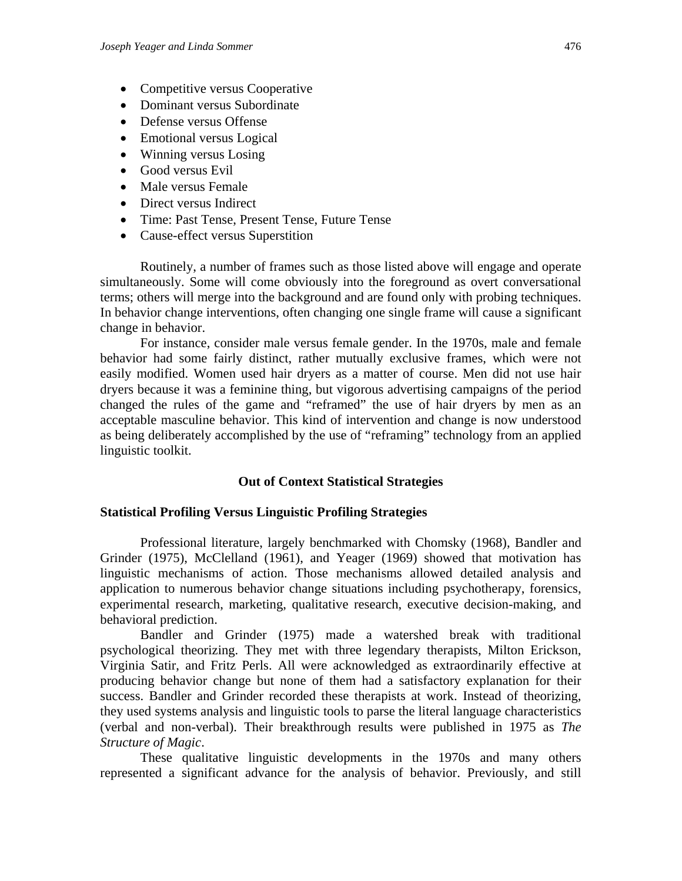- Competitive versus Cooperative
- Dominant versus Subordinate
- Defense versus Offense
- Emotional versus Logical
- Winning versus Losing
- Good versus Evil
- Male versus Female
- Direct versus Indirect
- Time: Past Tense, Present Tense, Future Tense
- Cause-effect versus Superstition

Routinely, a number of frames such as those listed above will engage and operate simultaneously. Some will come obviously into the foreground as overt conversational terms; others will merge into the background and are found only with probing techniques. In behavior change interventions, often changing one single frame will cause a significant change in behavior.

For instance, consider male versus female gender. In the 1970s, male and female behavior had some fairly distinct, rather mutually exclusive frames, which were not easily modified. Women used hair dryers as a matter of course. Men did not use hair dryers because it was a feminine thing, but vigorous advertising campaigns of the period changed the rules of the game and "reframed" the use of hair dryers by men as an acceptable masculine behavior. This kind of intervention and change is now understood as being deliberately accomplished by the use of "reframing" technology from an applied linguistic toolkit.

## Out of Context Statistical Strategies

### Statistical Profiling Versus Linguistic Profiling Strategies

Professional literature, largely benchmarked with Chomsky (1968), Bandler and Grinder (1975), McClelland (1961), and Yeager (1969) showed that motivation has linguistic mechanisms of action. Those mechanisms allowed detailed analysis and application to numerous behavior change situations including psychotherapy, forensics, experimental research, marketing, qualitative research, executive decision-making, and behavioral prediction.

Bandler and Grinder (1975) made a watershed break with traditional psychological theorizing. They met with three legendary therapists, Milton Erickson, Virginia Satir, and Fritz Perls. All were acknowledged as extraordinarily effective at producing behavior change but none of them had a satisfactory explanation for their success. Bandler and Grinder recorded these therapists at work. Instead of theorizing, they used systems analysis and linguistic tools to parse the literal language characteristics (verbal and non-verbal). Their breakthrough results were published in 1975 as *The Structure of Magic*.

These qualitative linguistic developments in the 1970s and many others represented a significant advance for the analysis of behavior. Previously, and still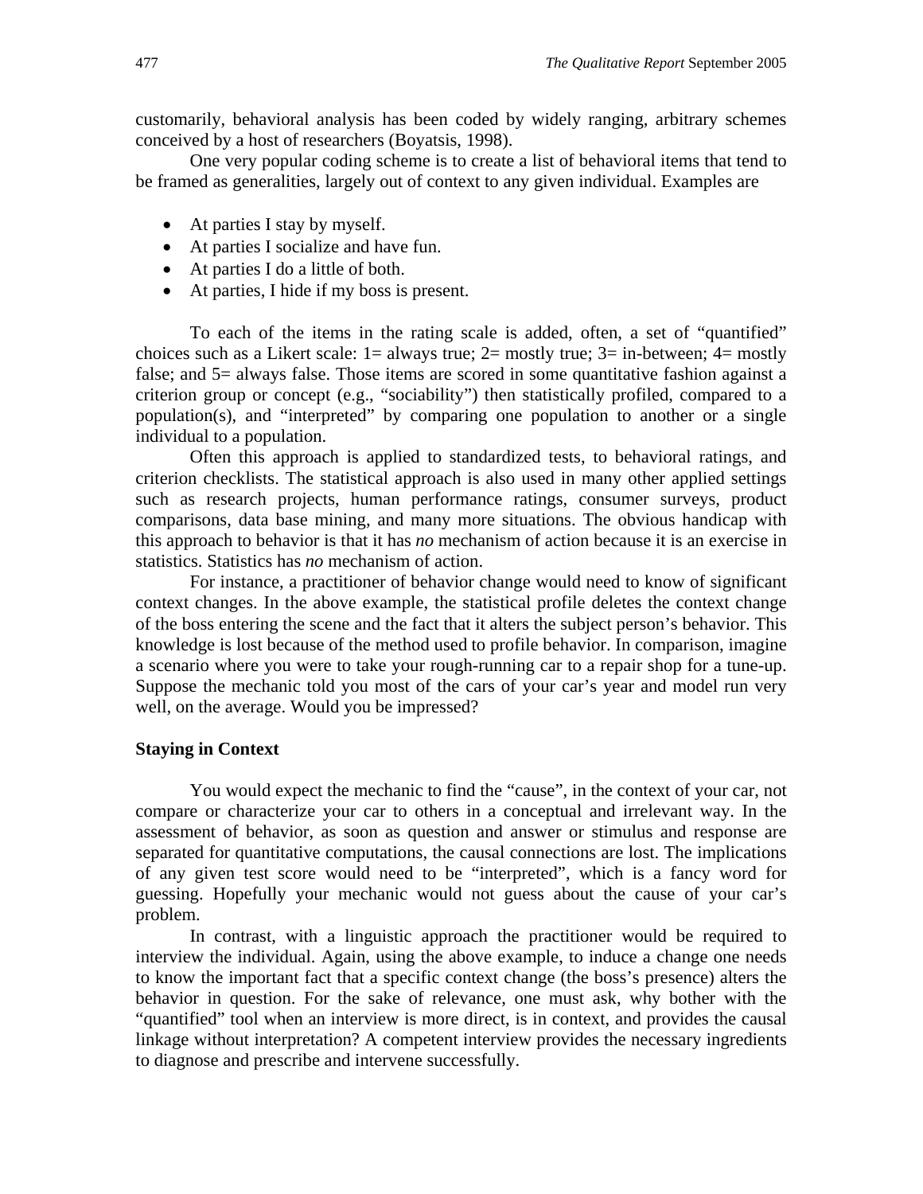customarily, behavioral analysis has been coded by widely ranging, arbitrary schemes conceived by a host of researchers (Boyatsis, 1998).

One very popular coding scheme is to create a list of behavioral items that tend to be framed as generalities, largely out of context to any given individual. Examples are

- At parties I stay by myself.
- At parties I socialize and have fun.
- At parties I do a little of both.
- At parties, I hide if my boss is present.

To each of the items in the rating scale is added, often, a set of "quantified" choices such as a Likert scale: 1= always true; 2= mostly true; 3= in-between; 4= mostly false; and 5= always false. Those items are scored in some quantitative fashion against a criterion group or concept (e.g., "sociability") then statistically profiled, compared to a population(s), and "interpreted" by comparing one population to another or a single individual to a population.

Often this approach is applied to standardized tests, to behavioral ratings, and criterion checklists. The statistical approach is also used in many other applied settings such as research projects, human performance ratings, consumer surveys, product comparisons, data base mining, and many more situations. The obvious handicap with this approach to behavior is that it has *no* mechanism of action because it is an exercise in statistics. Statistics has *no* mechanism of action.

For instance, a practitioner of behavior change would need to know of significant context changes. In the above example, the statistical profile deletes the context change of the boss entering the scene and the fact that it alters the subject person's behavior. This knowledge is lost because of the method used to profile behavior. In comparison, imagine a scenario where you were to take your rough-running car to a repair shop for a tune-up. Suppose the mechanic told you most of the cars of your car's year and model run very well, on the average. Would you be impressed?

### Staying in Context

You would expect the mechanic to find the "cause", in the context of your car, not compare or characterize your car to others in a conceptual and irrelevant way. In the assessment of behavior, as soon as question and answer or stimulus and response are separated for quantitative computations, the causal connections are lost. The implications of any given test score would need to be "interpreted", which is a fancy word for guessing. Hopefully your mechanic would not guess about the cause of your car's problem.

In contrast, with a linguistic approach the practitioner would be required to interview the individual. Again, using the above example, to induce a change one needs to know the important fact that a specific context change (the boss's presence) alters the behavior in question. For the sake of relevance, one must ask, why bother with the "quantified" tool when an interview is more direct, is in context, and provides the causal linkage without interpretation? A competent interview provides the necessary ingredients to diagnose and prescribe and intervene successfully.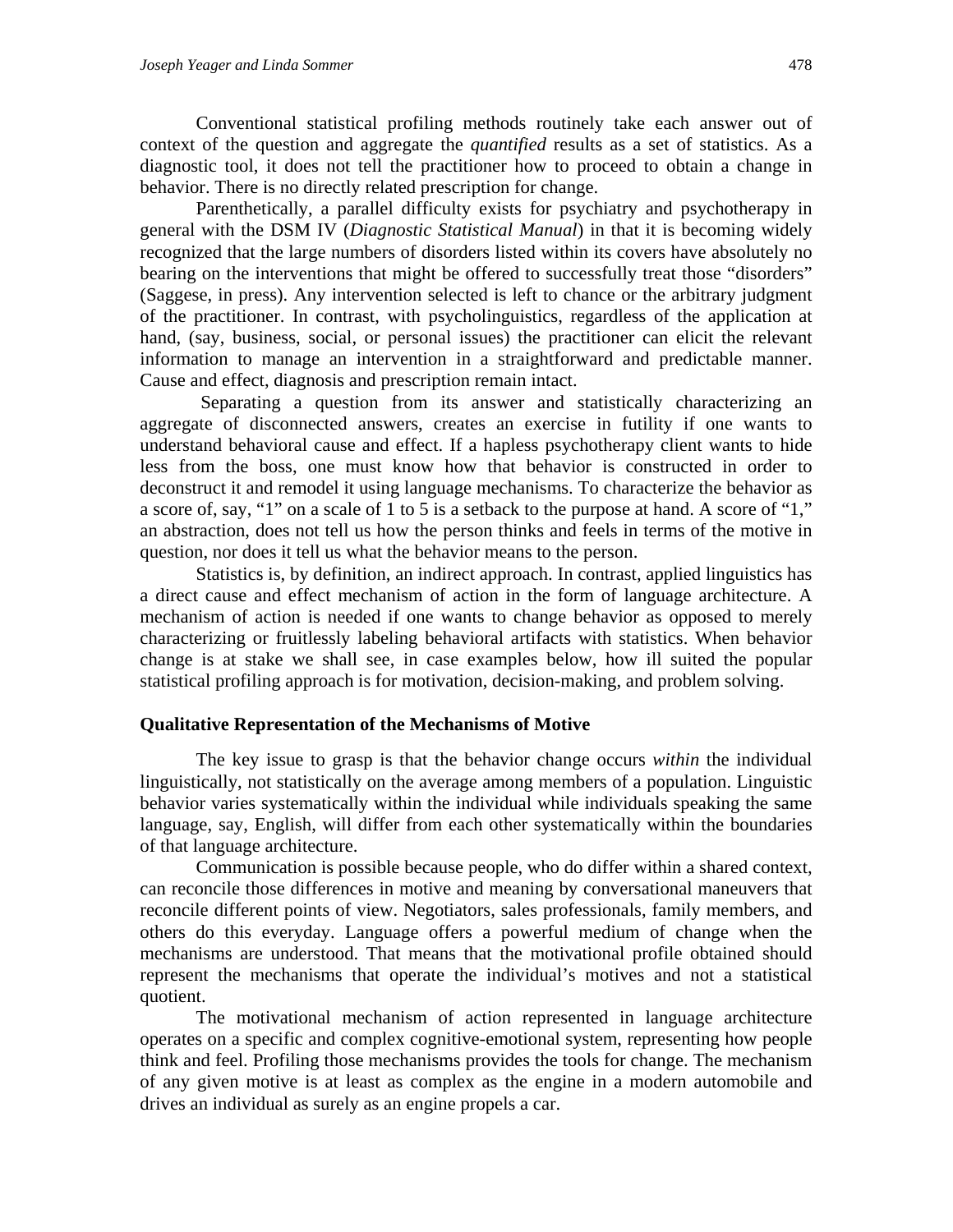Conventional statistical profiling methods routinely take each answer out of context of the question and aggregate the *quantified* results as a set of statistics. As a diagnostic tool, it does not tell the practitioner how to proceed to obtain a change in behavior. There is no directly related prescription for change.

Parenthetically, a parallel difficulty exists for psychiatry and psychotherapy in general with the DSM IV (*Diagnostic Statistical Manual*) in that it is becoming widely recognized that the large numbers of disorders listed within its covers have absolutely no bearing on the interventions that might be offered to successfully treat those "disorders" (Saggese, in press). Any intervention selected is left to chance or the arbitrary judgment of the practitioner. In contrast, with psycholinguistics, regardless of the application at hand, (say, business, social, or personal issues) the practitioner can elicit the relevant information to manage an intervention in a straightforward and predictable manner. Cause and effect, diagnosis and prescription remain intact.

Separating a question from its answer and statistically characterizing an aggregate of disconnected answers, creates an exercise in futility if one wants to understand behavioral cause and effect. If a hapless psychotherapy client wants to hide less from the boss, one must know how that behavior is constructed in order to deconstruct it and remodel it using language mechanisms. To characterize the behavior as a score of, say, "1" on a scale of 1 to 5 is a setback to the purpose at hand. A score of "1," an abstraction, does not tell us how the person thinks and feels in terms of the motive in question, nor does it tell us what the behavior means to the person.

Statistics is, by definition, an indirect approach. In contrast, applied linguistics has a direct cause and effect mechanism of action in the form of language architecture. A mechanism of action is needed if one wants to change behavior as opposed to merely characterizing or fruitlessly labeling behavioral artifacts with statistics. When behavior change is at stake we shall see, in case examples below, how ill suited the popular statistical profiling approach is for motivation, decision-making, and problem solving.

**Qualitative Representation of the Mechanisms of Motive**

The key issue to grasp is that the behavior change occurs *within* the individual linguistically, not statistically on the average among members of a population. Linguistic behavior varies systematically within the individual while individuals speaking the same language, say, English, will differ from each other systematically within the boundaries of that language architecture.

Communication is possible because people, who do differ within a shared context, can reconcile those differences in motive and meaning by conversational maneuvers that reconcile different points of view. Negotiators, sales professionals, family members, and others do this everyday. Language offers a powerful medium of change when the mechanisms are understood. That means that the motivational profile obtained should represent the mechanisms that operate the individual's motives and not a statistical quotient.

The motivational mechanism of action represented in language architecture operates on a specific and complex cognitive-emotional system, representing how people think and feel. Profiling those mechanisms provides the tools for change. The mechanism of any given motive is at least as complex as the engine in a modern automobile and drives an individual as surely as an engine propels a car.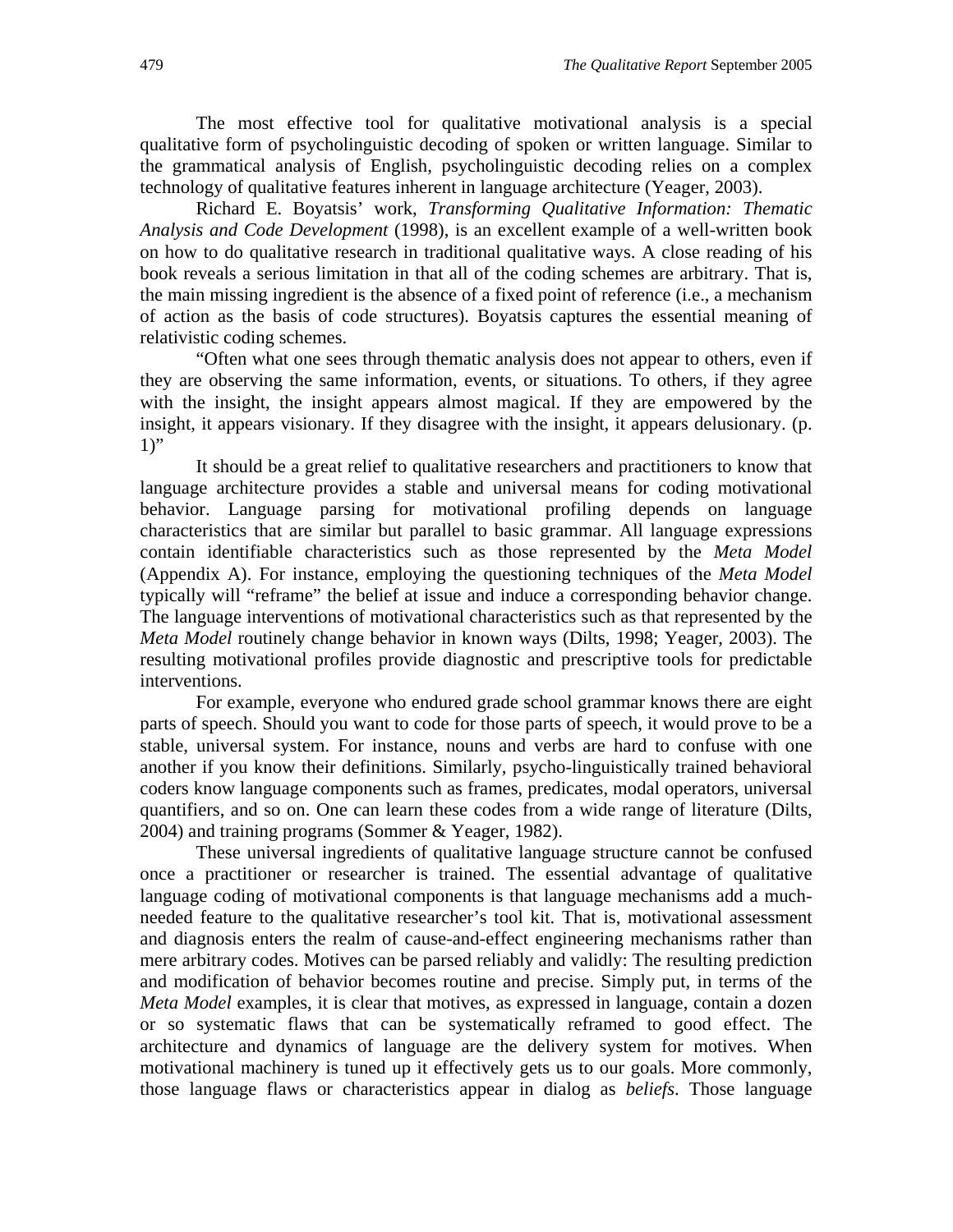The most effective tool for qualitative motivational analysis is a special qualitative form of psycholinguistic decoding of spoken or written language. Similar to the grammatical analysis of English, psycholinguistic decoding relies on a complex technology of qualitative features inherent in language architecture (Yeager, 2003).

Richard E. Boyatsis' work, *Transforming Qualitative Information: Thematic Analysis and Code Development* (1998), is an excellent example of a well-written book on how to do qualitative research in traditional qualitative ways. A close reading of his book reveals a serious limitation in that all of the coding schemes are arbitrary. That is, the main missing ingredient is the absence of a fixed point of reference (i.e., a mechanism of action as the basis of code structures). Boyatsis captures the essential meaning of relativistic coding schemes.

"Often what one sees through thematic analysis does not appear to others, even if they are observing the same information, events, or situations. To others, if they agree with the insight, the insight appears almost magical. If they are empowered by the insight, it appears visionary. If they disagree with the insight, it appears delusionary. (p. 1)"

It should be a great relief to qualitative researchers and practitioners to know that language architecture provides a stable and universal means for coding motivational behavior. Language parsing for motivational profiling depends on language characteristics that are similar but parallel to basic grammar. All language expressions contain identifiable characteristics such as those represented by the *Meta Model* (Appendix A). For instance, employing the questioning techniques of the *Meta Model* typically will "reframe" the belief at issue and induce a corresponding behavior change. The language interventions of motivational characteristics such as that represented by the *Meta Model* routinely change behavior in known ways (Dilts, 1998; Yeager, 2003). The resulting motivational profiles provide diagnostic and prescriptive tools for predictable interventions.

For example, everyone who endured grade school grammar knows there are eight parts of speech. Should you want to code for those parts of speech, it would prove to be a stable, universal system. For instance, nouns and verbs are hard to confuse with one another if you know their definitions. Similarly, psycho-linguistically trained behavioral coders know language components such as frames, predicates, modal operators, universal quantifiers, and so on. One can learn these codes from a wide range of literature (Dilts, 2004) and training programs (Sommer & Yeager, 1982).

These universal ingredients of qualitative language structure cannot be confused once a practitioner or researcher is trained. The essential advantage of qualitative language coding of motivational components is that language mechanisms add a much-needed feature to the qualitative researcher's tool kit. That is, motivational assessment and diagnosis enters the realm of cause-and-effect engineering mechanisms rather than mere arbitrary codes. Motives can be parsed reliably and validly: The resulting prediction and modification of behavior becomes routine and precise. Simply put, in terms of the *Meta Model* examples, it is clear that motives, as expressed in language, contain a dozen or so systematic flaws that can be systematically reframed to good effect. The architecture and dynamics of language are the delivery system for motives. When motivational machinery is tuned up it effectively gets us to our goals. More commonly, those language flaws or characteristics appear in dialog as *beliefs*. Those language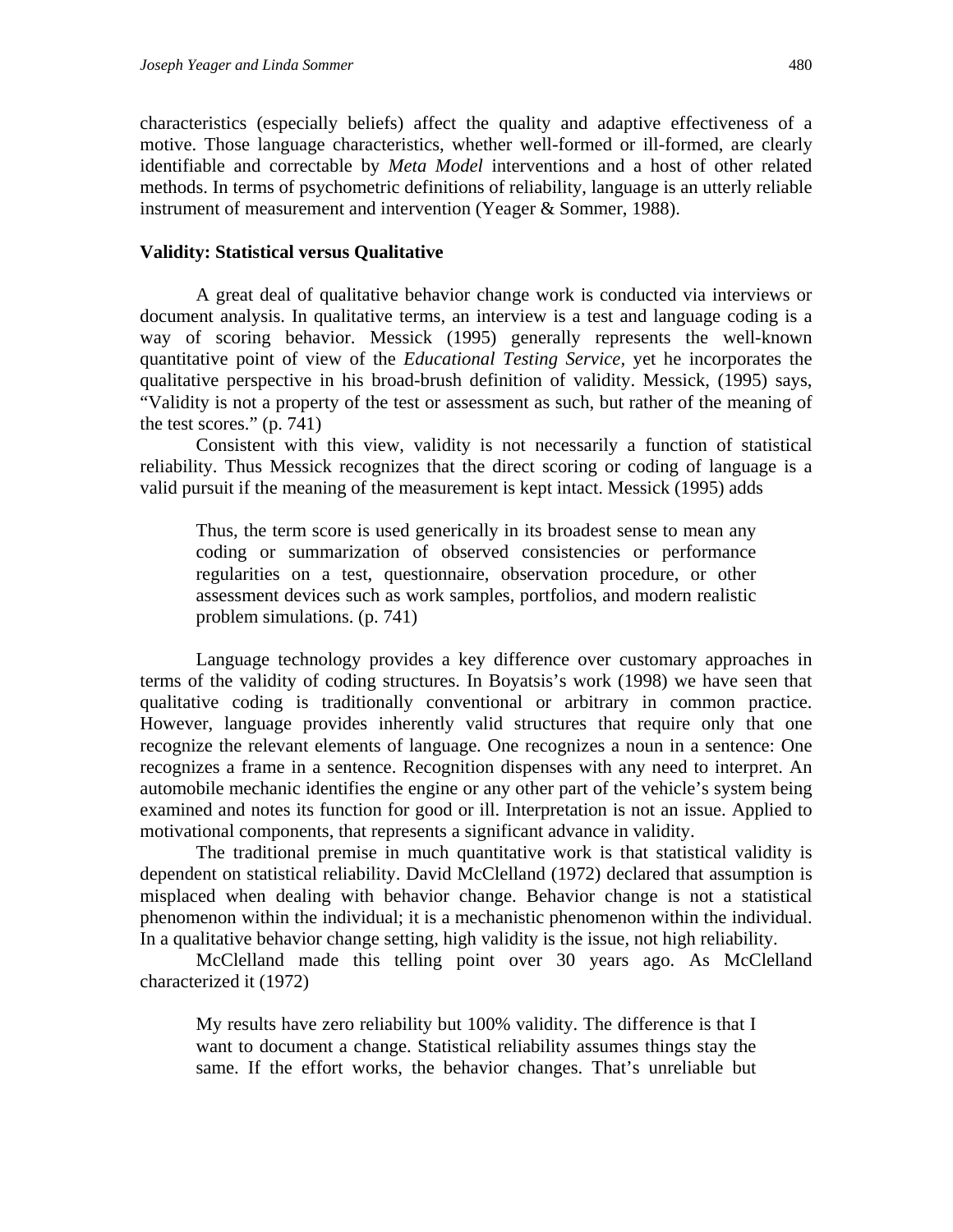characteristics (especially beliefs) affect the quality and adaptive effectiveness of a motive. Those language characteristics, whether well-formed or ill-formed, are clearly identifiable and correctable by *Meta Model* interventions and a host of other related methods. In terms of psychometric definitions of reliability, language is an utterly reliable instrument of measurement and intervention (Yeager & Sommer, 1988).

**Validity: Statistical versus Qualitative**

A great deal of qualitative behavior change work is conducted via interviews or document analysis. In qualitative terms, an interview is a test and language coding is a way of scoring behavior. Messick (1995) generally represents the well-known quantitative point of view of the *Educational Testing Service*, yet he incorporates the qualitative perspective in his broad-brush definition of validity. Messick, (1995) says, "Validity is not a property of the test or assessment as such, but rather of the meaning of the test scores." (p. 741)

Consistent with this view, validity is not necessarily a function of statistical reliability. Thus Messick recognizes that the direct scoring or coding of language is a valid pursuit if the meaning of the measurement is kept intact. Messick (1995) adds

> Thus, the term score is used generically in its broadest sense to mean any coding or summarization of observed consistencies or performance regularities on a test, questionnaire, observation procedure, or other assessment devices such as work samples, portfolios, and modern realistic problem simulations. (p. 741)

Language technology provides a key difference over customary approaches in terms of the validity of coding structures. In Boyatsis's work (1998) we have seen that qualitative coding is traditionally conventional or arbitrary in common practice. However, language provides inherently valid structures that require only that one recognize the relevant elements of language. One recognizes a noun in a sentence: One recognizes a frame in a sentence. Recognition dispenses with any need to interpret. An automobile mechanic identifies the engine or any other part of the vehicle's system being examined and notes its function for good or ill. Interpretation is not an issue. Applied to motivational components, that represents a significant advance in validity.

The traditional premise in much quantitative work is that statistical validity is dependent on statistical reliability. David McClelland (1972) declared that assumption is misplaced when dealing with behavior change. Behavior change is not a statistical phenomenon within the individual; it is a mechanistic phenomenon within the individual. In a qualitative behavior change setting, high validity is the issue, not high reliability.

McClelland made this telling point over 30 years ago. As McClelland characterized it (1972)

> My results have zero reliability but 100% validity. The difference is that I want to document a change. Statistical reliability assumes things stay the same. If the effort works, the behavior changes. That's unreliable but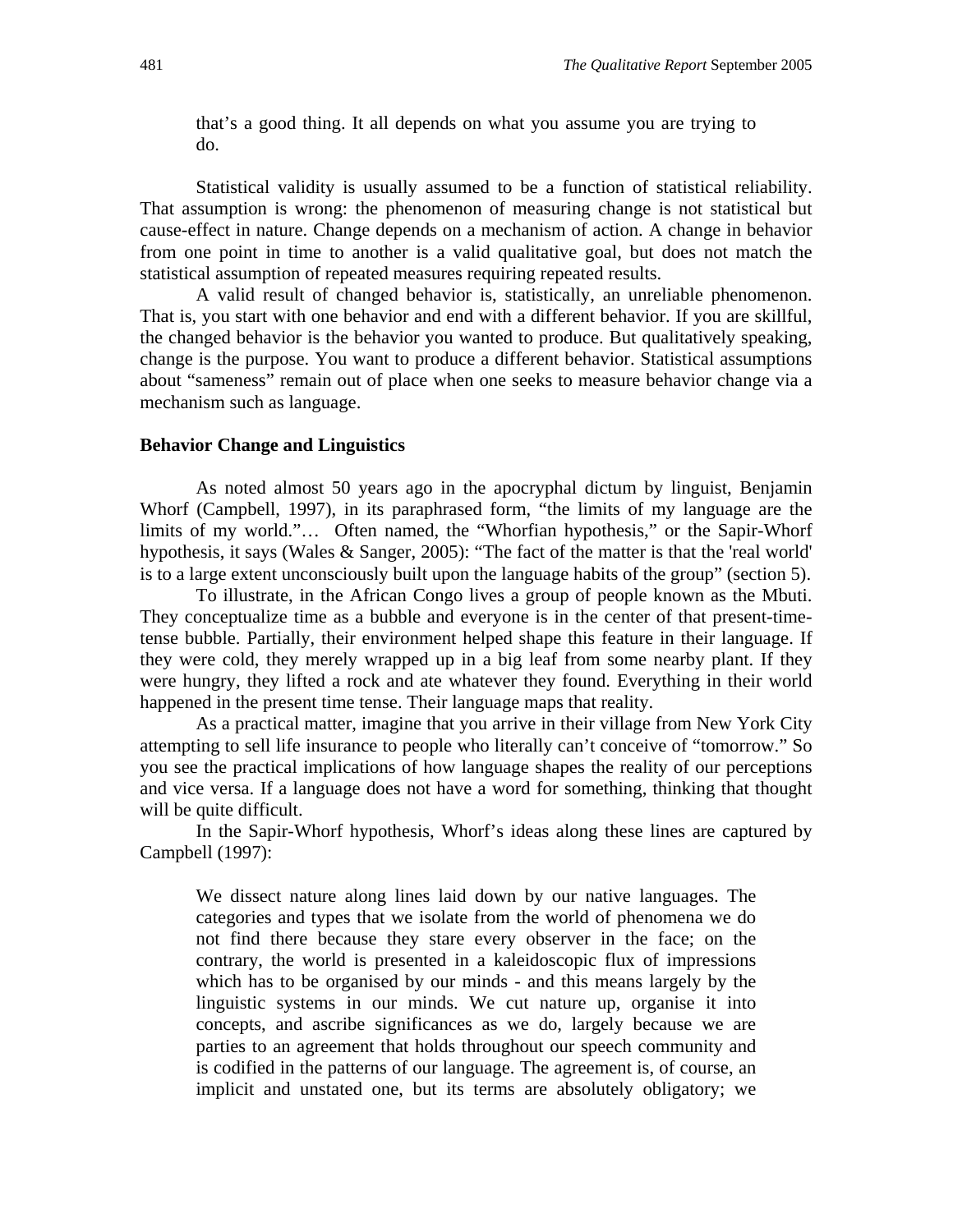> that's a good thing. It all depends on what you assume you are trying to do.

Statistical validity is usually assumed to be a function of statistical reliability. That assumption is wrong: the phenomenon of measuring change is not statistical but cause-effect in nature. Change depends on a mechanism of action. A change in behavior from one point in time to another is a valid qualitative goal, but does not match the statistical assumption of repeated measures requiring repeated results.

A valid result of changed behavior is, statistically, an unreliable phenomenon. That is, you start with one behavior and end with a different behavior. If you are skillful, the changed behavior is the behavior you wanted to produce. But qualitatively speaking, change is the purpose. You want to produce a different behavior. Statistical assumptions about "sameness" remain out of place when one seeks to measure behavior change via a mechanism such as language.

**Behavior Change and Linguistics**

As noted almost 50 years ago in the apocryphal dictum by linguist, Benjamin Whorf (Campbell, 1997), in its paraphrased form, "the limits of my language are the limits of my world."… Often named, the "Whorfian hypothesis," or the Sapir-Whorf hypothesis, it says (Wales & Sanger, 2005): "The fact of the matter is that the 'real world' is to a large extent unconsciously built upon the language habits of the group" (section 5).

To illustrate, in the African Congo lives a group of people known as the Mbuti. They conceptualize time as a bubble and everyone is in the center of that present-time-tense bubble. Partially, their environment helped shape this feature in their language. If they were cold, they merely wrapped up in a big leaf from some nearby plant. If they were hungry, they lifted a rock and ate whatever they found. Everything in their world happened in the present time tense. Their language maps that reality.

As a practical matter, imagine that you arrive in their village from New York City attempting to sell life insurance to people who literally can't conceive of "tomorrow." So you see the practical implications of how language shapes the reality of our perceptions and vice versa. If a language does not have a word for something, thinking that thought will be quite difficult.

In the Sapir-Whorf hypothesis, Whorf's ideas along these lines are captured by Campbell (1997):

> We dissect nature along lines laid down by our native languages. The categories and types that we isolate from the world of phenomena we do not find there because they stare every observer in the face; on the contrary, the world is presented in a kaleidoscopic flux of impressions which has to be organised by our minds - and this means largely by the linguistic systems in our minds. We cut nature up, organise it into concepts, and ascribe significances as we do, largely because we are parties to an agreement that holds throughout our speech community and is codified in the patterns of our language. The agreement is, of course, an implicit and unstated one, but its terms are absolutely obligatory; we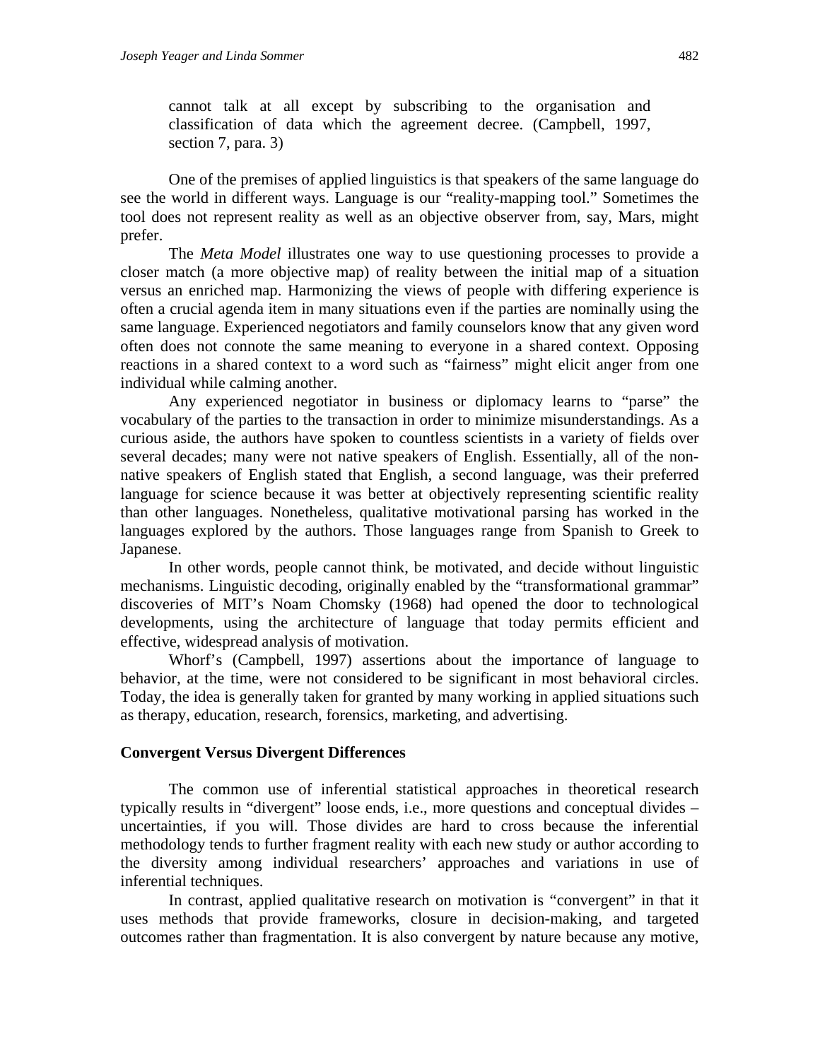cannot talk at all except by subscribing to the organisation and classification of data which the agreement decree. (Campbell, 1997, section 7, para. 3)

One of the premises of applied linguistics is that speakers of the same language do see the world in different ways. Language is our "reality-mapping tool." Sometimes the tool does not represent reality as well as an objective observer from, say, Mars, might prefer.

The *Meta Model* illustrates one way to use questioning processes to provide a closer match (a more objective map) of reality between the initial map of a situation versus an enriched map. Harmonizing the views of people with differing experience is often a crucial agenda item in many situations even if the parties are nominally using the same language. Experienced negotiators and family counselors know that any given word often does not connote the same meaning to everyone in a shared context. Opposing reactions in a shared context to a word such as "fairness" might elicit anger from one individual while calming another.

Any experienced negotiator in business or diplomacy learns to "parse" the vocabulary of the parties to the transaction in order to minimize misunderstandings. As a curious aside, the authors have spoken to countless scientists in a variety of fields over several decades; many were not native speakers of English. Essentially, all of the non-native speakers of English stated that English, a second language, was their preferred language for science because it was better at objectively representing scientific reality than other languages. Nonetheless, qualitative motivational parsing has worked in the languages explored by the authors. Those languages range from Spanish to Greek to Japanese.

In other words, people cannot think, be motivated, and decide without linguistic mechanisms. Linguistic decoding, originally enabled by the "transformational grammar" discoveries of MIT's Noam Chomsky (1968) had opened the door to technological developments, using the architecture of language that today permits efficient and effective, widespread analysis of motivation.

Whorf's (Campbell, 1997) assertions about the importance of language to behavior, at the time, were not considered to be significant in most behavioral circles. Today, the idea is generally taken for granted by many working in applied situations such as therapy, education, research, forensics, marketing, and advertising.

## Convergent Versus Divergent Differences

The common use of inferential statistical approaches in theoretical research typically results in "divergent" loose ends, i.e., more questions and conceptual divides – uncertainties, if you will. Those divides are hard to cross because the inferential methodology tends to further fragment reality with each new study or author according to the diversity among individual researchers' approaches and variations in use of inferential techniques.

In contrast, applied qualitative research on motivation is "convergent" in that it uses methods that provide frameworks, closure in decision-making, and targeted outcomes rather than fragmentation. It is also convergent by nature because any motive,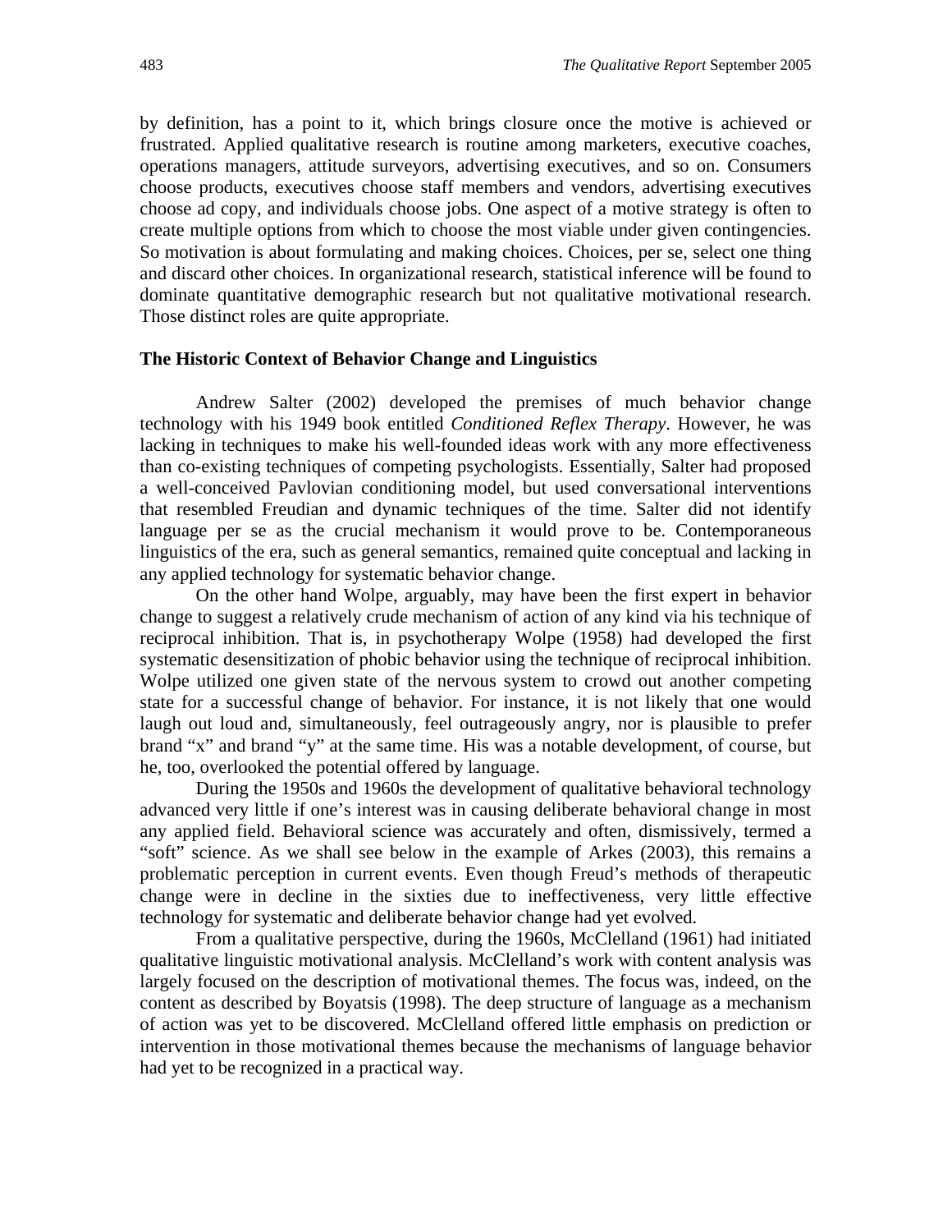by definition, has a point to it, which brings closure once the motive is achieved or frustrated. Applied qualitative research is routine among marketers, executive coaches, operations managers, attitude surveyors, advertising executives, and so on. Consumers choose products, executives choose staff members and vendors, advertising executives choose ad copy, and individuals choose jobs. One aspect of a motive strategy is often to create multiple options from which to choose the most viable under given contingencies. So motivation is about formulating and making choices. Choices, per se, select one thing and discard other choices. In organizational research, statistical inference will be found to dominate quantitative demographic research but not qualitative motivational research. Those distinct roles are quite appropriate.

### The Historic Context of Behavior Change and Linguistics

Andrew Salter (2002) developed the premises of much behavior change technology with his 1949 book entitled *Conditioned Reflex Therapy*. However, he was lacking in techniques to make his well-founded ideas work with any more effectiveness than co-existing techniques of competing psychologists. Essentially, Salter had proposed a well-conceived Pavlovian conditioning model, but used conversational interventions that resembled Freudian and dynamic techniques of the time. Salter did not identify language per se as the crucial mechanism it would prove to be. Contemporaneous linguistics of the era, such as general semantics, remained quite conceptual and lacking in any applied technology for systematic behavior change.

On the other hand Wolpe, arguably, may have been the first expert in behavior change to suggest a relatively crude mechanism of action of any kind via his technique of reciprocal inhibition. That is, in psychotherapy Wolpe (1958) had developed the first systematic desensitization of phobic behavior using the technique of reciprocal inhibition. Wolpe utilized one given state of the nervous system to crowd out another competing state for a successful change of behavior. For instance, it is not likely that one would laugh out loud and, simultaneously, feel outrageously angry, nor is plausible to prefer brand "x" and brand "y" at the same time. His was a notable development, of course, but he, too, overlooked the potential offered by language.

During the 1950s and 1960s the development of qualitative behavioral technology advanced very little if one's interest was in causing deliberate behavioral change in most any applied field. Behavioral science was accurately and often, dismissively, termed a "soft" science. As we shall see below in the example of Arkes (2003), this remains a problematic perception in current events. Even though Freud's methods of therapeutic change were in decline in the sixties due to ineffectiveness, very little effective technology for systematic and deliberate behavior change had yet evolved.

From a qualitative perspective, during the 1960s, McClelland (1961) had initiated qualitative linguistic motivational analysis. McClelland's work with content analysis was largely focused on the description of motivational themes. The focus was, indeed, on the content as described by Boyatsis (1998). The deep structure of language as a mechanism of action was yet to be discovered. McClelland offered little emphasis on prediction or intervention in those motivational themes because the mechanisms of language behavior had yet to be recognized in a practical way.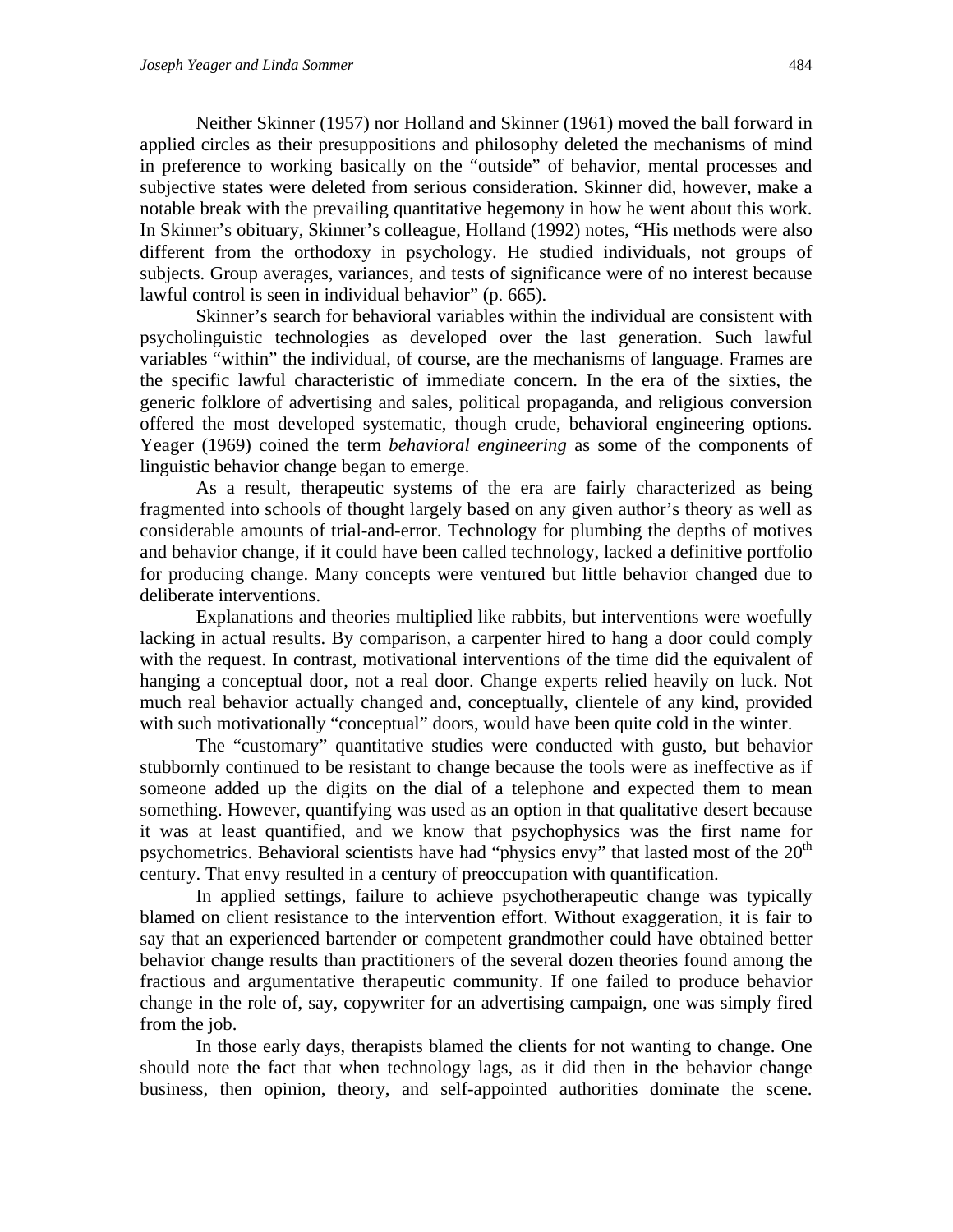Neither Skinner (1957) nor Holland and Skinner (1961) moved the ball forward in applied circles as their presuppositions and philosophy deleted the mechanisms of mind in preference to working basically on the "outside" of behavior, mental processes and subjective states were deleted from serious consideration. Skinner did, however, make a notable break with the prevailing quantitative hegemony in how he went about this work. In Skinner's obituary, Skinner's colleague, Holland (1992) notes, "His methods were also different from the orthodoxy in psychology. He studied individuals, not groups of subjects. Group averages, variances, and tests of significance were of no interest because lawful control is seen in individual behavior" (p. 665).

Skinner's search for behavioral variables within the individual are consistent with psycholinguistic technologies as developed over the last generation. Such lawful variables "within" the individual, of course, are the mechanisms of language. Frames are the specific lawful characteristic of immediate concern. In the era of the sixties, the generic folklore of advertising and sales, political propaganda, and religious conversion offered the most developed systematic, though crude, behavioral engineering options. Yeager (1969) coined the term *behavioral engineering* as some of the components of linguistic behavior change began to emerge.

As a result, therapeutic systems of the era are fairly characterized as being fragmented into schools of thought largely based on any given author's theory as well as considerable amounts of trial-and-error. Technology for plumbing the depths of motives and behavior change, if it could have been called technology, lacked a definitive portfolio for producing change. Many concepts were ventured but little behavior changed due to deliberate interventions.

Explanations and theories multiplied like rabbits, but interventions were woefully lacking in actual results. By comparison, a carpenter hired to hang a door could comply with the request. In contrast, motivational interventions of the time did the equivalent of hanging a conceptual door, not a real door. Change experts relied heavily on luck. Not much real behavior actually changed and, conceptually, clientele of any kind, provided with such motivationally "conceptual" doors, would have been quite cold in the winter.

The "customary" quantitative studies were conducted with gusto, but behavior stubbornly continued to be resistant to change because the tools were as ineffective as if someone added up the digits on the dial of a telephone and expected them to mean something. However, quantifying was used as an option in that qualitative desert because it was at least quantified, and we know that psychophysics was the first name for psychometrics. Behavioral scientists have had "physics envy" that lasted most of the 20th century. That envy resulted in a century of preoccupation with quantification.

In applied settings, failure to achieve psychotherapeutic change was typically blamed on client resistance to the intervention effort. Without exaggeration, it is fair to say that an experienced bartender or competent grandmother could have obtained better behavior change results than practitioners of the several dozen theories found among the fractious and argumentative therapeutic community. If one failed to produce behavior change in the role of, say, copywriter for an advertising campaign, one was simply fired from the job.

In those early days, therapists blamed the clients for not wanting to change. One should note the fact that when technology lags, as it did then in the behavior change business, then opinion, theory, and self-appointed authorities dominate the scene.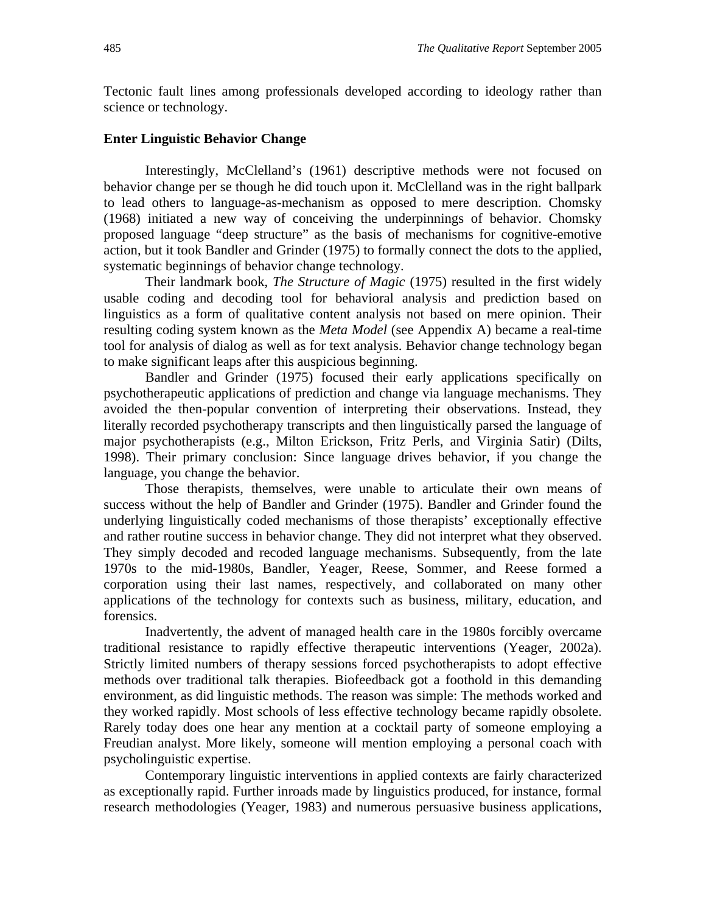Tectonic fault lines among professionals developed according to ideology rather than science or technology.

### Enter Linguistic Behavior Change

Interestingly, McClelland's (1961) descriptive methods were not focused on behavior change per se though he did touch upon it. McClelland was in the right ballpark to lead others to language-as-mechanism as opposed to mere description. Chomsky (1968) initiated a new way of conceiving the underpinnings of behavior. Chomsky proposed language "deep structure" as the basis of mechanisms for cognitive-emotive action, but it took Bandler and Grinder (1975) to formally connect the dots to the applied, systematic beginnings of behavior change technology.

Their landmark book, *The Structure of Magic* (1975) resulted in the first widely usable coding and decoding tool for behavioral analysis and prediction based on linguistics as a form of qualitative content analysis not based on mere opinion. Their resulting coding system known as the *Meta Model* (see Appendix A) became a real-time tool for analysis of dialog as well as for text analysis. Behavior change technology began to make significant leaps after this auspicious beginning.

Bandler and Grinder (1975) focused their early applications specifically on psychotherapeutic applications of prediction and change via language mechanisms. They avoided the then-popular convention of interpreting their observations. Instead, they literally recorded psychotherapy transcripts and then linguistically parsed the language of major psychotherapists (e.g., Milton Erickson, Fritz Perls, and Virginia Satir) (Dilts, 1998). Their primary conclusion: Since language drives behavior, if you change the language, you change the behavior.

Those therapists, themselves, were unable to articulate their own means of success without the help of Bandler and Grinder (1975). Bandler and Grinder found the underlying linguistically coded mechanisms of those therapists' exceptionally effective and rather routine success in behavior change. They did not interpret what they observed. They simply decoded and recoded language mechanisms. Subsequently, from the late 1970s to the mid-1980s, Bandler, Yeager, Reese, Sommer, and Reese formed a corporation using their last names, respectively, and collaborated on many other applications of the technology for contexts such as business, military, education, and forensics.

Inadvertently, the advent of managed health care in the 1980s forcibly overcame traditional resistance to rapidly effective therapeutic interventions (Yeager, 2002a). Strictly limited numbers of therapy sessions forced psychotherapists to adopt effective methods over traditional talk therapies. Biofeedback got a foothold in this demanding environment, as did linguistic methods. The reason was simple: The methods worked and they worked rapidly. Most schools of less effective technology became rapidly obsolete. Rarely today does one hear any mention at a cocktail party of someone employing a Freudian analyst. More likely, someone will mention employing a personal coach with psycholinguistic expertise.

Contemporary linguistic interventions in applied contexts are fairly characterized as exceptionally rapid. Further inroads made by linguistics produced, for instance, formal research methodologies (Yeager, 1983) and numerous persuasive business applications,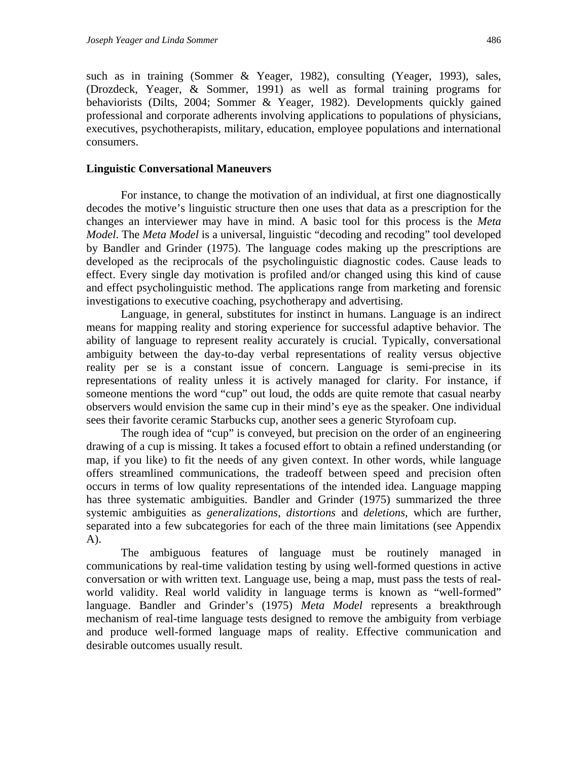such as in training (Sommer & Yeager, 1982), consulting (Yeager, 1993), sales, (Drozdeck, Yeager, & Sommer, 1991) as well as formal training programs for behaviorists (Dilts, 2004; Sommer & Yeager, 1982). Developments quickly gained professional and corporate adherents involving applications to populations of physicians, executives, psychotherapists, military, education, employee populations and international consumers.

**Linguistic Conversational Maneuvers**

For instance, to change the motivation of an individual, at first one diagnostically decodes the motive's linguistic structure then one uses that data as a prescription for the changes an interviewer may have in mind. A basic tool for this process is the *Meta Model*. The *Meta Model* is a universal, linguistic "decoding and recoding" tool developed by Bandler and Grinder (1975). The language codes making up the prescriptions are developed as the reciprocals of the psycholinguistic diagnostic codes. Cause leads to effect. Every single day motivation is profiled and/or changed using this kind of cause and effect psycholinguistic method. The applications range from marketing and forensic investigations to executive coaching, psychotherapy and advertising.

Language, in general, substitutes for instinct in humans. Language is an indirect means for mapping reality and storing experience for successful adaptive behavior. The ability of language to represent reality accurately is crucial. Typically, conversational ambiguity between the day-to-day verbal representations of reality versus objective reality per se is a constant issue of concern. Language is semi-precise in its representations of reality unless it is actively managed for clarity. For instance, if someone mentions the word "cup" out loud, the odds are quite remote that casual nearby observers would envision the same cup in their mind's eye as the speaker. One individual sees their favorite ceramic Starbucks cup, another sees a generic Styrofoam cup.

The rough idea of "cup" is conveyed, but precision on the order of an engineering drawing of a cup is missing. It takes a focused effort to obtain a refined understanding (or map, if you like) to fit the needs of any given context. In other words, while language offers streamlined communications, the tradeoff between speed and precision often occurs in terms of low quality representations of the intended idea. Language mapping has three systematic ambiguities. Bandler and Grinder (1975) summarized the three systemic ambiguities as *generalizations*, *distortions* and *deletions*, which are further, separated into a few subcategories for each of the three main limitations (see Appendix A).

The ambiguous features of language must be routinely managed in communications by real-time validation testing by using well-formed questions in active conversation or with written text. Language use, being a map, must pass the tests of real-world validity. Real world validity in language terms is known as "well-formed" language. Bandler and Grinder's (1975) *Meta Model* represents a breakthrough mechanism of real-time language tests designed to remove the ambiguity from verbiage and produce well-formed language maps of reality. Effective communication and desirable outcomes usually result.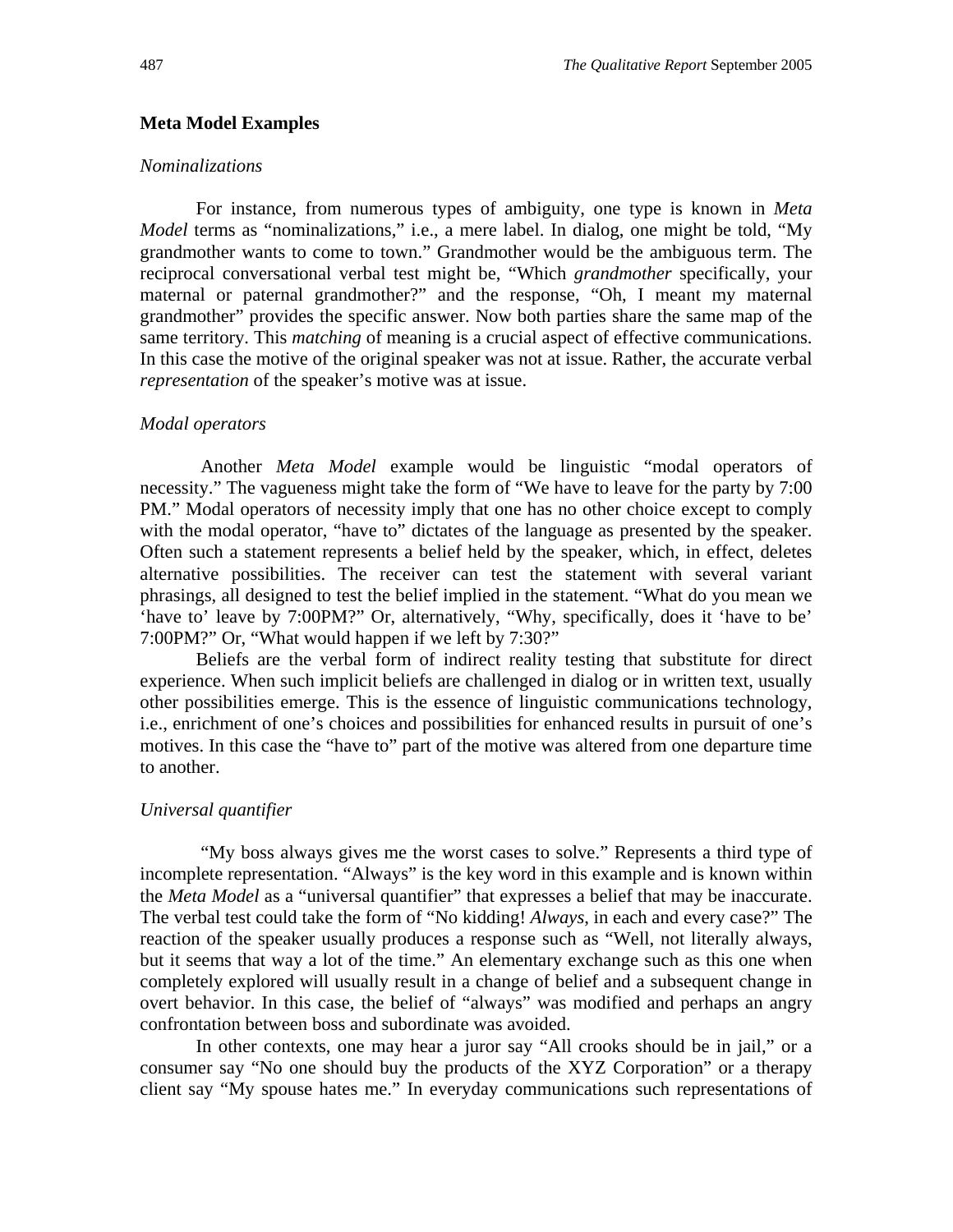### Meta Model Examples

#### *Nominalizations*

For instance, from numerous types of ambiguity, one type is known in *Meta Model* terms as "nominalizations," i.e., a mere label. In dialog, one might be told, "My grandmother wants to come to town." Grandmother would be the ambiguous term. The reciprocal conversational verbal test might be, "Which *grandmother* specifically, your maternal or paternal grandmother?" and the response, "Oh, I meant my maternal grandmother" provides the specific answer. Now both parties share the same map of the same territory. This *matching* of meaning is a crucial aspect of effective communications. In this case the motive of the original speaker was not at issue. Rather, the accurate verbal *representation* of the speaker's motive was at issue.

#### *Modal operators*

Another *Meta Model* example would be linguistic "modal operators of necessity." The vagueness might take the form of "We have to leave for the party by 7:00 PM." Modal operators of necessity imply that one has no other choice except to comply with the modal operator, "have to" dictates of the language as presented by the speaker. Often such a statement represents a belief held by the speaker, which, in effect, deletes alternative possibilities. The receiver can test the statement with several variant phrasings, all designed to test the belief implied in the statement. "What do you mean we 'have to' leave by 7:00PM?" Or, alternatively, "Why, specifically, does it 'have to be' 7:00PM?" Or, "What would happen if we left by 7:30?"

Beliefs are the verbal form of indirect reality testing that substitute for direct experience. When such implicit beliefs are challenged in dialog or in written text, usually other possibilities emerge. This is the essence of linguistic communications technology, i.e., enrichment of one's choices and possibilities for enhanced results in pursuit of one's motives. In this case the "have to" part of the motive was altered from one departure time to another.

#### *Universal quantifier*

"My boss always gives me the worst cases to solve." Represents a third type of incomplete representation. "Always" is the key word in this example and is known within the *Meta Model* as a "universal quantifier" that expresses a belief that may be inaccurate. The verbal test could take the form of "No kidding! *Always*, in each and every case?" The reaction of the speaker usually produces a response such as "Well, not literally always, but it seems that way a lot of the time." An elementary exchange such as this one when completely explored will usually result in a change of belief and a subsequent change in overt behavior. In this case, the belief of "always" was modified and perhaps an angry confrontation between boss and subordinate was avoided.

In other contexts, one may hear a juror say "All crooks should be in jail," or a consumer say "No one should buy the products of the XYZ Corporation" or a therapy client say "My spouse hates me." In everyday communications such representations of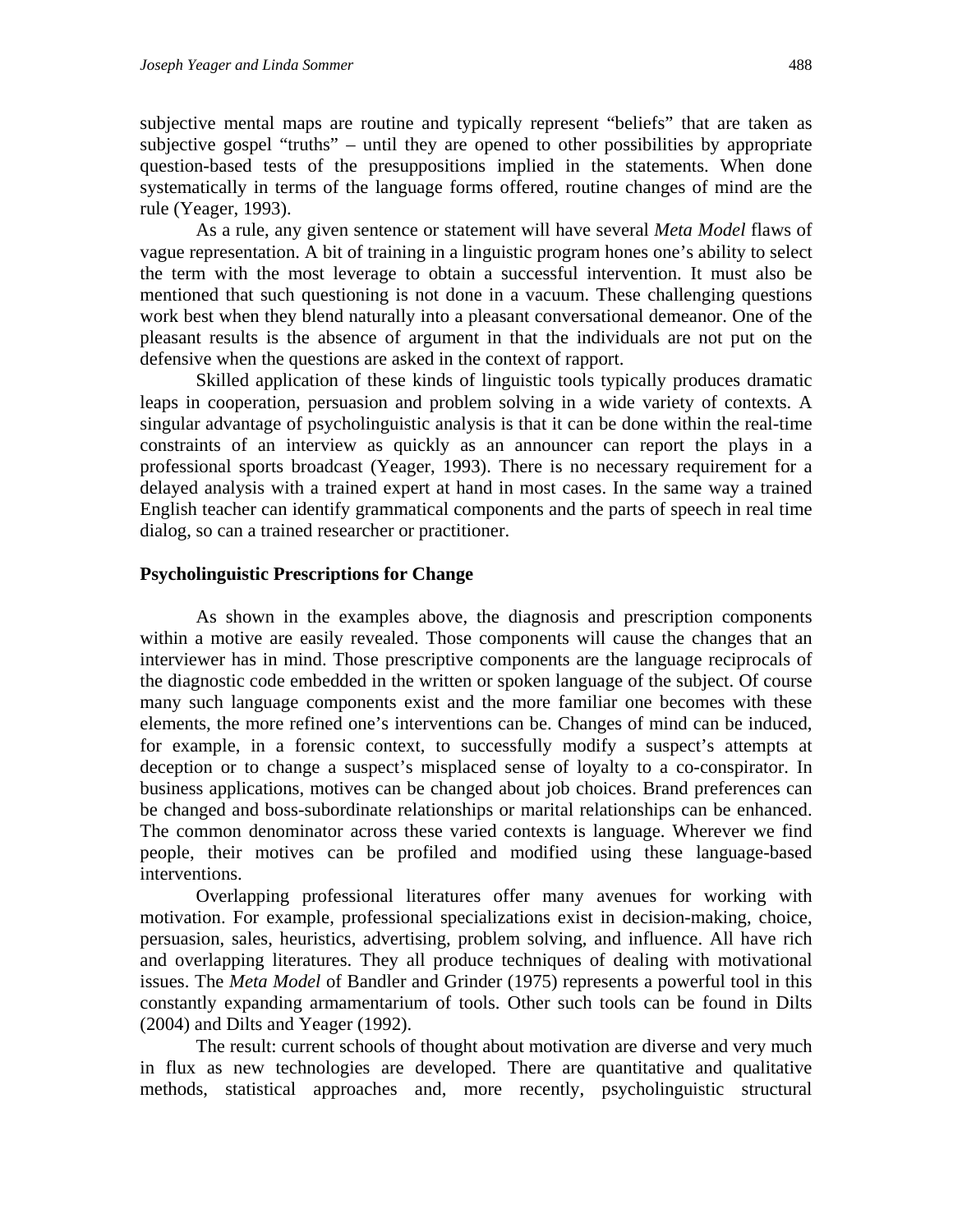subjective mental maps are routine and typically represent "beliefs" that are taken as subjective gospel "truths" – until they are opened to other possibilities by appropriate question-based tests of the presuppositions implied in the statements. When done systematically in terms of the language forms offered, routine changes of mind are the rule (Yeager, 1993).

As a rule, any given sentence or statement will have several *Meta Model* flaws of vague representation. A bit of training in a linguistic program hones one's ability to select the term with the most leverage to obtain a successful intervention. It must also be mentioned that such questioning is not done in a vacuum. These challenging questions work best when they blend naturally into a pleasant conversational demeanor. One of the pleasant results is the absence of argument in that the individuals are not put on the defensive when the questions are asked in the context of rapport.

Skilled application of these kinds of linguistic tools typically produces dramatic leaps in cooperation, persuasion and problem solving in a wide variety of contexts. A singular advantage of psycholinguistic analysis is that it can be done within the real-time constraints of an interview as quickly as an announcer can report the plays in a professional sports broadcast (Yeager, 1993). There is no necessary requirement for a delayed analysis with a trained expert at hand in most cases. In the same way a trained English teacher can identify grammatical components and the parts of speech in real time dialog, so can a trained researcher or practitioner.

**Psycholinguistic Prescriptions for Change**

As shown in the examples above, the diagnosis and prescription components within a motive are easily revealed. Those components will cause the changes that an interviewer has in mind. Those prescriptive components are the language reciprocals of the diagnostic code embedded in the written or spoken language of the subject. Of course many such language components exist and the more familiar one becomes with these elements, the more refined one's interventions can be. Changes of mind can be induced, for example, in a forensic context, to successfully modify a suspect's attempts at deception or to change a suspect's misplaced sense of loyalty to a co-conspirator. In business applications, motives can be changed about job choices. Brand preferences can be changed and boss-subordinate relationships or marital relationships can be enhanced. The common denominator across these varied contexts is language. Wherever we find people, their motives can be profiled and modified using these language-based interventions.

Overlapping professional literatures offer many avenues for working with motivation. For example, professional specializations exist in decision-making, choice, persuasion, sales, heuristics, advertising, problem solving, and influence. All have rich and overlapping literatures. They all produce techniques of dealing with motivational issues. The *Meta Model* of Bandler and Grinder (1975) represents a powerful tool in this constantly expanding armamentarium of tools. Other such tools can be found in Dilts (2004) and Dilts and Yeager (1992).

The result: current schools of thought about motivation are diverse and very much in flux as new technologies are developed. There are quantitative and qualitative methods, statistical approaches and, more recently, psycholinguistic structural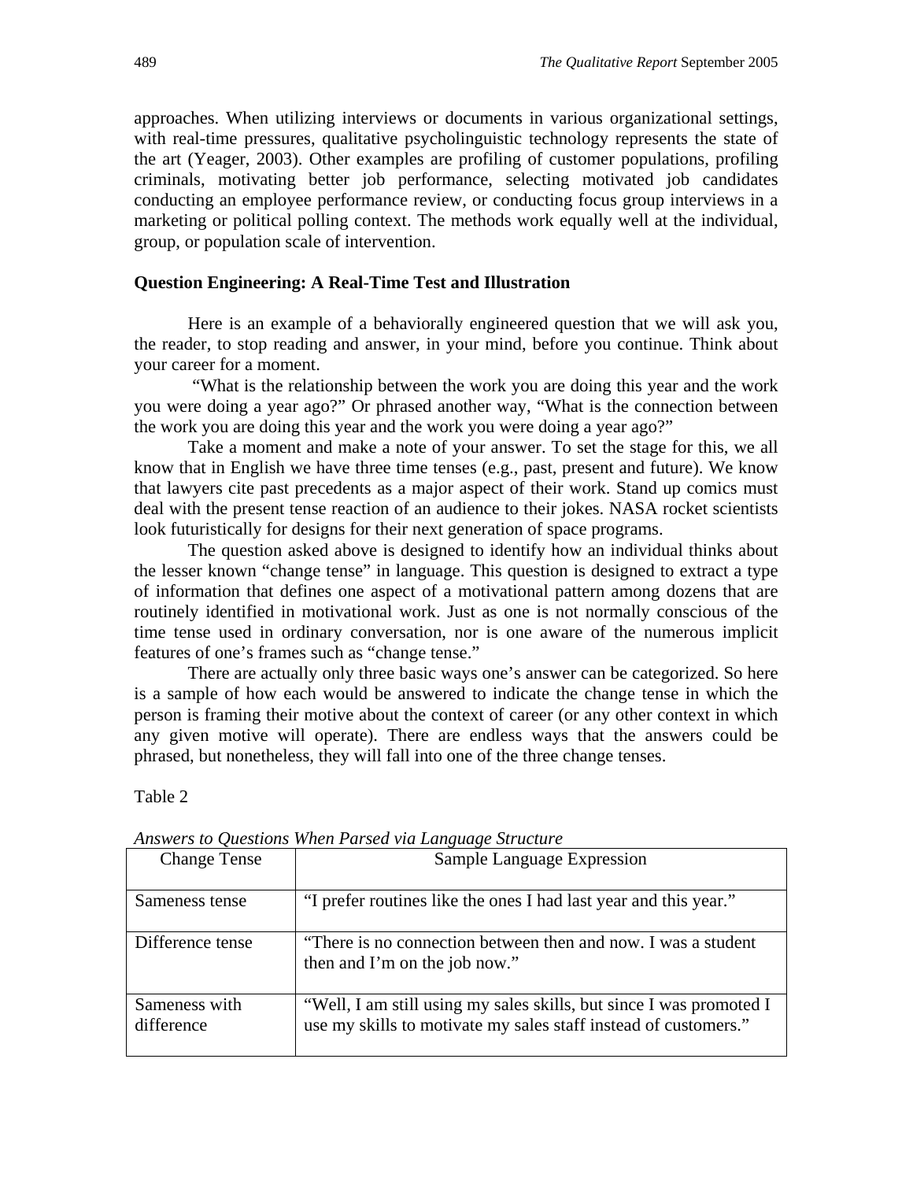approaches. When utilizing interviews or documents in various organizational settings, with real-time pressures, qualitative psycholinguistic technology represents the state of the art (Yeager, 2003). Other examples are profiling of customer populations, profiling criminals, motivating better job performance, selecting motivated job candidates conducting an employee performance review, or conducting focus group interviews in a marketing or political polling context. The methods work equally well at the individual, group, or population scale of intervention.

## Question Engineering: A Real-Time Test and Illustration

Here is an example of a behaviorally engineered question that we will ask you, the reader, to stop reading and answer, in your mind, before you continue. Think about your career for a moment.

"What is the relationship between the work you are doing this year and the work you were doing a year ago?" Or phrased another way, "What is the connection between the work you are doing this year and the work you were doing a year ago?"

Take a moment and make a note of your answer. To set the stage for this, we all know that in English we have three time tenses (e.g., past, present and future). We know that lawyers cite past precedents as a major aspect of their work. Stand up comics must deal with the present tense reaction of an audience to their jokes. NASA rocket scientists look futuristically for designs for their next generation of space programs.

The question asked above is designed to identify how an individual thinks about the lesser known "change tense" in language. This question is designed to extract a type of information that defines one aspect of a motivational pattern among dozens that are routinely identified in motivational work. Just as one is not normally conscious of the time tense used in ordinary conversation, nor is one aware of the numerous implicit features of one's frames such as "change tense."

There are actually only three basic ways one's answer can be categorized. So here is a sample of how each would be answered to indicate the change tense in which the person is framing their motive about the context of career (or any other context in which any given motive will operate). There are endless ways that the answers could be phrased, but nonetheless, they will fall into one of the three change tenses.

Table 2

*Answers to Questions When Parsed via Language Structure*

| Change Tense | Sample Language Expression |
|---|---|
| Sameness tense | "I prefer routines like the ones I had last year and this year." |
| Difference tense | "There is no connection between then and now. I was a student then and I'm on the job now." |
| Sameness with difference | "Well, I am still using my sales skills, but since I was promoted I use my skills to motivate my sales staff instead of customers." |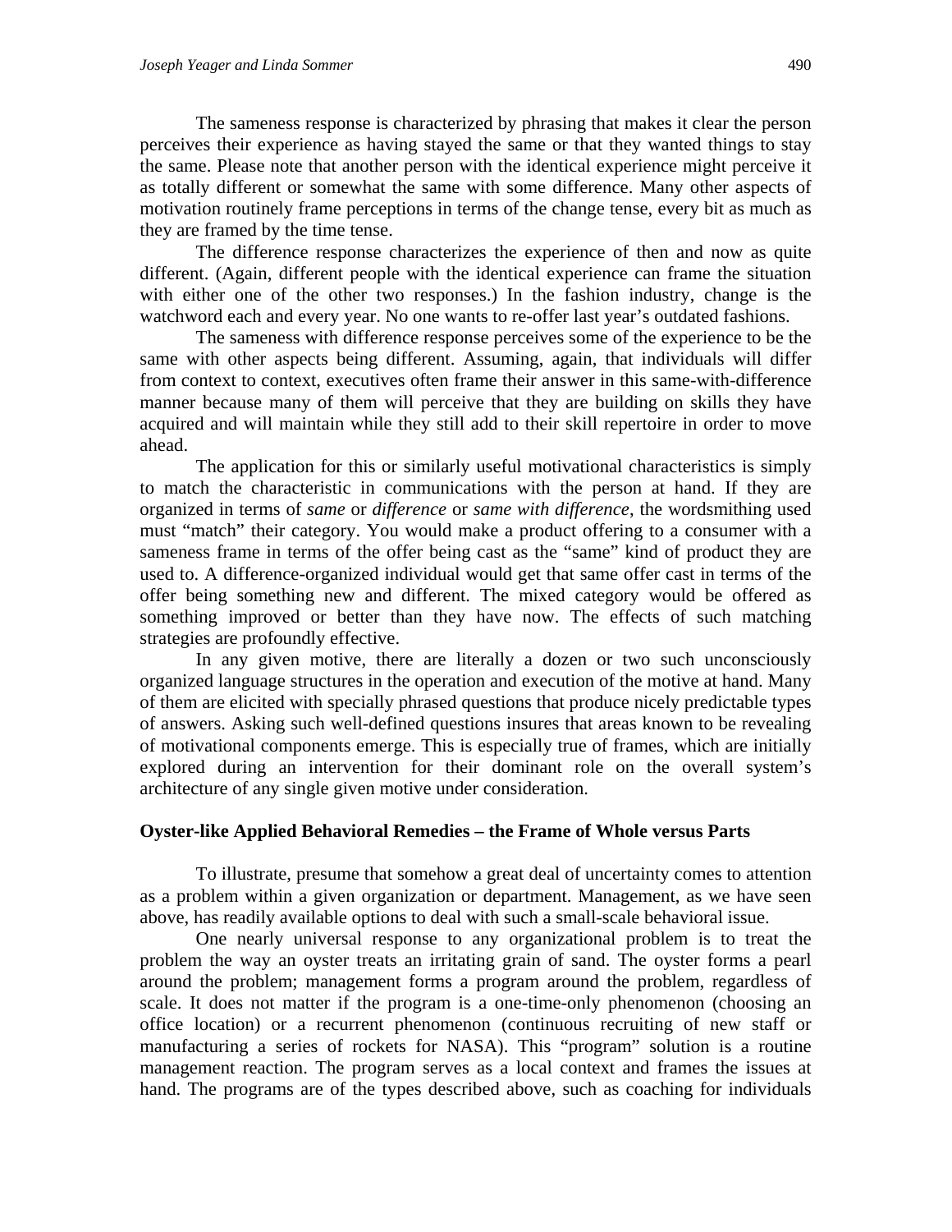The sameness response is characterized by phrasing that makes it clear the person perceives their experience as having stayed the same or that they wanted things to stay the same. Please note that another person with the identical experience might perceive it as totally different or somewhat the same with some difference. Many other aspects of motivation routinely frame perceptions in terms of the change tense, every bit as much as they are framed by the time tense.

The difference response characterizes the experience of then and now as quite different. (Again, different people with the identical experience can frame the situation with either one of the other two responses.) In the fashion industry, change is the watchword each and every year. No one wants to re-offer last year's outdated fashions.

The sameness with difference response perceives some of the experience to be the same with other aspects being different. Assuming, again, that individuals will differ from context to context, executives often frame their answer in this same-with-difference manner because many of them will perceive that they are building on skills they have acquired and will maintain while they still add to their skill repertoire in order to move ahead.

The application for this or similarly useful motivational characteristics is simply to match the characteristic in communications with the person at hand. If they are organized in terms of *same* or *difference* or *same with difference*, the wordsmithing used must "match" their category. You would make a product offering to a consumer with a sameness frame in terms of the offer being cast as the "same" kind of product they are used to. A difference-organized individual would get that same offer cast in terms of the offer being something new and different. The mixed category would be offered as something improved or better than they have now. The effects of such matching strategies are profoundly effective.

In any given motive, there are literally a dozen or two such unconsciously organized language structures in the operation and execution of the motive at hand. Many of them are elicited with specially phrased questions that produce nicely predictable types of answers. Asking such well-defined questions insures that areas known to be revealing of motivational components emerge. This is especially true of frames, which are initially explored during an intervention for their dominant role on the overall system's architecture of any single given motive under consideration.

### Oyster-like Applied Behavioral Remedies – the Frame of Whole versus Parts

To illustrate, presume that somehow a great deal of uncertainty comes to attention as a problem within a given organization or department. Management, as we have seen above, has readily available options to deal with such a small-scale behavioral issue.

One nearly universal response to any organizational problem is to treat the problem the way an oyster treats an irritating grain of sand. The oyster forms a pearl around the problem; management forms a program around the problem, regardless of scale. It does not matter if the program is a one-time-only phenomenon (choosing an office location) or a recurrent phenomenon (continuous recruiting of new staff or manufacturing a series of rockets for NASA). This "program" solution is a routine management reaction. The program serves as a local context and frames the issues at hand. The programs are of the types described above, such as coaching for individuals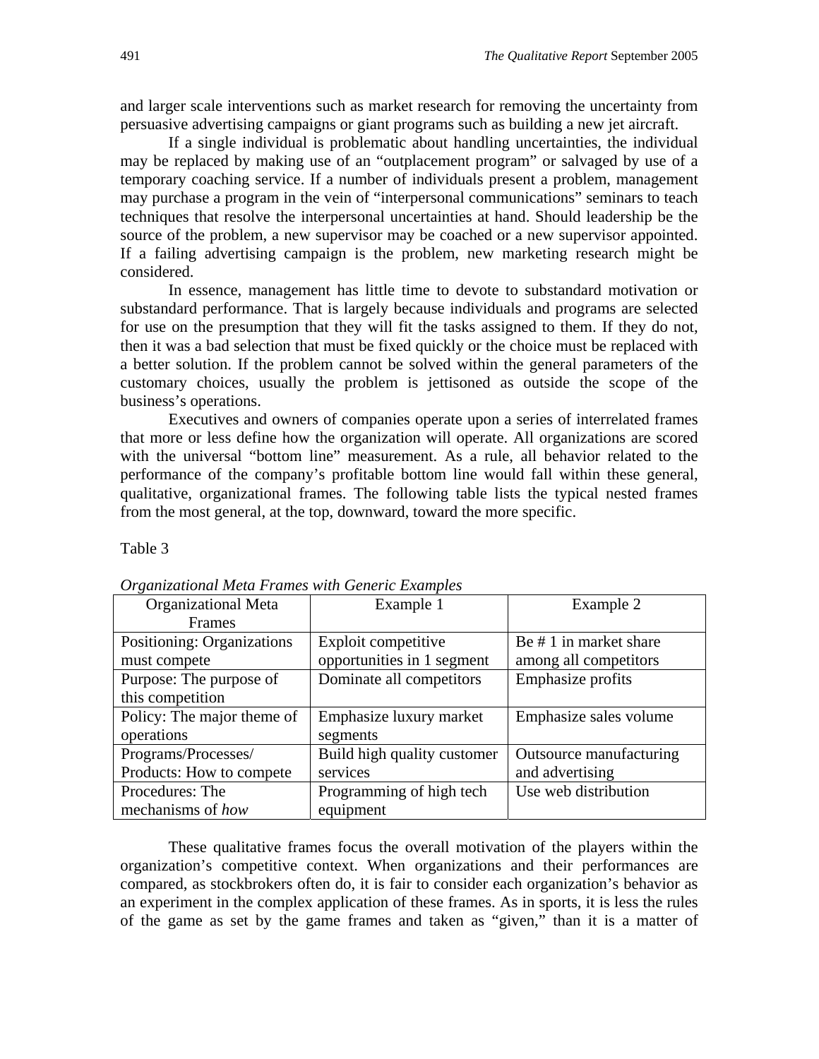and larger scale interventions such as market research for removing the uncertainty from persuasive advertising campaigns or giant programs such as building a new jet aircraft.

If a single individual is problematic about handling uncertainties, the individual may be replaced by making use of an "outplacement program" or salvaged by use of a temporary coaching service. If a number of individuals present a problem, management may purchase a program in the vein of "interpersonal communications" seminars to teach techniques that resolve the interpersonal uncertainties at hand. Should leadership be the source of the problem, a new supervisor may be coached or a new supervisor appointed. If a failing advertising campaign is the problem, new marketing research might be considered.

In essence, management has little time to devote to substandard motivation or substandard performance. That is largely because individuals and programs are selected for use on the presumption that they will fit the tasks assigned to them. If they do not, then it was a bad selection that must be fixed quickly or the choice must be replaced with a better solution. If the problem cannot be solved within the general parameters of the customary choices, usually the problem is jettisoned as outside the scope of the business's operations.

Executives and owners of companies operate upon a series of interrelated frames that more or less define how the organization will operate. All organizations are scored with the universal "bottom line" measurement. As a rule, all behavior related to the performance of the company's profitable bottom line would fall within these general, qualitative, organizational frames. The following table lists the typical nested frames from the most general, at the top, downward, toward the more specific.

Table 3

*Organizational Meta Frames with Generic Examples*

| Organizational Meta Frames | Example 1 | Example 2 |
|---|---|---|
| Positioning: Organizations must compete | Exploit competitive opportunities in 1 segment | Be # 1 in market share among all competitors |
| Purpose: The purpose of this competition | Dominate all competitors | Emphasize profits |
| Policy: The major theme of operations | Emphasize luxury market segments | Emphasize sales volume |
| Programs/Processes/ Products: How to compete | Build high quality customer services | Outsource manufacturing and advertising |
| Procedures: The mechanisms of *how* | Programming of high tech equipment | Use web distribution |

These qualitative frames focus the overall motivation of the players within the organization's competitive context. When organizations and their performances are compared, as stockbrokers often do, it is fair to consider each organization's behavior as an experiment in the complex application of these frames. As in sports, it is less the rules of the game as set by the game frames and taken as "given," than it is a matter of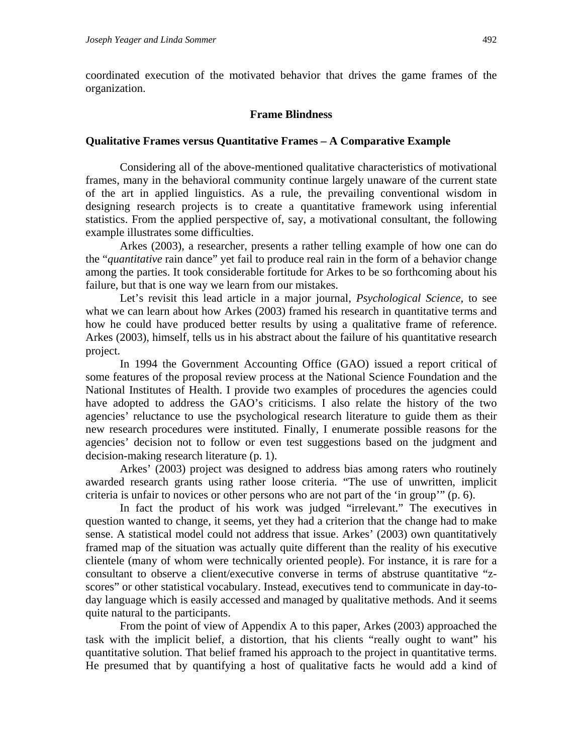coordinated execution of the motivated behavior that drives the game frames of the organization.

## Frame Blindness

### Qualitative Frames versus Quantitative Frames – A Comparative Example

Considering all of the above-mentioned qualitative characteristics of motivational frames, many in the behavioral community continue largely unaware of the current state of the art in applied linguistics. As a rule, the prevailing conventional wisdom in designing research projects is to create a quantitative framework using inferential statistics. From the applied perspective of, say, a motivational consultant, the following example illustrates some difficulties.

Arkes (2003), a researcher, presents a rather telling example of how one can do the "*quantitative* rain dance" yet fail to produce real rain in the form of a behavior change among the parties. It took considerable fortitude for Arkes to be so forthcoming about his failure, but that is one way we learn from our mistakes.

Let's revisit this lead article in a major journal, *Psychological Science*, to see what we can learn about how Arkes (2003) framed his research in quantitative terms and how he could have produced better results by using a qualitative frame of reference. Arkes (2003), himself, tells us in his abstract about the failure of his quantitative research project.

In 1994 the Government Accounting Office (GAO) issued a report critical of some features of the proposal review process at the National Science Foundation and the National Institutes of Health. I provide two examples of procedures the agencies could have adopted to address the GAO's criticisms. I also relate the history of the two agencies' reluctance to use the psychological research literature to guide them as their new research procedures were instituted. Finally, I enumerate possible reasons for the agencies' decision not to follow or even test suggestions based on the judgment and decision-making research literature (p. 1).

Arkes' (2003) project was designed to address bias among raters who routinely awarded research grants using rather loose criteria. "The use of unwritten, implicit criteria is unfair to novices or other persons who are not part of the 'in group'" (p. 6).

In fact the product of his work was judged "irrelevant." The executives in question wanted to change, it seems, yet they had a criterion that the change had to make sense. A statistical model could not address that issue. Arkes' (2003) own quantitatively framed map of the situation was actually quite different than the reality of his executive clientele (many of whom were technically oriented people). For instance, it is rare for a consultant to observe a client/executive converse in terms of abstruse quantitative "z-scores" or other statistical vocabulary. Instead, executives tend to communicate in day-to-day language which is easily accessed and managed by qualitative methods. And it seems quite natural to the participants.

From the point of view of Appendix A to this paper, Arkes (2003) approached the task with the implicit belief, a distortion, that his clients "really ought to want" his quantitative solution. That belief framed his approach to the project in quantitative terms. He presumed that by quantifying a host of qualitative facts he would add a kind of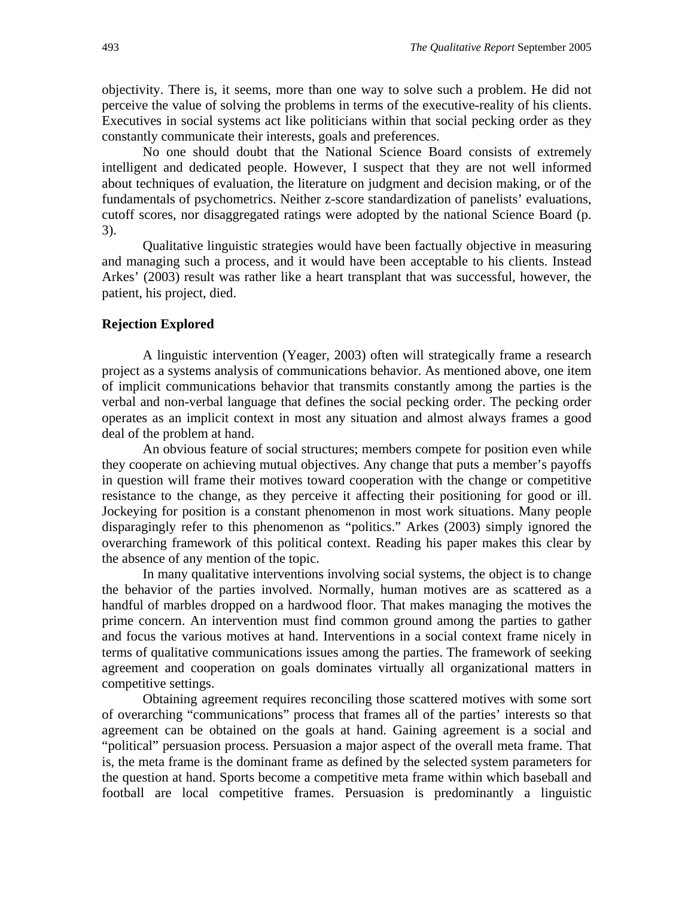objectivity. There is, it seems, more than one way to solve such a problem. He did not perceive the value of solving the problems in terms of the executive-reality of his clients. Executives in social systems act like politicians within that social pecking order as they constantly communicate their interests, goals and preferences.

No one should doubt that the National Science Board consists of extremely intelligent and dedicated people. However, I suspect that they are not well informed about techniques of evaluation, the literature on judgment and decision making, or of the fundamentals of psychometrics. Neither z-score standardization of panelists' evaluations, cutoff scores, nor disaggregated ratings were adopted by the national Science Board (p. 3).

Qualitative linguistic strategies would have been factually objective in measuring and managing such a process, and it would have been acceptable to his clients. Instead Arkes' (2003) result was rather like a heart transplant that was successful, however, the patient, his project, died.

### Rejection Explored

A linguistic intervention (Yeager, 2003) often will strategically frame a research project as a systems analysis of communications behavior. As mentioned above, one item of implicit communications behavior that transmits constantly among the parties is the verbal and non-verbal language that defines the social pecking order. The pecking order operates as an implicit context in most any situation and almost always frames a good deal of the problem at hand.

An obvious feature of social structures; members compete for position even while they cooperate on achieving mutual objectives. Any change that puts a member's payoffs in question will frame their motives toward cooperation with the change or competitive resistance to the change, as they perceive it affecting their positioning for good or ill. Jockeying for position is a constant phenomenon in most work situations. Many people disparagingly refer to this phenomenon as "politics." Arkes (2003) simply ignored the overarching framework of this political context. Reading his paper makes this clear by the absence of any mention of the topic.

In many qualitative interventions involving social systems, the object is to change the behavior of the parties involved. Normally, human motives are as scattered as a handful of marbles dropped on a hardwood floor. That makes managing the motives the prime concern. An intervention must find common ground among the parties to gather and focus the various motives at hand. Interventions in a social context frame nicely in terms of qualitative communications issues among the parties. The framework of seeking agreement and cooperation on goals dominates virtually all organizational matters in competitive settings.

Obtaining agreement requires reconciling those scattered motives with some sort of overarching "communications" process that frames all of the parties' interests so that agreement can be obtained on the goals at hand. Gaining agreement is a social and "political" persuasion process. Persuasion a major aspect of the overall meta frame. That is, the meta frame is the dominant frame as defined by the selected system parameters for the question at hand. Sports become a competitive meta frame within which baseball and football are local competitive frames. Persuasion is predominantly a linguistic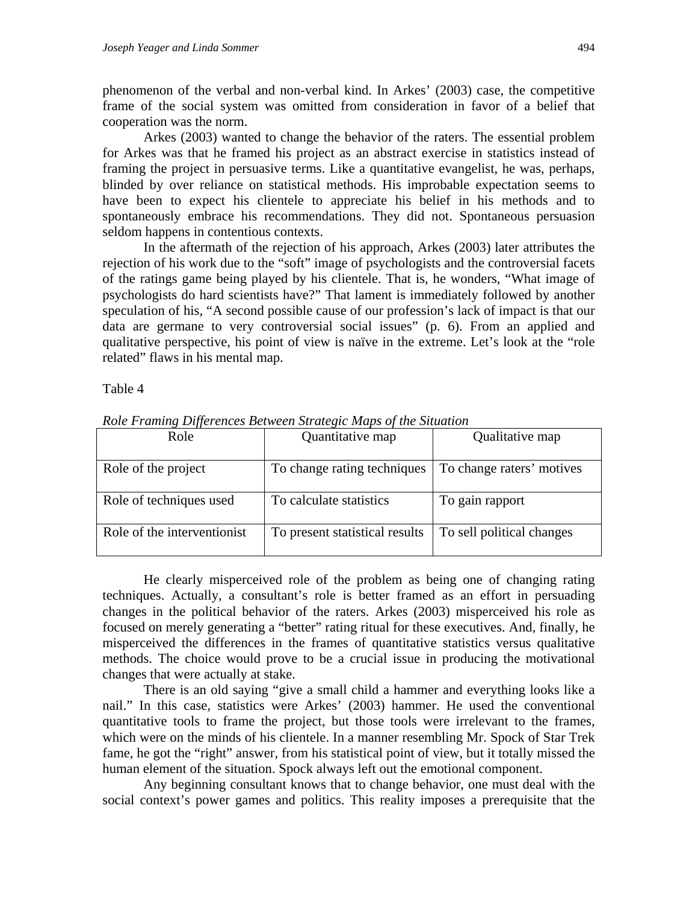phenomenon of the verbal and non-verbal kind. In Arkes' (2003) case, the competitive frame of the social system was omitted from consideration in favor of a belief that cooperation was the norm.

Arkes (2003) wanted to change the behavior of the raters. The essential problem for Arkes was that he framed his project as an abstract exercise in statistics instead of framing the project in persuasive terms. Like a quantitative evangelist, he was, perhaps, blinded by over reliance on statistical methods. His improbable expectation seems to have been to expect his clientele to appreciate his belief in his methods and to spontaneously embrace his recommendations. They did not. Spontaneous persuasion seldom happens in contentious contexts.

In the aftermath of the rejection of his approach, Arkes (2003) later attributes the rejection of his work due to the "soft" image of psychologists and the controversial facets of the ratings game being played by his clientele. That is, he wonders, "What image of psychologists do hard scientists have?" That lament is immediately followed by another speculation of his, "A second possible cause of our profession's lack of impact is that our data are germane to very controversial social issues" (p. 6). From an applied and qualitative perspective, his point of view is naïve in the extreme. Let's look at the "role related" flaws in his mental map.

Table 4

*Role Framing Differences Between Strategic Maps of the Situation*

| Role | Quantitative map | Qualitative map |
|---|---|---|
| Role of the project | To change rating techniques | To change raters' motives |
| Role of techniques used | To calculate statistics | To gain rapport |
| Role of the interventionist | To present statistical results | To sell political changes |

He clearly misperceived role of the problem as being one of changing rating techniques. Actually, a consultant's role is better framed as an effort in persuading changes in the political behavior of the raters. Arkes (2003) misperceived his role as focused on merely generating a "better" rating ritual for these executives. And, finally, he misperceived the differences in the frames of quantitative statistics versus qualitative methods. The choice would prove to be a crucial issue in producing the motivational changes that were actually at stake.

There is an old saying "give a small child a hammer and everything looks like a nail." In this case, statistics were Arkes' (2003) hammer. He used the conventional quantitative tools to frame the project, but those tools were irrelevant to the frames, which were on the minds of his clientele. In a manner resembling Mr. Spock of Star Trek fame, he got the "right" answer, from his statistical point of view, but it totally missed the human element of the situation. Spock always left out the emotional component.

Any beginning consultant knows that to change behavior, one must deal with the social context's power games and politics. This reality imposes a prerequisite that the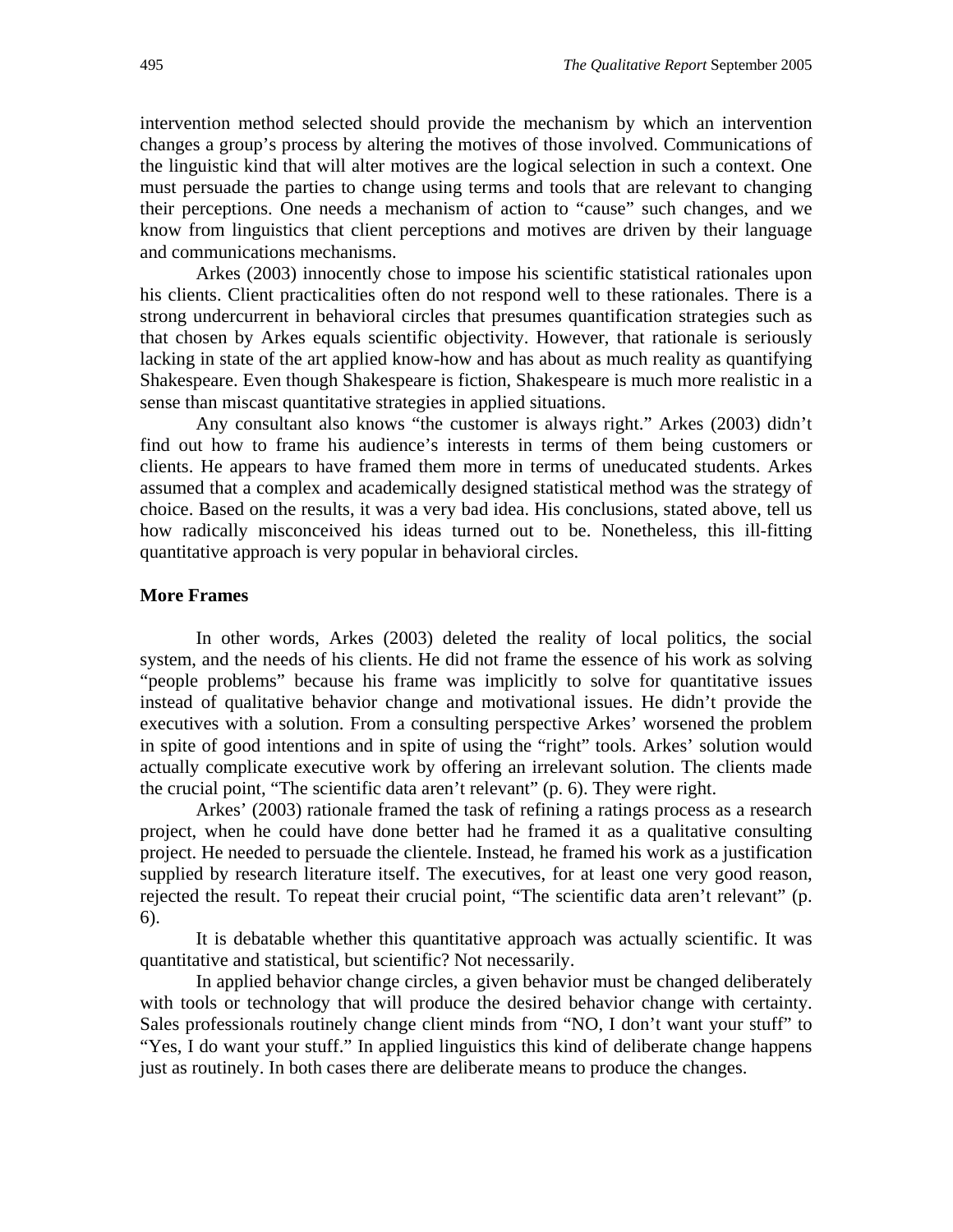intervention method selected should provide the mechanism by which an intervention changes a group's process by altering the motives of those involved. Communications of the linguistic kind that will alter motives are the logical selection in such a context. One must persuade the parties to change using terms and tools that are relevant to changing their perceptions. One needs a mechanism of action to "cause" such changes, and we know from linguistics that client perceptions and motives are driven by their language and communications mechanisms.

Arkes (2003) innocently chose to impose his scientific statistical rationales upon his clients. Client practicalities often do not respond well to these rationales. There is a strong undercurrent in behavioral circles that presumes quantification strategies such as that chosen by Arkes equals scientific objectivity. However, that rationale is seriously lacking in state of the art applied know-how and has about as much reality as quantifying Shakespeare. Even though Shakespeare is fiction, Shakespeare is much more realistic in a sense than miscast quantitative strategies in applied situations.

Any consultant also knows "the customer is always right." Arkes (2003) didn't find out how to frame his audience's interests in terms of them being customers or clients. He appears to have framed them more in terms of uneducated students. Arkes assumed that a complex and academically designed statistical method was the strategy of choice. Based on the results, it was a very bad idea. His conclusions, stated above, tell us how radically misconceived his ideas turned out to be. Nonetheless, this ill-fitting quantitative approach is very popular in behavioral circles.

**More Frames**

In other words, Arkes (2003) deleted the reality of local politics, the social system, and the needs of his clients. He did not frame the essence of his work as solving "people problems" because his frame was implicitly to solve for quantitative issues instead of qualitative behavior change and motivational issues. He didn't provide the executives with a solution. From a consulting perspective Arkes' worsened the problem in spite of good intentions and in spite of using the "right" tools. Arkes' solution would actually complicate executive work by offering an irrelevant solution. The clients made the crucial point, "The scientific data aren't relevant" (p. 6). They were right.

Arkes' (2003) rationale framed the task of refining a ratings process as a research project, when he could have done better had he framed it as a qualitative consulting project. He needed to persuade the clientele. Instead, he framed his work as a justification supplied by research literature itself. The executives, for at least one very good reason, rejected the result. To repeat their crucial point, "The scientific data aren't relevant" (p. 6).

It is debatable whether this quantitative approach was actually scientific. It was quantitative and statistical, but scientific? Not necessarily.

In applied behavior change circles, a given behavior must be changed deliberately with tools or technology that will produce the desired behavior change with certainty. Sales professionals routinely change client minds from "NO, I don't want your stuff" to "Yes, I do want your stuff." In applied linguistics this kind of deliberate change happens just as routinely. In both cases there are deliberate means to produce the changes.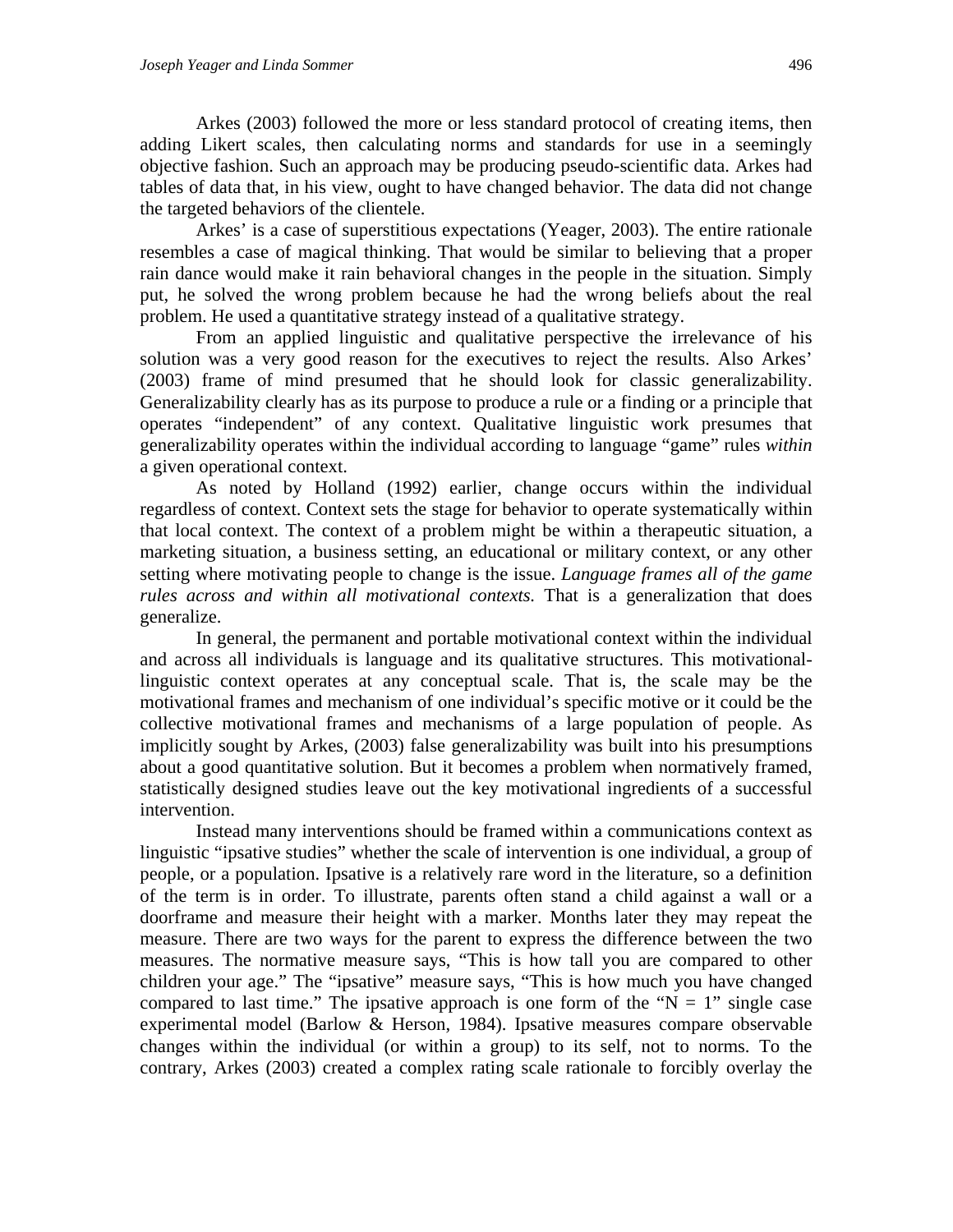Arkes (2003) followed the more or less standard protocol of creating items, then adding Likert scales, then calculating norms and standards for use in a seemingly objective fashion. Such an approach may be producing pseudo-scientific data. Arkes had tables of data that, in his view, ought to have changed behavior. The data did not change the targeted behaviors of the clientele.

Arkes' is a case of superstitious expectations (Yeager, 2003). The entire rationale resembles a case of magical thinking. That would be similar to believing that a proper rain dance would make it rain behavioral changes in the people in the situation. Simply put, he solved the wrong problem because he had the wrong beliefs about the real problem. He used a quantitative strategy instead of a qualitative strategy.

From an applied linguistic and qualitative perspective the irrelevance of his solution was a very good reason for the executives to reject the results. Also Arkes' (2003) frame of mind presumed that he should look for classic generalizability. Generalizability clearly has as its purpose to produce a rule or a finding or a principle that operates "independent" of any context. Qualitative linguistic work presumes that generalizability operates within the individual according to language "game" rules *within* a given operational context.

As noted by Holland (1992) earlier, change occurs within the individual regardless of context. Context sets the stage for behavior to operate systematically within that local context. The context of a problem might be within a therapeutic situation, a marketing situation, a business setting, an educational or military context, or any other setting where motivating people to change is the issue. *Language frames all of the game rules across and within all motivational contexts.* That is a generalization that does generalize.

In general, the permanent and portable motivational context within the individual and across all individuals is language and its qualitative structures. This motivational-linguistic context operates at any conceptual scale. That is, the scale may be the motivational frames and mechanism of one individual's specific motive or it could be the collective motivational frames and mechanisms of a large population of people. As implicitly sought by Arkes, (2003) false generalizability was built into his presumptions about a good quantitative solution. But it becomes a problem when normatively framed, statistically designed studies leave out the key motivational ingredients of a successful intervention.

Instead many interventions should be framed within a communications context as linguistic "ipsative studies" whether the scale of intervention is one individual, a group of people, or a population. Ipsative is a relatively rare word in the literature, so a definition of the term is in order. To illustrate, parents often stand a child against a wall or a doorframe and measure their height with a marker. Months later they may repeat the measure. There are two ways for the parent to express the difference between the two measures. The normative measure says, "This is how tall you are compared to other children your age." The "ipsative" measure says, "This is how much you have changed compared to last time." The ipsative approach is one form of the "N = 1" single case experimental model (Barlow & Herson, 1984). Ipsative measures compare observable changes within the individual (or within a group) to its self, not to norms. To the contrary, Arkes (2003) created a complex rating scale rationale to forcibly overlay the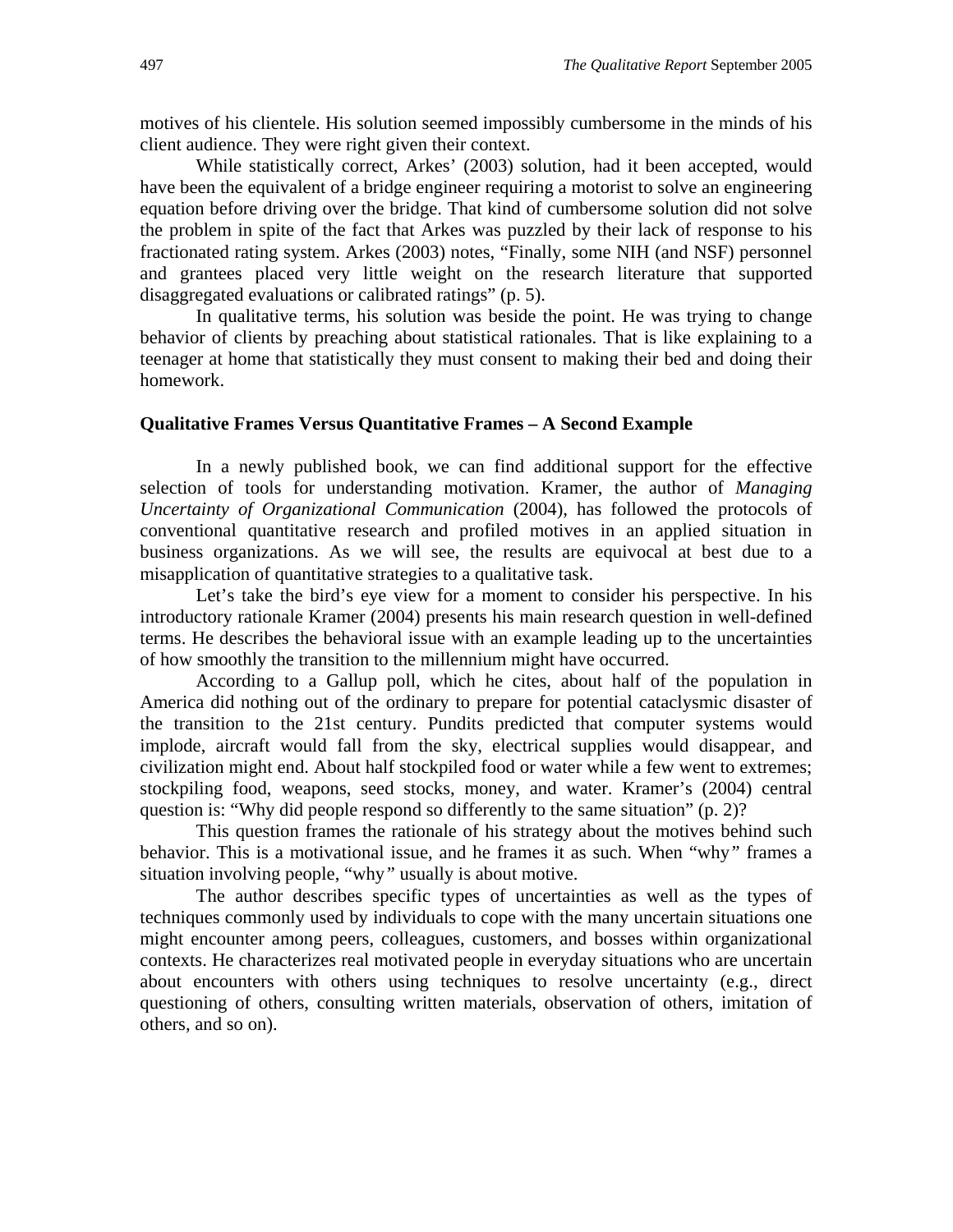motives of his clientele. His solution seemed impossibly cumbersome in the minds of his client audience. They were right given their context.

While statistically correct, Arkes' (2003) solution, had it been accepted, would have been the equivalent of a bridge engineer requiring a motorist to solve an engineering equation before driving over the bridge. That kind of cumbersome solution did not solve the problem in spite of the fact that Arkes was puzzled by their lack of response to his fractionated rating system. Arkes (2003) notes, "Finally, some NIH (and NSF) personnel and grantees placed very little weight on the research literature that supported disaggregated evaluations or calibrated ratings" (p. 5).

In qualitative terms, his solution was beside the point. He was trying to change behavior of clients by preaching about statistical rationales. That is like explaining to a teenager at home that statistically they must consent to making their bed and doing their homework.

### Qualitative Frames Versus Quantitative Frames – A Second Example

In a newly published book, we can find additional support for the effective selection of tools for understanding motivation. Kramer, the author of *Managing Uncertainty of Organizational Communication* (2004), has followed the protocols of conventional quantitative research and profiled motives in an applied situation in business organizations. As we will see, the results are equivocal at best due to a misapplication of quantitative strategies to a qualitative task.

Let's take the bird's eye view for a moment to consider his perspective. In his introductory rationale Kramer (2004) presents his main research question in well-defined terms. He describes the behavioral issue with an example leading up to the uncertainties of how smoothly the transition to the millennium might have occurred.

According to a Gallup poll, which he cites, about half of the population in America did nothing out of the ordinary to prepare for potential cataclysmic disaster of the transition to the 21st century. Pundits predicted that computer systems would implode, aircraft would fall from the sky, electrical supplies would disappear, and civilization might end. About half stockpiled food or water while a few went to extremes; stockpiling food, weapons, seed stocks, money, and water. Kramer's (2004) central question is: "Why did people respond so differently to the same situation" (p. 2)?

This question frames the rationale of his strategy about the motives behind such behavior. This is a motivational issue, and he frames it as such. When "why" frames a situation involving people, "why" usually is about motive.

The author describes specific types of uncertainties as well as the types of techniques commonly used by individuals to cope with the many uncertain situations one might encounter among peers, colleagues, customers, and bosses within organizational contexts. He characterizes real motivated people in everyday situations who are uncertain about encounters with others using techniques to resolve uncertainty (e.g., direct questioning of others, consulting written materials, observation of others, imitation of others, and so on).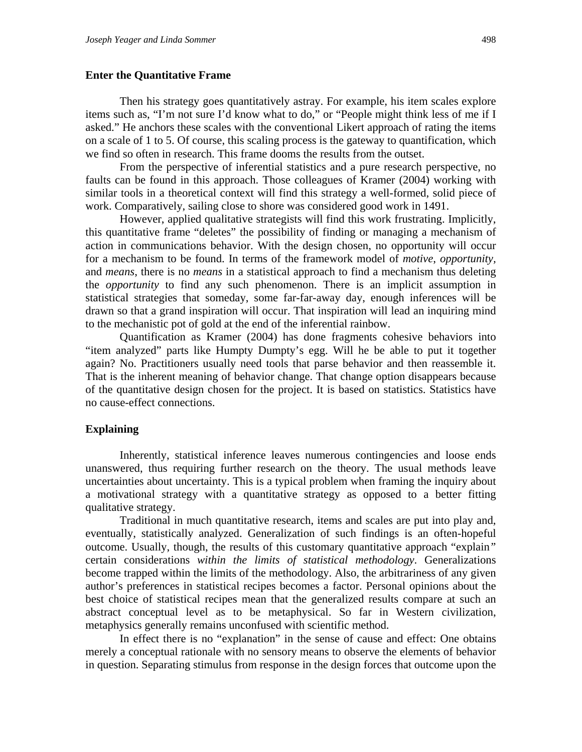### Enter the Quantitative Frame

Then his strategy goes quantitatively astray. For example, his item scales explore items such as, "I'm not sure I'd know what to do," or "People might think less of me if I asked." He anchors these scales with the conventional Likert approach of rating the items on a scale of 1 to 5. Of course, this scaling process is the gateway to quantification, which we find so often in research. This frame dooms the results from the outset.

From the perspective of inferential statistics and a pure research perspective, no faults can be found in this approach. Those colleagues of Kramer (2004) working with similar tools in a theoretical context will find this strategy a well-formed, solid piece of work. Comparatively, sailing close to shore was considered good work in 1491.

However, applied qualitative strategists will find this work frustrating. Implicitly, this quantitative frame "deletes" the possibility of finding or managing a mechanism of action in communications behavior. With the design chosen, no opportunity will occur for a mechanism to be found. In terms of the framework model of *motive*, *opportunity*, and *means*, there is no *means* in a statistical approach to find a mechanism thus deleting the *opportunity* to find any such phenomenon. There is an implicit assumption in statistical strategies that someday, some far-far-away day, enough inferences will be drawn so that a grand inspiration will occur. That inspiration will lead an inquiring mind to the mechanistic pot of gold at the end of the inferential rainbow.

Quantification as Kramer (2004) has done fragments cohesive behaviors into "item analyzed" parts like Humpty Dumpty's egg. Will he be able to put it together again? No. Practitioners usually need tools that parse behavior and then reassemble it. That is the inherent meaning of behavior change. That change option disappears because of the quantitative design chosen for the project. It is based on statistics. Statistics have no cause-effect connections.

### Explaining

Inherently, statistical inference leaves numerous contingencies and loose ends unanswered, thus requiring further research on the theory. The usual methods leave uncertainties about uncertainty. This is a typical problem when framing the inquiry about a motivational strategy with a quantitative strategy as opposed to a better fitting qualitative strategy.

Traditional in much quantitative research, items and scales are put into play and, eventually, statistically analyzed. Generalization of such findings is an often-hopeful outcome. Usually, though, the results of this customary quantitative approach "explain" certain considerations *within the limits of statistical methodology*. Generalizations become trapped within the limits of the methodology. Also, the arbitrariness of any given author's preferences in statistical recipes becomes a factor. Personal opinions about the best choice of statistical recipes mean that the generalized results compare at such an abstract conceptual level as to be metaphysical. So far in Western civilization, metaphysics generally remains unconfused with scientific method.

In effect there is no "explanation" in the sense of cause and effect: One obtains merely a conceptual rationale with no sensory means to observe the elements of behavior in question. Separating stimulus from response in the design forces that outcome upon the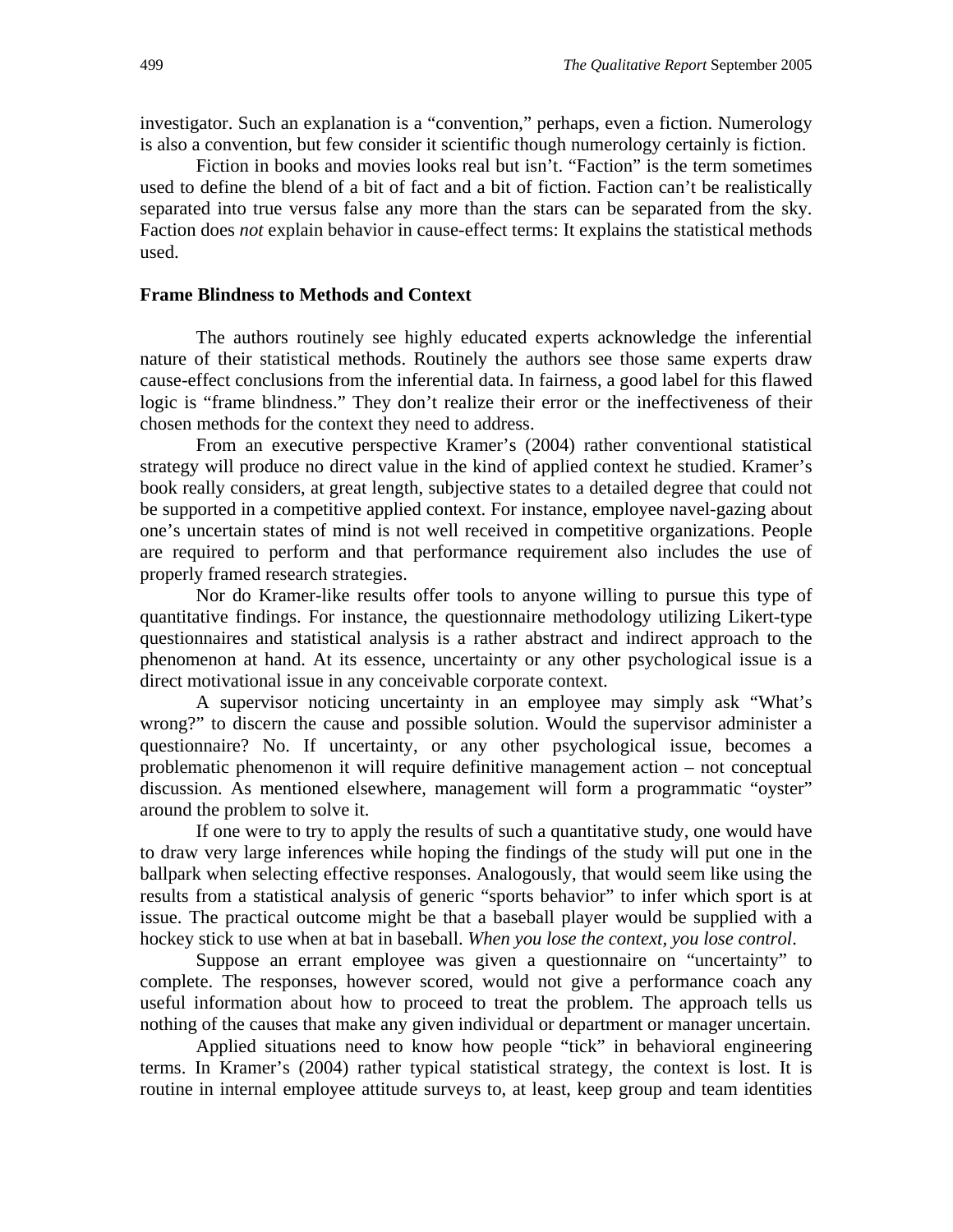investigator. Such an explanation is a "convention," perhaps, even a fiction. Numerology is also a convention, but few consider it scientific though numerology certainly is fiction.

Fiction in books and movies looks real but isn't. "Faction" is the term sometimes used to define the blend of a bit of fact and a bit of fiction. Faction can't be realistically separated into true versus false any more than the stars can be separated from the sky. Faction does *not* explain behavior in cause-effect terms: It explains the statistical methods used.

**Frame Blindness to Methods and Context**

The authors routinely see highly educated experts acknowledge the inferential nature of their statistical methods. Routinely the authors see those same experts draw cause-effect conclusions from the inferential data. In fairness, a good label for this flawed logic is "frame blindness." They don't realize their error or the ineffectiveness of their chosen methods for the context they need to address.

From an executive perspective Kramer's (2004) rather conventional statistical strategy will produce no direct value in the kind of applied context he studied. Kramer's book really considers, at great length, subjective states to a detailed degree that could not be supported in a competitive applied context. For instance, employee navel-gazing about one's uncertain states of mind is not well received in competitive organizations. People are required to perform and that performance requirement also includes the use of properly framed research strategies.

Nor do Kramer-like results offer tools to anyone willing to pursue this type of quantitative findings. For instance, the questionnaire methodology utilizing Likert-type questionnaires and statistical analysis is a rather abstract and indirect approach to the phenomenon at hand. At its essence, uncertainty or any other psychological issue is a direct motivational issue in any conceivable corporate context.

A supervisor noticing uncertainty in an employee may simply ask "What's wrong?" to discern the cause and possible solution. Would the supervisor administer a questionnaire? No. If uncertainty, or any other psychological issue, becomes a problematic phenomenon it will require definitive management action – not conceptual discussion. As mentioned elsewhere, management will form a programmatic "oyster" around the problem to solve it.

If one were to try to apply the results of such a quantitative study, one would have to draw very large inferences while hoping the findings of the study will put one in the ballpark when selecting effective responses. Analogously, that would seem like using the results from a statistical analysis of generic "sports behavior" to infer which sport is at issue. The practical outcome might be that a baseball player would be supplied with a hockey stick to use when at bat in baseball. *When you lose the context, you lose control*.

Suppose an errant employee was given a questionnaire on "uncertainty" to complete. The responses, however scored, would not give a performance coach any useful information about how to proceed to treat the problem. The approach tells us nothing of the causes that make any given individual or department or manager uncertain.

Applied situations need to know how people "tick" in behavioral engineering terms. In Kramer's (2004) rather typical statistical strategy, the context is lost. It is routine in internal employee attitude surveys to, at least, keep group and team identities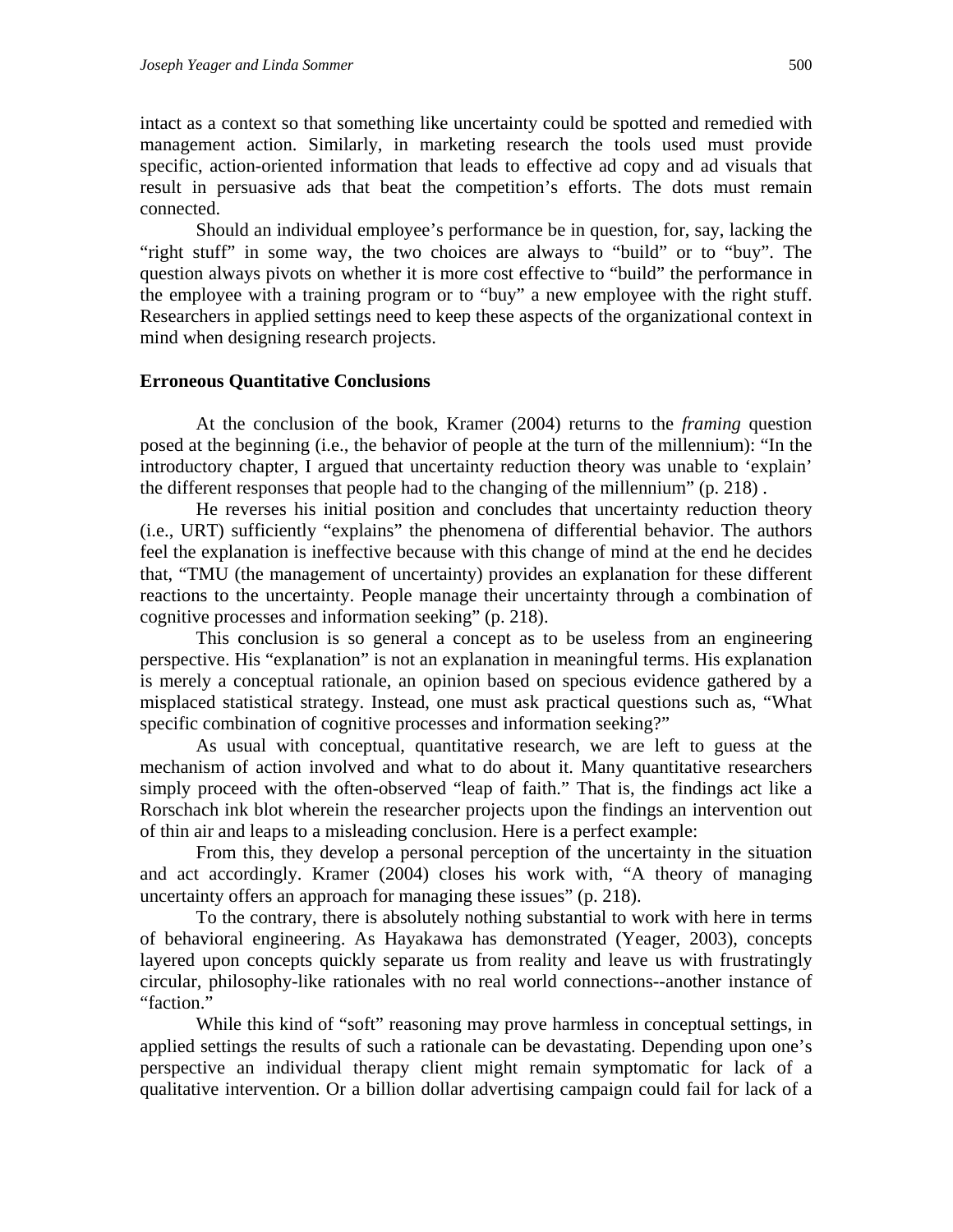intact as a context so that something like uncertainty could be spotted and remedied with management action. Similarly, in marketing research the tools used must provide specific, action-oriented information that leads to effective ad copy and ad visuals that result in persuasive ads that beat the competition's efforts. The dots must remain connected.

Should an individual employee's performance be in question, for, say, lacking the "right stuff" in some way, the two choices are always to "build" or to "buy". The question always pivots on whether it is more cost effective to "build" the performance in the employee with a training program or to "buy" a new employee with the right stuff. Researchers in applied settings need to keep these aspects of the organizational context in mind when designing research projects.

**Erroneous Quantitative Conclusions**

At the conclusion of the book, Kramer (2004) returns to the *framing* question posed at the beginning (i.e., the behavior of people at the turn of the millennium): "In the introductory chapter, I argued that uncertainty reduction theory was unable to 'explain' the different responses that people had to the changing of the millennium" (p. 218) .

He reverses his initial position and concludes that uncertainty reduction theory (i.e., URT) sufficiently "explains" the phenomena of differential behavior. The authors feel the explanation is ineffective because with this change of mind at the end he decides that, "TMU (the management of uncertainty) provides an explanation for these different reactions to the uncertainty. People manage their uncertainty through a combination of cognitive processes and information seeking" (p. 218).

This conclusion is so general a concept as to be useless from an engineering perspective. His "explanation" is not an explanation in meaningful terms. His explanation is merely a conceptual rationale, an opinion based on specious evidence gathered by a misplaced statistical strategy. Instead, one must ask practical questions such as, "What specific combination of cognitive processes and information seeking?"

As usual with conceptual, quantitative research, we are left to guess at the mechanism of action involved and what to do about it. Many quantitative researchers simply proceed with the often-observed "leap of faith." That is, the findings act like a Rorschach ink blot wherein the researcher projects upon the findings an intervention out of thin air and leaps to a misleading conclusion. Here is a perfect example:

From this, they develop a personal perception of the uncertainty in the situation and act accordingly. Kramer (2004) closes his work with, "A theory of managing uncertainty offers an approach for managing these issues" (p. 218).

To the contrary, there is absolutely nothing substantial to work with here in terms of behavioral engineering. As Hayakawa has demonstrated (Yeager, 2003), concepts layered upon concepts quickly separate us from reality and leave us with frustratingly circular, philosophy-like rationales with no real world connections--another instance of "faction."

While this kind of "soft" reasoning may prove harmless in conceptual settings, in applied settings the results of such a rationale can be devastating. Depending upon one's perspective an individual therapy client might remain symptomatic for lack of a qualitative intervention. Or a billion dollar advertising campaign could fail for lack of a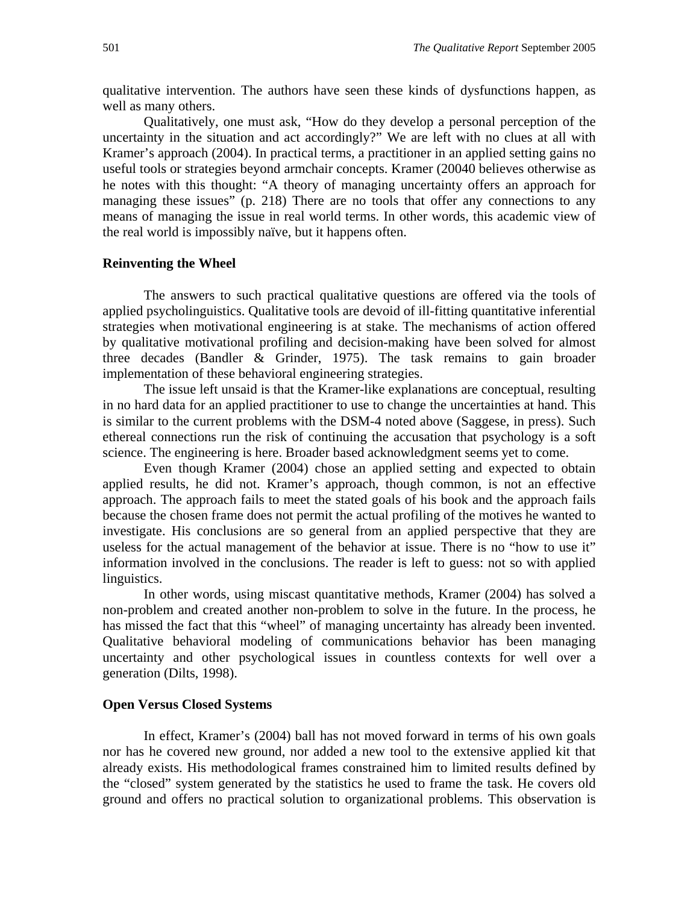qualitative intervention. The authors have seen these kinds of dysfunctions happen, as well as many others.

Qualitatively, one must ask, "How do they develop a personal perception of the uncertainty in the situation and act accordingly?" We are left with no clues at all with Kramer's approach (2004). In practical terms, a practitioner in an applied setting gains no useful tools or strategies beyond armchair concepts. Kramer (20040 believes otherwise as he notes with this thought: "A theory of managing uncertainty offers an approach for managing these issues" (p. 218) There are no tools that offer any connections to any means of managing the issue in real world terms. In other words, this academic view of the real world is impossibly naïve, but it happens often.

### Reinventing the Wheel

The answers to such practical qualitative questions are offered via the tools of applied psycholinguistics. Qualitative tools are devoid of ill-fitting quantitative inferential strategies when motivational engineering is at stake. The mechanisms of action offered by qualitative motivational profiling and decision-making have been solved for almost three decades (Bandler & Grinder, 1975). The task remains to gain broader implementation of these behavioral engineering strategies.

The issue left unsaid is that the Kramer-like explanations are conceptual, resulting in no hard data for an applied practitioner to use to change the uncertainties at hand. This is similar to the current problems with the DSM-4 noted above (Saggese, in press). Such ethereal connections run the risk of continuing the accusation that psychology is a soft science. The engineering is here. Broader based acknowledgment seems yet to come.

Even though Kramer (2004) chose an applied setting and expected to obtain applied results, he did not. Kramer's approach, though common, is not an effective approach. The approach fails to meet the stated goals of his book and the approach fails because the chosen frame does not permit the actual profiling of the motives he wanted to investigate. His conclusions are so general from an applied perspective that they are useless for the actual management of the behavior at issue. There is no "how to use it" information involved in the conclusions. The reader is left to guess: not so with applied linguistics.

In other words, using miscast quantitative methods, Kramer (2004) has solved a non-problem and created another non-problem to solve in the future. In the process, he has missed the fact that this "wheel" of managing uncertainty has already been invented. Qualitative behavioral modeling of communications behavior has been managing uncertainty and other psychological issues in countless contexts for well over a generation (Dilts, 1998).

### Open Versus Closed Systems

In effect, Kramer's (2004) ball has not moved forward in terms of his own goals nor has he covered new ground, nor added a new tool to the extensive applied kit that already exists. His methodological frames constrained him to limited results defined by the "closed" system generated by the statistics he used to frame the task. He covers old ground and offers no practical solution to organizational problems. This observation is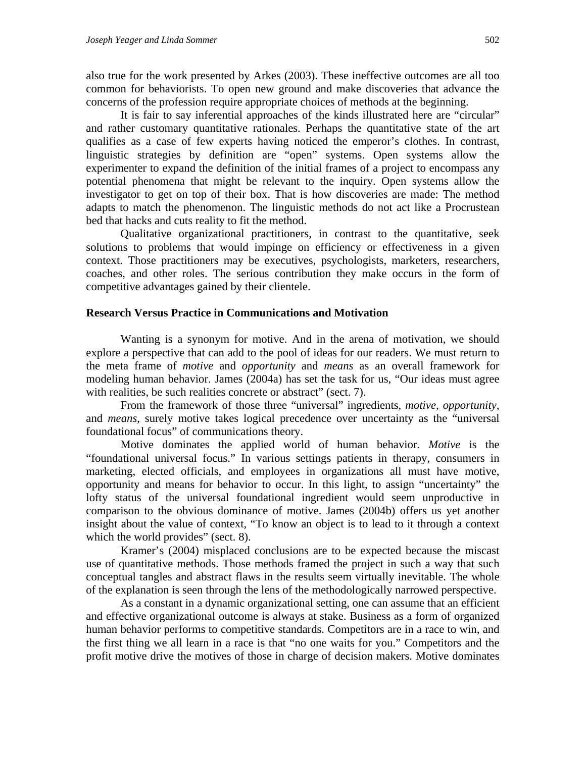also true for the work presented by Arkes (2003). These ineffective outcomes are all too common for behaviorists. To open new ground and make discoveries that advance the concerns of the profession require appropriate choices of methods at the beginning.

It is fair to say inferential approaches of the kinds illustrated here are "circular" and rather customary quantitative rationales. Perhaps the quantitative state of the art qualifies as a case of few experts having noticed the emperor's clothes. In contrast, linguistic strategies by definition are "open" systems. Open systems allow the experimenter to expand the definition of the initial frames of a project to encompass any potential phenomena that might be relevant to the inquiry. Open systems allow the investigator to get on top of their box. That is how discoveries are made: The method adapts to match the phenomenon. The linguistic methods do not act like a Procrustean bed that hacks and cuts reality to fit the method.

Qualitative organizational practitioners, in contrast to the quantitative, seek solutions to problems that would impinge on efficiency or effectiveness in a given context. Those practitioners may be executives, psychologists, marketers, researchers, coaches, and other roles. The serious contribution they make occurs in the form of competitive advantages gained by their clientele.

**Research Versus Practice in Communications and Motivation**

Wanting is a synonym for motive. And in the arena of motivation, we should explore a perspective that can add to the pool of ideas for our readers. We must return to the meta frame of *motive* and *opportunity* and *means* as an overall framework for modeling human behavior. James (2004a) has set the task for us, "Our ideas must agree with realities, be such realities concrete or abstract" (sect. 7).

From the framework of those three "universal" ingredients, *motive*, *opportunity*, and *means*, surely motive takes logical precedence over uncertainty as the "universal foundational focus" of communications theory.

Motive dominates the applied world of human behavior. *Motive* is the "foundational universal focus." In various settings patients in therapy, consumers in marketing, elected officials, and employees in organizations all must have motive, opportunity and means for behavior to occur. In this light, to assign "uncertainty" the lofty status of the universal foundational ingredient would seem unproductive in comparison to the obvious dominance of motive. James (2004b) offers us yet another insight about the value of context, "To know an object is to lead to it through a context which the world provides" (sect. 8).

Kramer's (2004) misplaced conclusions are to be expected because the miscast use of quantitative methods. Those methods framed the project in such a way that such conceptual tangles and abstract flaws in the results seem virtually inevitable. The whole of the explanation is seen through the lens of the methodologically narrowed perspective.

As a constant in a dynamic organizational setting, one can assume that an efficient and effective organizational outcome is always at stake. Business as a form of organized human behavior performs to competitive standards. Competitors are in a race to win, and the first thing we all learn in a race is that "no one waits for you." Competitors and the profit motive drive the motives of those in charge of decision makers. Motive dominates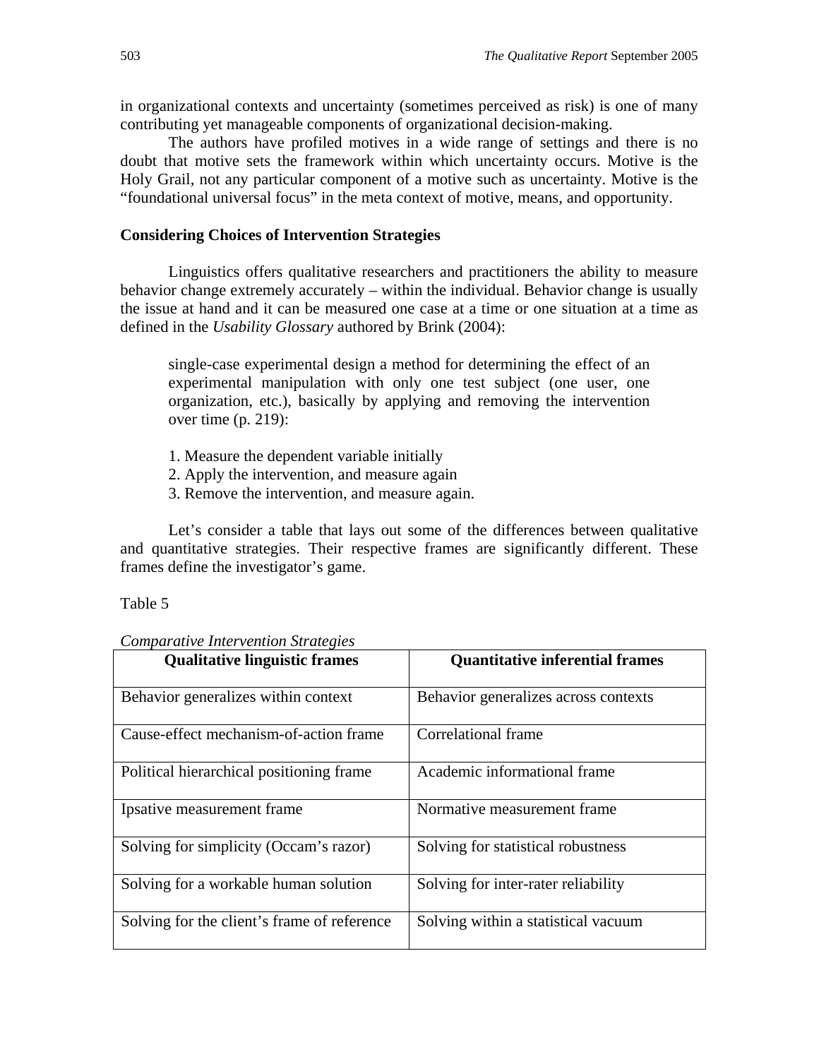in organizational contexts and uncertainty (sometimes perceived as risk) is one of many contributing yet manageable components of organizational decision-making.

The authors have profiled motives in a wide range of settings and there is no doubt that motive sets the framework within which uncertainty occurs. Motive is the Holy Grail, not any particular component of a motive such as uncertainty. Motive is the "foundational universal focus" in the meta context of motive, means, and opportunity.

**Considering Choices of Intervention Strategies**

Linguistics offers qualitative researchers and practitioners the ability to measure behavior change extremely accurately – within the individual. Behavior change is usually the issue at hand and it can be measured one case at a time or one situation at a time as defined in the *Usability Glossary* authored by Brink (2004):

> single-case experimental design a method for determining the effect of an experimental manipulation with only one test subject (one user, one organization, etc.), basically by applying and removing the intervention over time (p. 219):
>
> 1. Measure the dependent variable initially
> 2. Apply the intervention, and measure again
> 3. Remove the intervention, and measure again.

Let's consider a table that lays out some of the differences between qualitative and quantitative strategies. Their respective frames are significantly different. These frames define the investigator's game.

Table 5

*Comparative Intervention Strategies*

| **Qualitative linguistic frames** | **Quantitative inferential frames** |
|---|---|
| Behavior generalizes within context | Behavior generalizes across contexts |
| Cause-effect mechanism-of-action frame | Correlational frame |
| Political hierarchical positioning frame | Academic informational frame |
| Ipsative measurement frame | Normative measurement frame |
| Solving for simplicity (Occam's razor) | Solving for statistical robustness |
| Solving for a workable human solution | Solving for inter-rater reliability |
| Solving for the client's frame of reference | Solving within a statistical vacuum |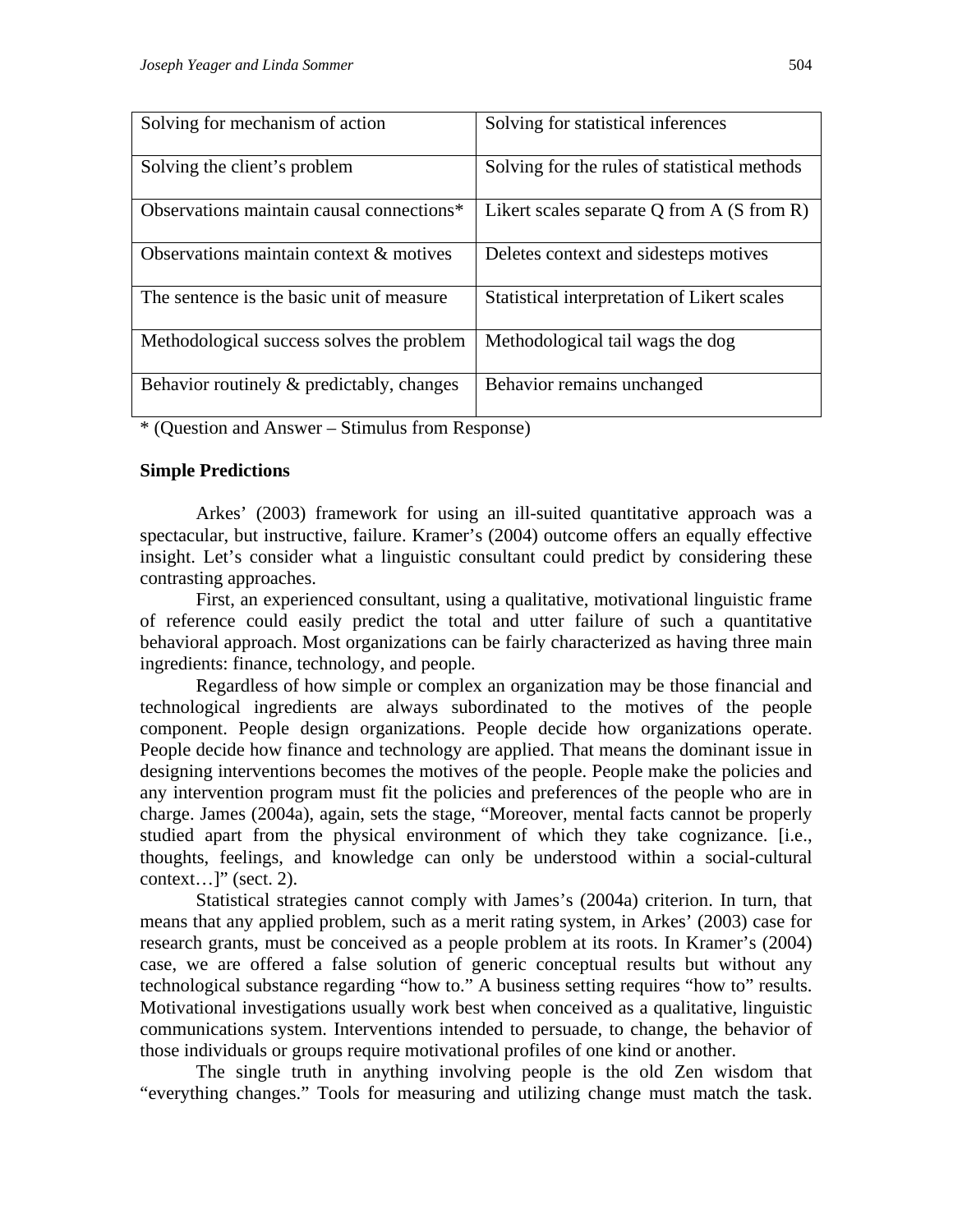| Solving for mechanism of action | Solving for statistical inferences |
|---|---|
| Solving the client's problem | Solving for the rules of statistical methods |
| Observations maintain causal connections* | Likert scales separate Q from A (S from R) |
| Observations maintain context & motives | Deletes context and sidesteps motives |
| The sentence is the basic unit of measure | Statistical interpretation of Likert scales |
| Methodological success solves the problem | Methodological tail wags the dog |
| Behavior routinely & predictably, changes | Behavior remains unchanged |

* (Question and Answer – Stimulus from Response)

**Simple Predictions**

Arkes' (2003) framework for using an ill-suited quantitative approach was a spectacular, but instructive, failure. Kramer's (2004) outcome offers an equally effective insight. Let's consider what a linguistic consultant could predict by considering these contrasting approaches.

First, an experienced consultant, using a qualitative, motivational linguistic frame of reference could easily predict the total and utter failure of such a quantitative behavioral approach. Most organizations can be fairly characterized as having three main ingredients: finance, technology, and people.

Regardless of how simple or complex an organization may be those financial and technological ingredients are always subordinated to the motives of the people component. People design organizations. People decide how organizations operate. People decide how finance and technology are applied. That means the dominant issue in designing interventions becomes the motives of the people. People make the policies and any intervention program must fit the policies and preferences of the people who are in charge. James (2004a), again, sets the stage, "Moreover, mental facts cannot be properly studied apart from the physical environment of which they take cognizance. [i.e., thoughts, feelings, and knowledge can only be understood within a social-cultural context…]" (sect. 2).

Statistical strategies cannot comply with James's (2004a) criterion. In turn, that means that any applied problem, such as a merit rating system, in Arkes' (2003) case for research grants, must be conceived as a people problem at its roots. In Kramer's (2004) case, we are offered a false solution of generic conceptual results but without any technological substance regarding "how to." A business setting requires "how to" results. Motivational investigations usually work best when conceived as a qualitative, linguistic communications system. Interventions intended to persuade, to change, the behavior of those individuals or groups require motivational profiles of one kind or another.

The single truth in anything involving people is the old Zen wisdom that "everything changes." Tools for measuring and utilizing change must match the task.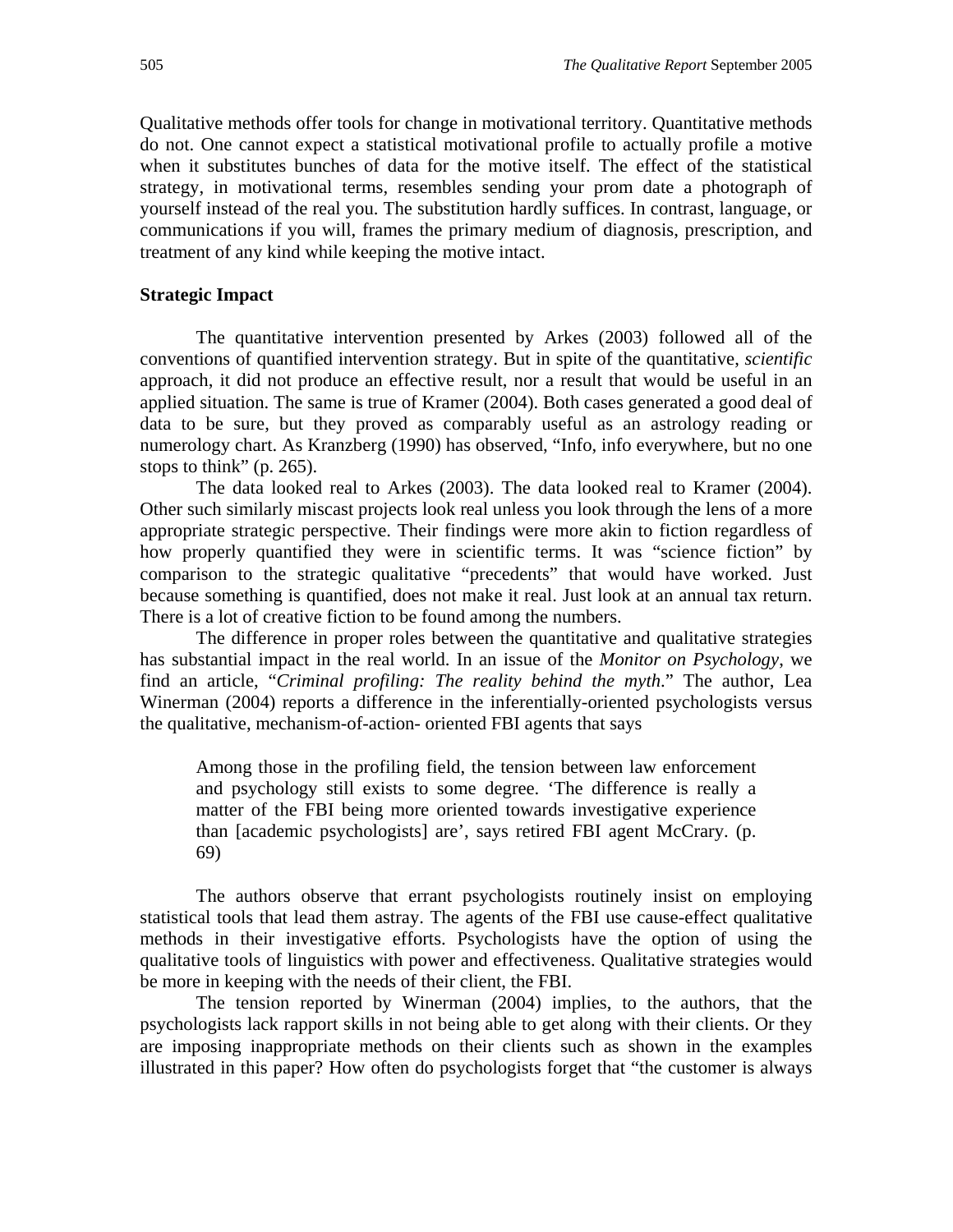Qualitative methods offer tools for change in motivational territory. Quantitative methods do not. One cannot expect a statistical motivational profile to actually profile a motive when it substitutes bunches of data for the motive itself. The effect of the statistical strategy, in motivational terms, resembles sending your prom date a photograph of yourself instead of the real you. The substitution hardly suffices. In contrast, language, or communications if you will, frames the primary medium of diagnosis, prescription, and treatment of any kind while keeping the motive intact.

**Strategic Impact**

The quantitative intervention presented by Arkes (2003) followed all of the conventions of quantified intervention strategy. But in spite of the quantitative, *scientific* approach, it did not produce an effective result, nor a result that would be useful in an applied situation. The same is true of Kramer (2004). Both cases generated a good deal of data to be sure, but they proved as comparably useful as an astrology reading or numerology chart. As Kranzberg (1990) has observed, "Info, info everywhere, but no one stops to think" (p. 265).

The data looked real to Arkes (2003). The data looked real to Kramer (2004). Other such similarly miscast projects look real unless you look through the lens of a more appropriate strategic perspective. Their findings were more akin to fiction regardless of how properly quantified they were in scientific terms. It was "science fiction" by comparison to the strategic qualitative "precedents" that would have worked. Just because something is quantified, does not make it real. Just look at an annual tax return. There is a lot of creative fiction to be found among the numbers.

The difference in proper roles between the quantitative and qualitative strategies has substantial impact in the real world. In an issue of the *Monitor on Psychology*, we find an article, "*Criminal profiling: The reality behind the myth*." The author, Lea Winerman (2004) reports a difference in the inferentially-oriented psychologists versus the qualitative, mechanism-of-action- oriented FBI agents that says

> Among those in the profiling field, the tension between law enforcement and psychology still exists to some degree. 'The difference is really a matter of the FBI being more oriented towards investigative experience than [academic psychologists] are', says retired FBI agent McCrary. (p. 69)

The authors observe that errant psychologists routinely insist on employing statistical tools that lead them astray. The agents of the FBI use cause-effect qualitative methods in their investigative efforts. Psychologists have the option of using the qualitative tools of linguistics with power and effectiveness. Qualitative strategies would be more in keeping with the needs of their client, the FBI.

The tension reported by Winerman (2004) implies, to the authors, that the psychologists lack rapport skills in not being able to get along with their clients. Or they are imposing inappropriate methods on their clients such as shown in the examples illustrated in this paper? How often do psychologists forget that "the customer is always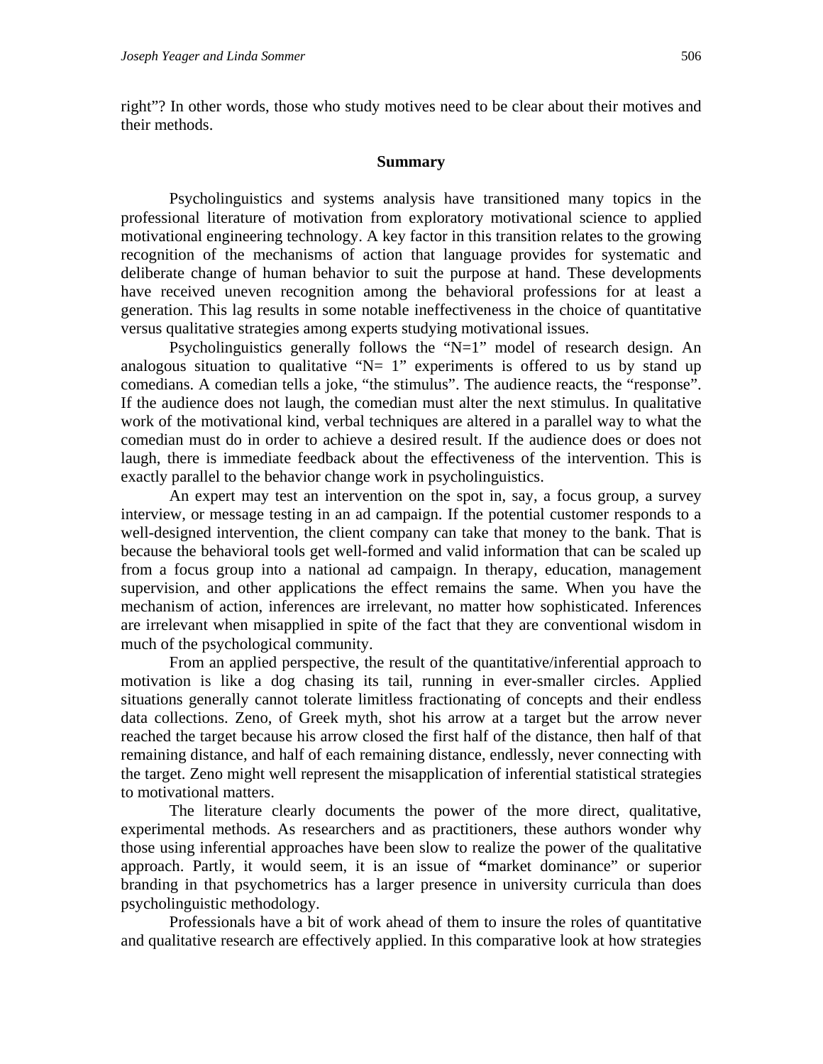right"? In other words, those who study motives need to be clear about their motives and their methods.

## Summary

Psycholinguistics and systems analysis have transitioned many topics in the professional literature of motivation from exploratory motivational science to applied motivational engineering technology. A key factor in this transition relates to the growing recognition of the mechanisms of action that language provides for systematic and deliberate change of human behavior to suit the purpose at hand. These developments have received uneven recognition among the behavioral professions for at least a generation. This lag results in some notable ineffectiveness in the choice of quantitative versus qualitative strategies among experts studying motivational issues.

Psycholinguistics generally follows the "N=1" model of research design. An analogous situation to qualitative "N= 1" experiments is offered to us by stand up comedians. A comedian tells a joke, "the stimulus". The audience reacts, the "response". If the audience does not laugh, the comedian must alter the next stimulus. In qualitative work of the motivational kind, verbal techniques are altered in a parallel way to what the comedian must do in order to achieve a desired result. If the audience does or does not laugh, there is immediate feedback about the effectiveness of the intervention. This is exactly parallel to the behavior change work in psycholinguistics.

An expert may test an intervention on the spot in, say, a focus group, a survey interview, or message testing in an ad campaign. If the potential customer responds to a well-designed intervention, the client company can take that money to the bank. That is because the behavioral tools get well-formed and valid information that can be scaled up from a focus group into a national ad campaign. In therapy, education, management supervision, and other applications the effect remains the same. When you have the mechanism of action, inferences are irrelevant, no matter how sophisticated. Inferences are irrelevant when misapplied in spite of the fact that they are conventional wisdom in much of the psychological community.

From an applied perspective, the result of the quantitative/inferential approach to motivation is like a dog chasing its tail, running in ever-smaller circles. Applied situations generally cannot tolerate limitless fractionating of concepts and their endless data collections. Zeno, of Greek myth, shot his arrow at a target but the arrow never reached the target because his arrow closed the first half of the distance, then half of that remaining distance, and half of each remaining distance, endlessly, never connecting with the target. Zeno might well represent the misapplication of inferential statistical strategies to motivational matters.

The literature clearly documents the power of the more direct, qualitative, experimental methods. As researchers and as practitioners, these authors wonder why those using inferential approaches have been slow to realize the power of the qualitative approach. Partly, it would seem, it is an issue of **"**market dominance" or superior branding in that psychometrics has a larger presence in university curricula than does psycholinguistic methodology.

Professionals have a bit of work ahead of them to insure the roles of quantitative and qualitative research are effectively applied. In this comparative look at how strategies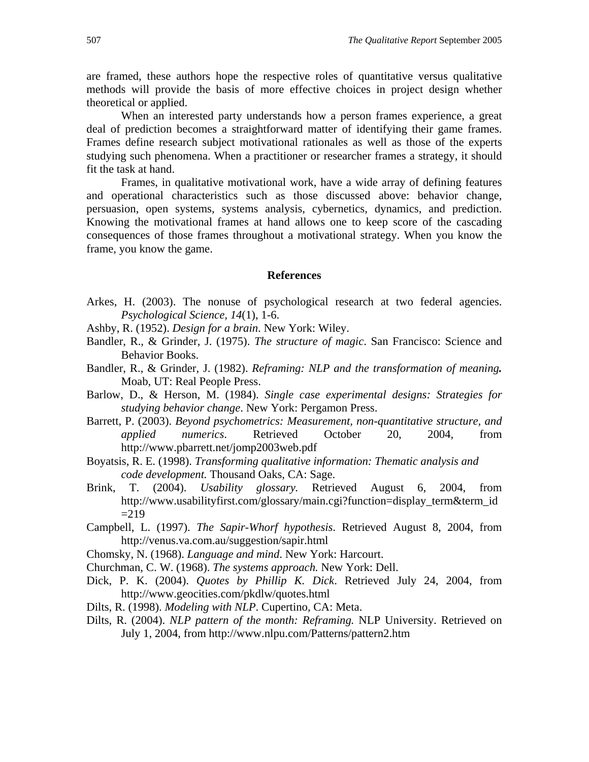are framed, these authors hope the respective roles of quantitative versus qualitative methods will provide the basis of more effective choices in project design whether theoretical or applied.

When an interested party understands how a person frames experience, a great deal of prediction becomes a straightforward matter of identifying their game frames. Frames define research subject motivational rationales as well as those of the experts studying such phenomena. When a practitioner or researcher frames a strategy, it should fit the task at hand.

Frames, in qualitative motivational work, have a wide array of defining features and operational characteristics such as those discussed above: behavior change, persuasion, open systems, systems analysis, cybernetics, dynamics, and prediction. Knowing the motivational frames at hand allows one to keep score of the cascading consequences of those frames throughout a motivational strategy. When you know the frame, you know the game.

## References

Arkes, H. (2003). The nonuse of psychological research at two federal agencies. *Psychological Science, 14*(1), 1-6.

Ashby, R. (1952). *Design for a brain*. New York: Wiley.

Bandler, R., & Grinder, J. (1975). *The structure of magic*. San Francisco: Science and Behavior Books.

Bandler, R., & Grinder, J. (1982). *Reframing: NLP and the transformation of meaning.* Moab, UT: Real People Press.

Barlow, D., & Herson, M. (1984). *Single case experimental designs: Strategies for studying behavior change*. New York: Pergamon Press.

Barrett, P. (2003). *Beyond psychometrics: Measurement, non-quantitative structure, and applied numerics*. Retrieved October 20, 2004, from http://www.pbarrett.net/jomp2003web.pdf

Boyatsis, R. E. (1998). *Transforming qualitative information: Thematic analysis and code development.* Thousand Oaks, CA: Sage.

Brink, T. (2004). *Usability glossary*. Retrieved August 6, 2004, from http://www.usabilityfirst.com/glossary/main.cgi?function=display_term&term_id=219

Campbell, L. (1997). *The Sapir-Whorf hypothesis*. Retrieved August 8, 2004, from http://venus.va.com.au/suggestion/sapir.html

Chomsky, N. (1968). *Language and mind*. New York: Harcourt.

Churchman, C. W. (1968). *The systems approach.* New York: Dell.

Dick, P. K. (2004). *Quotes by Phillip K. Dick*. Retrieved July 24, 2004, from http://www.geocities.com/pkdlw/quotes.html

Dilts, R. (1998). *Modeling with NLP*. Cupertino, CA: Meta.

Dilts, R. (2004). *NLP pattern of the month: Reframing.* NLP University. Retrieved on July 1, 2004, from http://www.nlpu.com/Patterns/pattern2.htm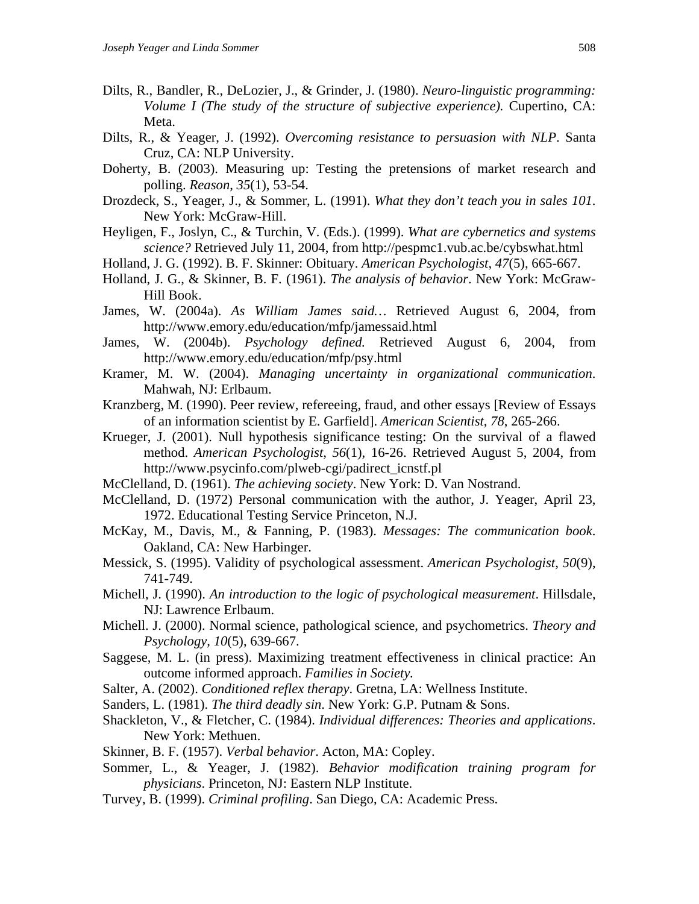Dilts, R., Bandler, R., DeLozier, J., & Grinder, J. (1980). *Neuro-linguistic programming: Volume I (The study of the structure of subjective experience).* Cupertino, CA: Meta.

Dilts, R., & Yeager, J. (1992). *Overcoming resistance to persuasion with NLP*. Santa Cruz, CA: NLP University.

Doherty, B. (2003). Measuring up: Testing the pretensions of market research and polling. *Reason*, *35*(1), 53-54.

Drozdeck, S., Yeager, J., & Sommer, L. (1991). *What they don't teach you in sales 101*. New York: McGraw-Hill.

Heyligen, F., Joslyn, C., & Turchin, V. (Eds.). (1999). *What are cybernetics and systems science?* Retrieved July 11, 2004, from http://pespmc1.vub.ac.be/cybswhat.html

Holland, J. G. (1992). B. F. Skinner: Obituary. *American Psychologist*, *47*(5), 665-667.

Holland, J. G., & Skinner, B. F. (1961). *The analysis of behavior*. New York: McGraw-Hill Book.

James, W. (2004a). *As William James said…* Retrieved August 6, 2004, from http://www.emory.edu/education/mfp/jamessaid.html

James, W. (2004b). *Psychology defined.* Retrieved August 6, 2004, from http://www.emory.edu/education/mfp/psy.html

Kramer, M. W. (2004). *Managing uncertainty in organizational communication*. Mahwah, NJ: Erlbaum.

Kranzberg, M. (1990). Peer review, refereeing, fraud, and other essays [Review of Essays of an information scientist by E. Garfield]. *American Scientist*, *78*, 265-266.

Krueger, J. (2001). Null hypothesis significance testing: On the survival of a flawed method. *American Psychologist*, *56*(1), 16-26. Retrieved August 5, 2004, from http://www.psycinfo.com/plweb-cgi/padirect_icnstf.pl

McClelland, D. (1961). *The achieving society*. New York: D. Van Nostrand.

McClelland, D. (1972) Personal communication with the author, J. Yeager, April 23, 1972. Educational Testing Service Princeton, N.J.

McKay, M., Davis, M., & Fanning, P. (1983). *Messages: The communication book.* Oakland, CA: New Harbinger.

Messick, S. (1995). Validity of psychological assessment. *American Psychologist*, *50*(9), 741-749.

Michell, J. (1990). *An introduction to the logic of psychological measurement*. Hillsdale, NJ: Lawrence Erlbaum.

Michell. J. (2000). Normal science, pathological science, and psychometrics. *Theory and Psychology, 10*(5), 639-667.

Saggese, M. L. (in press). Maximizing treatment effectiveness in clinical practice: An outcome informed approach. *Families in Society.*

Salter, A. (2002). *Conditioned reflex therapy*. Gretna, LA: Wellness Institute.

Sanders, L. (1981). *The third deadly sin*. New York: G.P. Putnam & Sons.

Shackleton, V., & Fletcher, C. (1984). *Individual differences: Theories and applications*. New York: Methuen.

Skinner, B. F. (1957). *Verbal behavior*. Acton, MA: Copley.

Sommer, L., & Yeager, J. (1982). *Behavior modification training program for physicians*. Princeton, NJ: Eastern NLP Institute.

Turvey, B. (1999). *Criminal profiling*. San Diego, CA: Academic Press.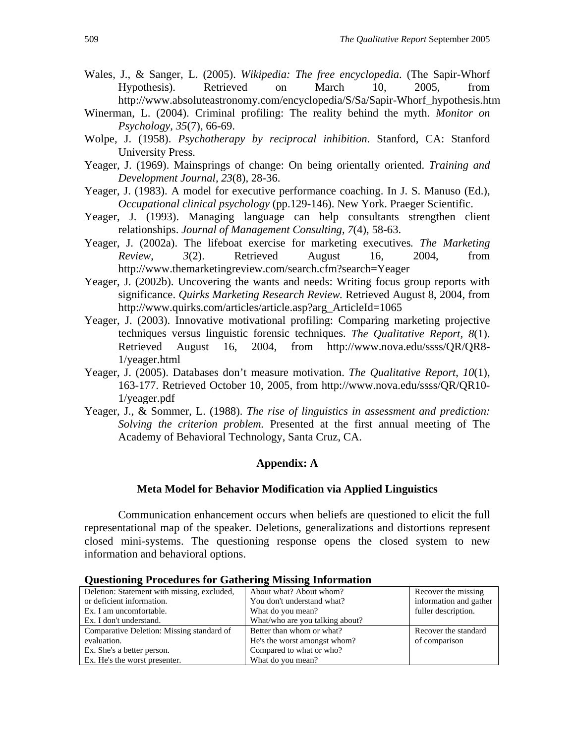Wales, J., & Sanger, L. (2005). *Wikipedia: The free encyclopedia*. (The Sapir-Whorf Hypothesis). Retrieved on March 10, 2005, from http://www.absoluteastronomy.com/encyclopedia/S/Sa/Sapir-Whorf_hypothesis.htm

Winerman, L. (2004). Criminal profiling: The reality behind the myth. *Monitor on Psychology*, *35*(7), 66-69.

Wolpe, J. (1958). *Psychotherapy by reciprocal inhibition*. Stanford, CA: Stanford University Press.

Yeager, J. (1969). Mainsprings of change: On being orientally oriented. *Training and Development Journal*, *23*(8), 28-36.

Yeager, J. (1983). A model for executive performance coaching. In J. S. Manuso (Ed.), *Occupational clinical psychology* (pp.129-146). New York. Praeger Scientific.

Yeager, J. (1993). Managing language can help consultants strengthen client relationships. *Journal of Management Consulting*, *7*(4), 58-63.

Yeager, J. (2002a). The lifeboat exercise for marketing executives. *The Marketing Review*, *3*(2). Retrieved August 16, 2004, from http://www.themarketingreview.com/search.cfm?search=Yeager

Yeager, J. (2002b). Uncovering the wants and needs: Writing focus group reports with significance. *Quirks Marketing Research Review.* Retrieved August 8, 2004, from http://www.quirks.com/articles/article.asp?arg_ArticleId=1065

Yeager, J. (2003). Innovative motivational profiling: Comparing marketing projective techniques versus linguistic forensic techniques. *The Qualitative Report*, *8*(1). Retrieved August 16, 2004, from http://www.nova.edu/ssss/QR/QR8-1/yeager.html

Yeager, J. (2005). Databases don't measure motivation. *The Qualitative Report*, *10*(1), 163-177. Retrieved October 10, 2005, from http://www.nova.edu/ssss/QR/QR10-1/yeager.pdf

Yeager, J., & Sommer, L. (1988). *The rise of linguistics in assessment and prediction: Solving the criterion problem.* Presented at the first annual meeting of The Academy of Behavioral Technology, Santa Cruz, CA.

## Appendix: A

### Meta Model for Behavior Modification via Applied Linguistics

Communication enhancement occurs when beliefs are questioned to elicit the full representational map of the speaker. Deletions, generalizations and distortions represent closed mini-systems. The questioning response opens the closed system to new information and behavioral options.

**Questioning Procedures for Gathering Missing Information**

| | | |
|---|---|---|
| Deletion: Statement with missing, excluded, or deficient information.<br>Ex. I am uncomfortable.<br>Ex. I don't understand. | About what? About whom?<br>You don't understand what?<br>What do you mean?<br>What/who are you talking about? | Recover the missing information and gather fuller description. |
| Comparative Deletion: Missing standard of evaluation.<br>Ex. She's a better person.<br>Ex. He's the worst presenter. | Better than whom or what?<br>He's the worst amongst whom?<br>Compared to what or who?<br>What do you mean? | Recover the standard of comparison |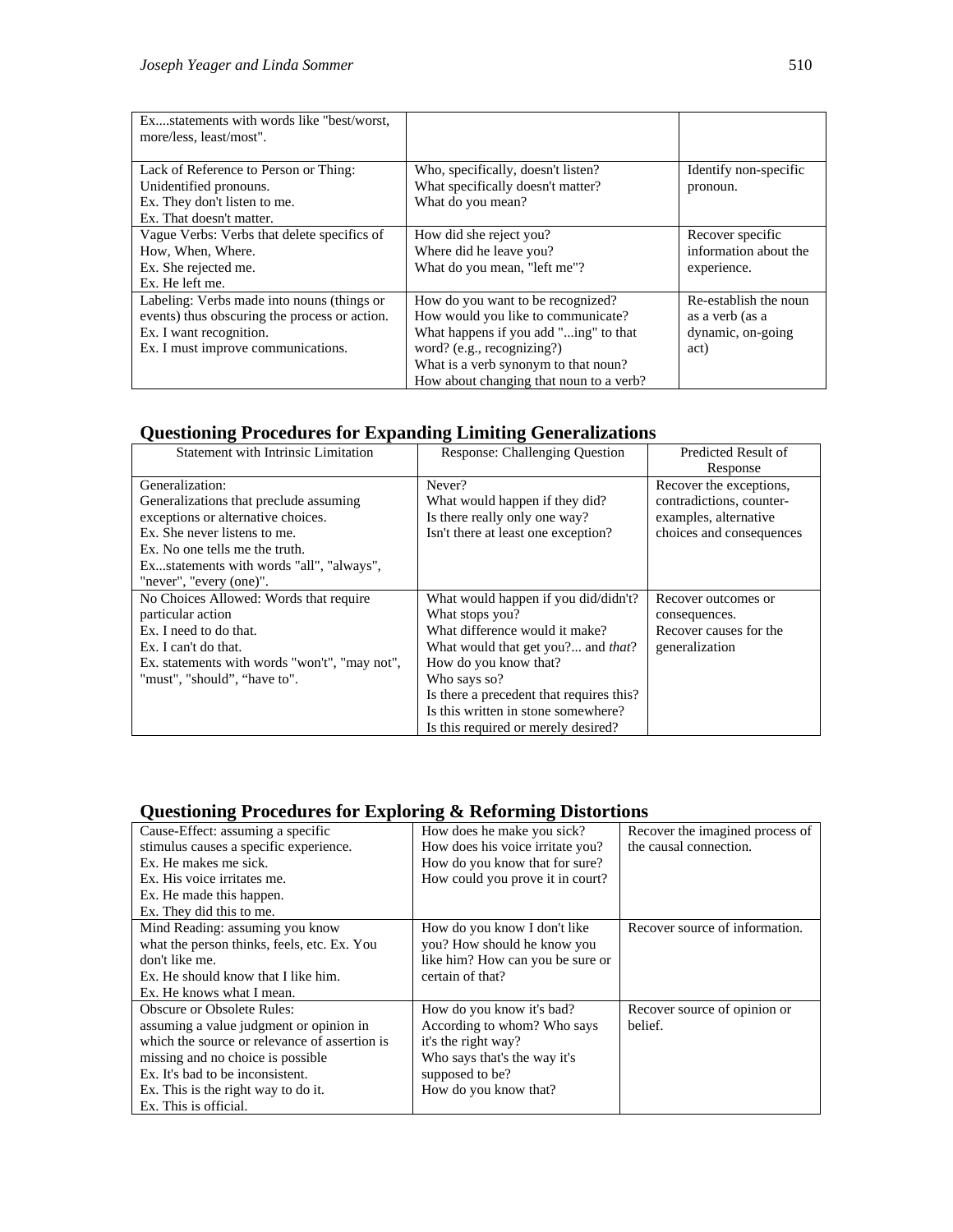| | | |
|---|---|---|
| Ex....statements with words like "best/worst, more/less, least/most". | | |
| Lack of Reference to Person or Thing: Unidentified pronouns.<br>Ex. They don't listen to me.<br>Ex. That doesn't matter. | Who, specifically, doesn't listen?<br>What specifically doesn't matter?<br>What do you mean? | Identify non-specific pronoun. |
| Vague Verbs: Verbs that delete specifics of How, When, Where.<br>Ex. She rejected me.<br>Ex. He left me. | How did she reject you?<br>Where did he leave you?<br>What do you mean, "left me"? | Recover specific information about the experience. |
| Labeling: Verbs made into nouns (things or events) thus obscuring the process or action.<br>Ex. I want recognition.<br>Ex. I must improve communications. | How do you want to be recognized?<br>How would you like to communicate?<br>What happens if you add "...ing" to that word? (e.g., recognizing?)<br>What is a verb synonym to that noun?<br>How about changing that noun to a verb? | Re-establish the noun as a verb (as a dynamic, on-going act) |

## Questioning Procedures for Expanding Limiting Generalizations

| Statement with Intrinsic Limitation | Response: Challenging Question | Predicted Result of Response |
|---|---|---|
| Generalization:<br>Generalizations that preclude assuming exceptions or alternative choices.<br>Ex. She never listens to me.<br>Ex. No one tells me the truth.<br>Ex...statements with words "all", "always", "never", "every (one)". | Never?<br>What would happen if they did?<br>Is there really only one way?<br>Isn't there at least one exception? | Recover the exceptions, contradictions, counter-examples, alternative choices and consequences |
| No Choices Allowed: Words that require particular action<br>Ex. I need to do that.<br>Ex. I can't do that.<br>Ex. statements with words "won't", "may not", "must", "should", "have to". | What would happen if you did/didn't?<br>What stops you?<br>What difference would it make?<br>What would that get you?... and *that*?<br>How do you know that?<br>Who says so?<br>Is there a precedent that requires this?<br>Is this written in stone somewhere?<br>Is this required or merely desired? | Recover outcomes or consequences.<br>Recover causes for the generalization |

## Questioning Procedures for Exploring & Reforming Distortions

| | | |
|---|---|---|
| Cause-Effect: assuming a specific stimulus causes a specific experience.<br>Ex. He makes me sick.<br>Ex. His voice irritates me.<br>Ex. He made this happen.<br>Ex. They did this to me. | How does he make you sick?<br>How does his voice irritate you?<br>How do you know that for sure?<br>How could you prove it in court? | Recover the imagined process of the causal connection. |
| Mind Reading: assuming you know what the person thinks, feels, etc. Ex. You don't like me.<br>Ex. He should know that I like him.<br>Ex. He knows what I mean. | How do you know I don't like you? How should he know you like him? How can you be sure or certain of that? | Recover source of information. |
| Obscure or Obsolete Rules: assuming a value judgment or opinion in which the source or relevance of assertion is missing and no choice is possible<br>Ex. It's bad to be inconsistent.<br>Ex. This is the right way to do it.<br>Ex. This is official. | How do you know it's bad?<br>According to whom? Who says it's the right way?<br>Who says that's the way it's supposed to be?<br>How do you know that? | Recover source of opinion or belief. |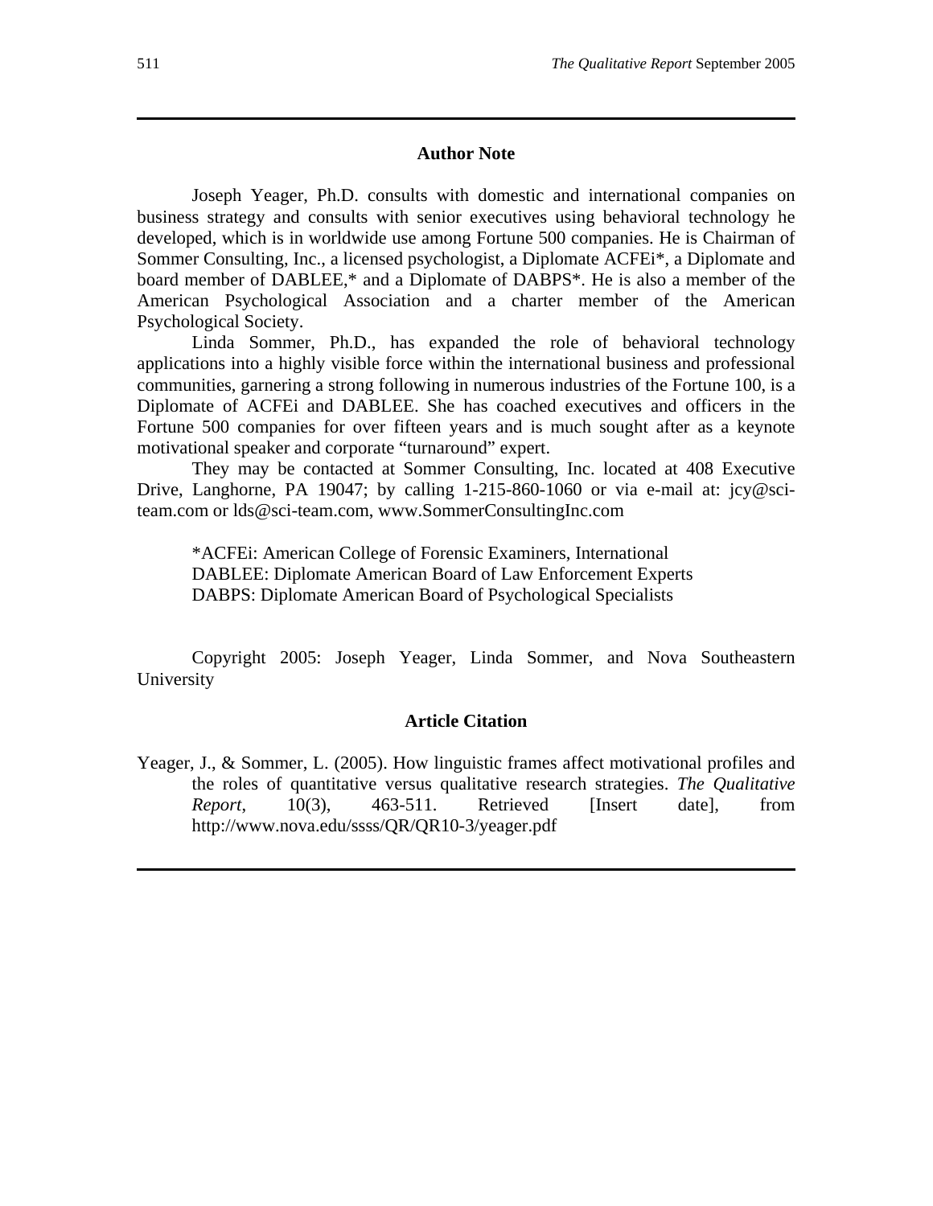## Author Note

Joseph Yeager, Ph.D. consults with domestic and international companies on business strategy and consults with senior executives using behavioral technology he developed, which is in worldwide use among Fortune 500 companies. He is Chairman of Sommer Consulting, Inc., a licensed psychologist, a Diplomate ACFEi*, a Diplomate and board member of DABLEE,* and a Diplomate of DABPS*. He is also a member of the American Psychological Association and a charter member of the American Psychological Society.

Linda Sommer, Ph.D., has expanded the role of behavioral technology applications into a highly visible force within the international business and professional communities, garnering a strong following in numerous industries of the Fortune 100, is a Diplomate of ACFEi and DABLEE. She has coached executives and officers in the Fortune 500 companies for over fifteen years and is much sought after as a keynote motivational speaker and corporate "turnaround" expert.

They may be contacted at Sommer Consulting, Inc. located at 408 Executive Drive, Langhorne, PA 19047; by calling 1-215-860-1060 or via e-mail at: jcy@sci-team.com or lds@sci-team.com, www.SommerConsultingInc.com

*ACFEi: American College of Forensic Examiners, International
DABLEE: Diplomate American Board of Law Enforcement Experts
DABPS: Diplomate American Board of Psychological Specialists

Copyright 2005: Joseph Yeager, Linda Sommer, and Nova Southeastern University

## Article Citation

Yeager, J., & Sommer, L. (2005). How linguistic frames affect motivational profiles and the roles of quantitative versus qualitative research strategies. *The Qualitative Report*, 10(3), 463-511. Retrieved [Insert date], from http://www.nova.edu/ssss/QR/QR10-3/yeager.pdf